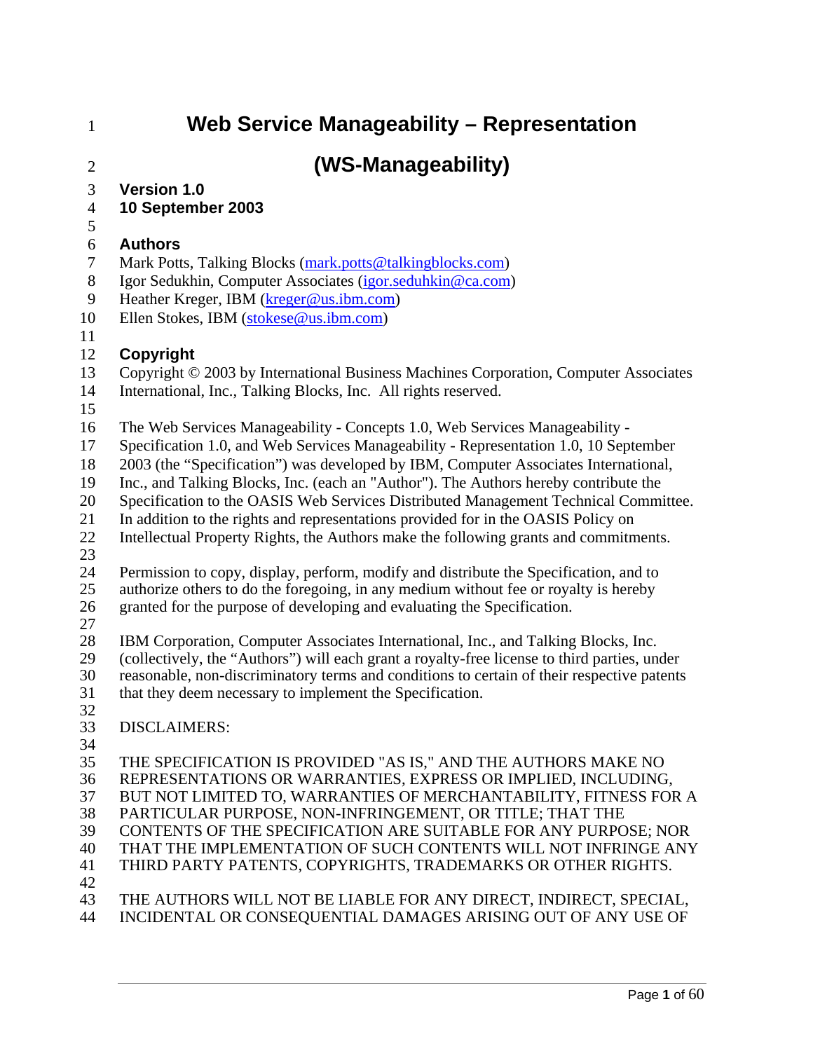# Web Service Manageability – Representation

# (WS-Manageability)

**Version 1.0**
**10 September 2003**

## Authors

Mark Potts, Talking Blocks (mark.potts@talkingblocks.com)
Igor Sedukhin, Computer Associates (igor.seduhkin@ca.com)
Heather Kreger, IBM (kreger@us.ibm.com)
Ellen Stokes, IBM (stokese@us.ibm.com)

## Copyright

Copyright © 2003 by International Business Machines Corporation, Computer Associates International, Inc., Talking Blocks, Inc. All rights reserved.

The Web Services Manageability - Concepts 1.0, Web Services Manageability - Specification 1.0, and Web Services Manageability - Representation 1.0, 10 September 2003 (the "Specification") was developed by IBM, Computer Associates International, Inc., and Talking Blocks, Inc. (each an "Author"). The Authors hereby contribute the Specification to the OASIS Web Services Distributed Management Technical Committee. In addition to the rights and representations provided for in the OASIS Policy on Intellectual Property Rights, the Authors make the following grants and commitments.

Permission to copy, display, perform, modify and distribute the Specification, and to authorize others to do the foregoing, in any medium without fee or royalty is hereby granted for the purpose of developing and evaluating the Specification.

IBM Corporation, Computer Associates International, Inc., and Talking Blocks, Inc. (collectively, the "Authors") will each grant a royalty-free license to third parties, under reasonable, non-discriminatory terms and conditions to certain of their respective patents that they deem necessary to implement the Specification.

DISCLAIMERS:

THE SPECIFICATION IS PROVIDED "AS IS," AND THE AUTHORS MAKE NO REPRESENTATIONS OR WARRANTIES, EXPRESS OR IMPLIED, INCLUDING, BUT NOT LIMITED TO, WARRANTIES OF MERCHANTABILITY, FITNESS FOR A PARTICULAR PURPOSE, NON-INFRINGEMENT, OR TITLE; THAT THE CONTENTS OF THE SPECIFICATION ARE SUITABLE FOR ANY PURPOSE; NOR THAT THE IMPLEMENTATION OF SUCH CONTENTS WILL NOT INFRINGE ANY THIRD PARTY PATENTS, COPYRIGHTS, TRADEMARKS OR OTHER RIGHTS.

THE AUTHORS WILL NOT BE LIABLE FOR ANY DIRECT, INDIRECT, SPECIAL, INCIDENTAL OR CONSEQUENTIAL DAMAGES ARISING OUT OF ANY USE OF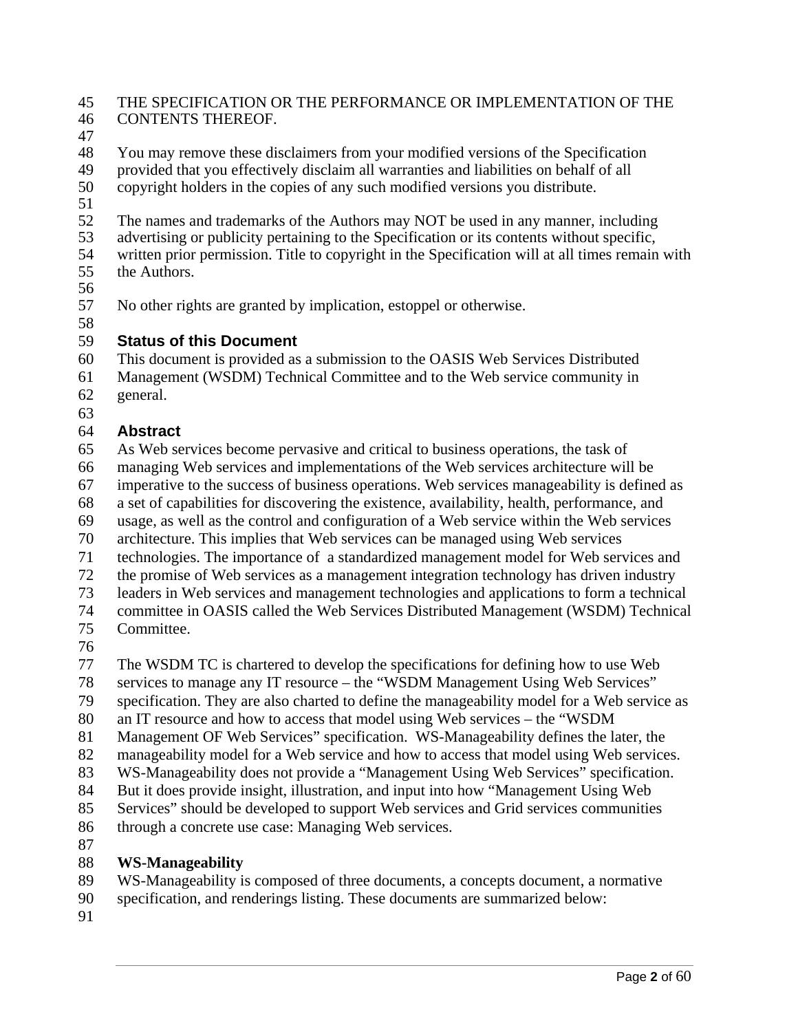THE SPECIFICATION OR THE PERFORMANCE OR IMPLEMENTATION OF THE CONTENTS THEREOF.

You may remove these disclaimers from your modified versions of the Specification provided that you effectively disclaim all warranties and liabilities on behalf of all copyright holders in the copies of any such modified versions you distribute.

The names and trademarks of the Authors may NOT be used in any manner, including advertising or publicity pertaining to the Specification or its contents without specific, written prior permission. Title to copyright in the Specification will at all times remain with the Authors.

No other rights are granted by implication, estoppel or otherwise.

## Status of this Document

This document is provided as a submission to the OASIS Web Services Distributed Management (WSDM) Technical Committee and to the Web service community in general.

## Abstract

As Web services become pervasive and critical to business operations, the task of managing Web services and implementations of the Web services architecture will be imperative to the success of business operations. Web services manageability is defined as a set of capabilities for discovering the existence, availability, health, performance, and usage, as well as the control and configuration of a Web service within the Web services architecture. This implies that Web services can be managed using Web services technologies. The importance of a standardized management model for Web services and the promise of Web services as a management integration technology has driven industry leaders in Web services and management technologies and applications to form a technical committee in OASIS called the Web Services Distributed Management (WSDM) Technical Committee.

The WSDM TC is chartered to develop the specifications for defining how to use Web services to manage any IT resource – the "WSDM Management Using Web Services" specification. They are also charted to define the manageability model for a Web service as an IT resource and how to access that model using Web services – the "WSDM Management OF Web Services" specification. WS-Manageability defines the later, the manageability model for a Web service and how to access that model using Web services. WS-Manageability does not provide a "Management Using Web Services" specification. But it does provide insight, illustration, and input into how "Management Using Web Services" should be developed to support Web services and Grid services communities through a concrete use case: Managing Web services.

**WS-Manageability**

WS-Manageability is composed of three documents, a concepts document, a normative specification, and renderings listing. These documents are summarized below: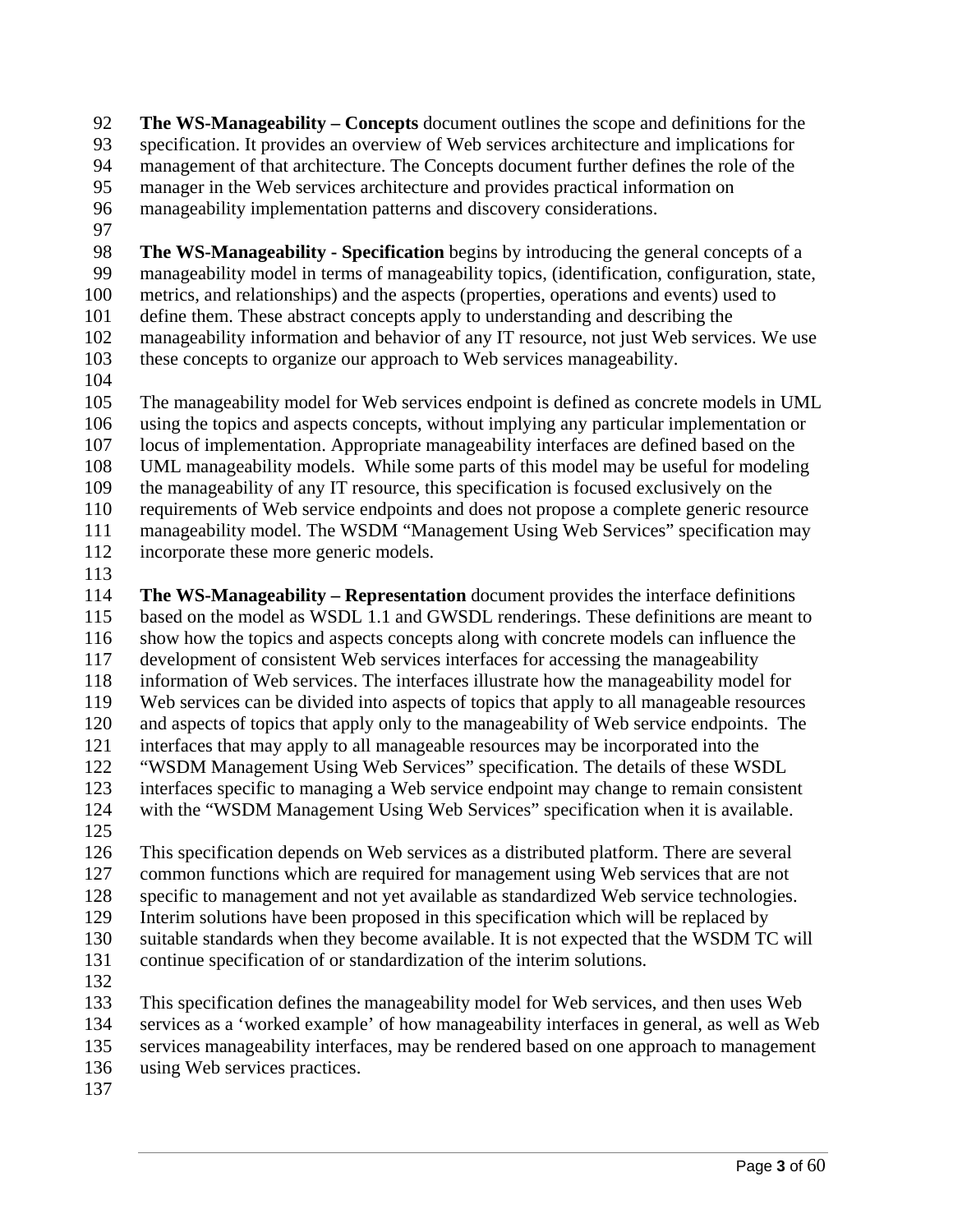**The WS-Manageability – Concepts** document outlines the scope and definitions for the specification. It provides an overview of Web services architecture and implications for management of that architecture. The Concepts document further defines the role of the manager in the Web services architecture and provides practical information on manageability implementation patterns and discovery considerations.

**The WS-Manageability - Specification** begins by introducing the general concepts of a manageability model in terms of manageability topics, (identification, configuration, state, metrics, and relationships) and the aspects (properties, operations and events) used to define them. These abstract concepts apply to understanding and describing the manageability information and behavior of any IT resource, not just Web services. We use these concepts to organize our approach to Web services manageability.

The manageability model for Web services endpoint is defined as concrete models in UML using the topics and aspects concepts, without implying any particular implementation or locus of implementation. Appropriate manageability interfaces are defined based on the UML manageability models. While some parts of this model may be useful for modeling the manageability of any IT resource, this specification is focused exclusively on the requirements of Web service endpoints and does not propose a complete generic resource manageability model. The WSDM "Management Using Web Services" specification may incorporate these more generic models.

**The WS-Manageability – Representation** document provides the interface definitions based on the model as WSDL 1.1 and GWSDL renderings. These definitions are meant to show how the topics and aspects concepts along with concrete models can influence the development of consistent Web services interfaces for accessing the manageability information of Web services. The interfaces illustrate how the manageability model for Web services can be divided into aspects of topics that apply to all manageable resources and aspects of topics that apply only to the manageability of Web service endpoints. The interfaces that may apply to all manageable resources may be incorporated into the "WSDM Management Using Web Services" specification. The details of these WSDL interfaces specific to managing a Web service endpoint may change to remain consistent with the "WSDM Management Using Web Services" specification when it is available.

This specification depends on Web services as a distributed platform. There are several common functions which are required for management using Web services that are not specific to management and not yet available as standardized Web service technologies. Interim solutions have been proposed in this specification which will be replaced by suitable standards when they become available. It is not expected that the WSDM TC will continue specification of or standardization of the interim solutions.

This specification defines the manageability model for Web services, and then uses Web services as a 'worked example' of how manageability interfaces in general, as well as Web services manageability interfaces, may be rendered based on one approach to management using Web services practices.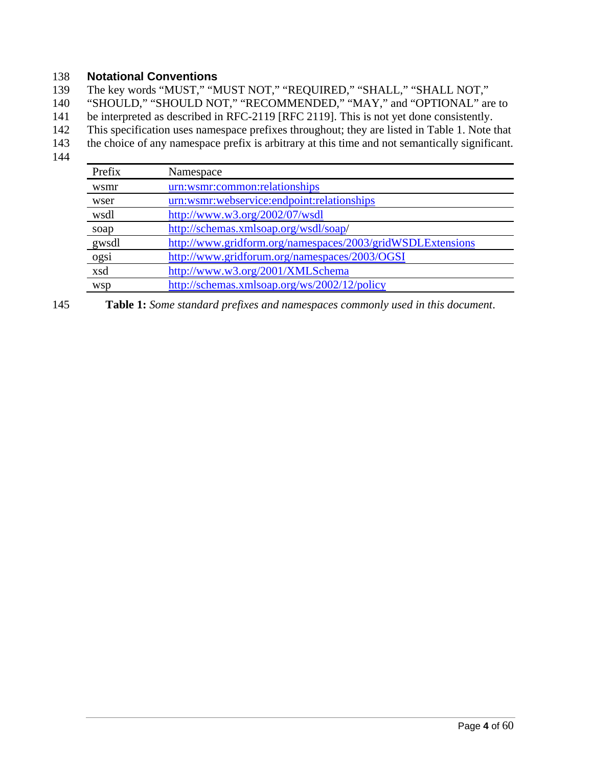## Notational Conventions

The key words "MUST," "MUST NOT," "REQUIRED," "SHALL," "SHALL NOT," "SHOULD," "SHOULD NOT," "RECOMMENDED," "MAY," and "OPTIONAL" are to be interpreted as described in RFC-2119 [RFC 2119]. This is not yet done consistently.

This specification uses namespace prefixes throughout; they are listed in Table 1. Note that the choice of any namespace prefix is arbitrary at this time and not semantically significant.

| Prefix | Namespace |
|---|---|
| wsmr | urn:wsmr:common:relationships |
| wser | urn:wsmr:webservice:endpoint:relationships |
| wsdl | http://www.w3.org/2002/07/wsdl |
| soap | http://schemas.xmlsoap.org/wsdl/soap/ |
| gwsdl | http://www.gridform.org/namespaces/2003/gridWSDLExtensions |
| ogsi | http://www.gridforum.org/namespaces/2003/OGSI |
| xsd | http://www.w3.org/2001/XMLSchema |
| wsp | http://schemas.xmlsoap.org/ws/2002/12/policy |

**Table 1:** *Some standard prefixes and namespaces commonly used in this document*.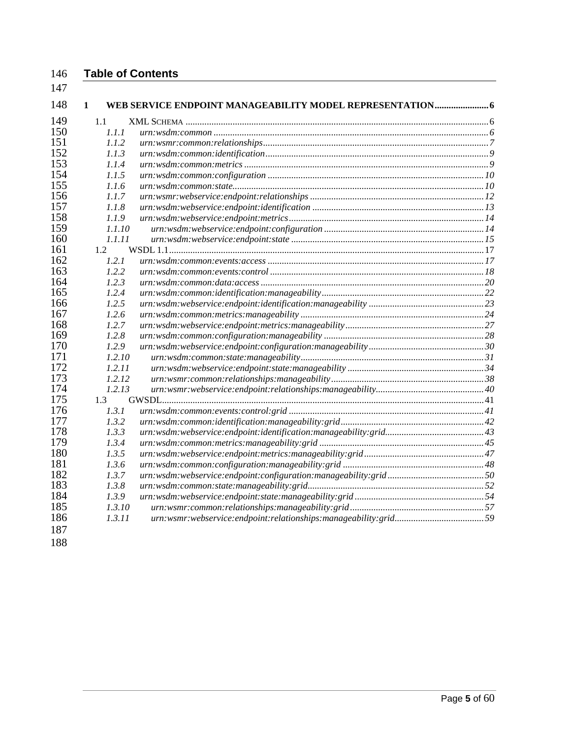## Table of Contents

1 WEB SERVICE ENDPOINT MANAGEABILITY MODEL REPRESENTATION ....................... 6

- 1.1 XML SCHEMA ....................................................................................................................... 6
  - *1.1.1 urn:wsdm:common ....................................................................................................... 6*
  - *1.1.2 urn:wsmr:common:relationships.................................................................................. 7*
  - *1.1.3 urn:wsdm:common:identification................................................................................. 9*
  - *1.1.4 urn:wsdm:common:metrics .......................................................................................... 9*
  - *1.1.5 urn:wsdm:common:configuration ............................................................................... 10*
  - *1.1.6 urn:wsdm:common:state............................................................................................. 10*
  - *1.1.7 urn:wsmr:webservice:endpoint:relationships ............................................................. 12*
  - *1.1.8 urn:wsdm:webservice:endpoint:identification ............................................................ 13*
  - *1.1.9 urn:wsdm:webservice:endpoint:metrics...................................................................... 14*
  - *1.1.10 urn:wsdm:webservice:endpoint:configuration ....................................................... 14*
  - *1.1.11 urn:wsdm:webservice:endpoint:state .................................................................... 15*
- 1.2 WSDL 1.1.......................................................................................................................... 17
  - *1.2.1 urn:wsdm:common:events:access ............................................................................. 17*
  - *1.2.2 urn:wsdm:common:events:control ............................................................................. 18*
  - *1.2.3 urn:wsdm:common:data:access ................................................................................. 20*
  - *1.2.4 urn:wsdm:common:identification:manageability........................................................ 22*
  - *1.2.5 urn:wsdm:webservice:endpoint:identification:manageability .................................... 23*
  - *1.2.6 urn:wsdm:common:metrics:manageability ................................................................ 24*
  - *1.2.7 urn:wsdm:webservice:endpoint:metrics:manageability.............................................. 27*
  - *1.2.8 urn:wsdm:common:configuration:manageability ....................................................... 28*
  - *1.2.9 urn:wsdm:webservice:endpoint:configuration:manageability.................................... 30*
  - *1.2.10 urn:wsdm:common:state:manageability................................................................ 31*
  - *1.2.11 urn:wsdm:webservice:endpoint:state:manageability ............................................. 34*
  - *1.2.12 urn:wsmr:common:relationships:manageability.................................................... 38*
  - *1.2.13 urn:wsmr:webservice:endpoint:relationships:manageability.................................. 40*
- 1.3 GWSDL.............................................................................................................................. 41
  - *1.3.1 urn:wsdm:common:events:control:grid ..................................................................... 41*
  - *1.3.2 urn:wsdm:common:identification:manageability:grid................................................ 42*
  - *1.3.3 urn:wsdm:webservice:endpoint:identification:manageability:grid.............................. 43*
  - *1.3.4 urn:wsdm:common:metrics:manageability:grid ......................................................... 45*
  - *1.3.5 urn:wsdm:webservice:endpoint:metrics:manageability:grid....................................... 47*
  - *1.3.6 urn:wsdm:common:configuration:manageability:grid ................................................ 48*
  - *1.3.7 urn:wsdm:webservice:endpoint:configuration:manageability:grid ............................. 50*
  - *1.3.8 urn:wsdm:common:state:manageability:grid.............................................................. 52*
  - *1.3.9 urn:wsdm:webservice:endpoint:state:manageability:grid ........................................... 54*
  - *1.3.10 urn:wsmr:common:relationships:manageability:grid ............................................. 57*
  - *1.3.11 urn:wsmr:webservice:endpoint:relationships:manageability:grid........................... 59*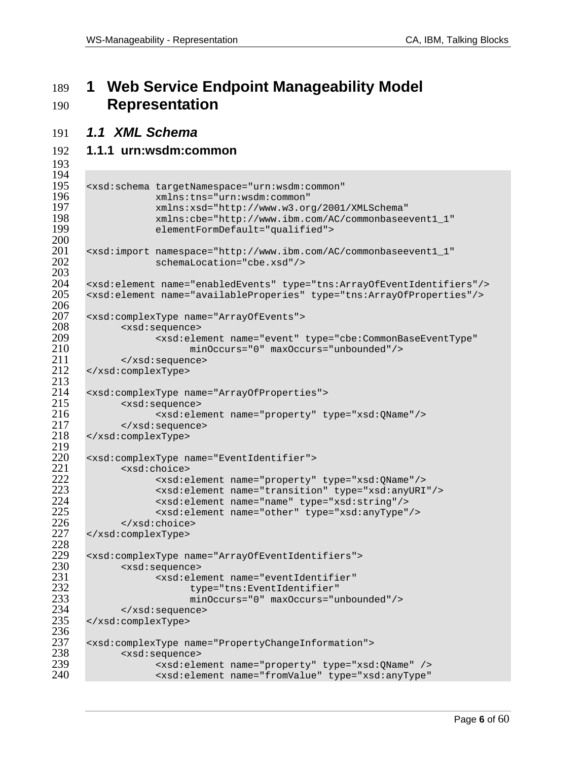# 1 Web Service Endpoint Manageability Model Representation

## 1.1 XML Schema

### 1.1.1 urn:wsdm:common

```
<xsd:schema targetNamespace="urn:wsdm:common"
            xmlns:tns="urn:wsdm:common"
            xmlns:xsd="http://www.w3.org/2001/XMLSchema"
            xmlns:cbe="http://www.ibm.com/AC/commonbaseevent1_1"
            elementFormDefault="qualified">

<xsd:import namespace="http://www.ibm.com/AC/commonbaseevent1_1"
            schemaLocation="cbe.xsd"/>

<xsd:element name="enabledEvents" type="tns:ArrayOfEventIdentifiers"/>
<xsd:element name="availableProperies" type="tns:ArrayOfProperties"/>

<xsd:complexType name="ArrayOfEvents">
      <xsd:sequence>
            <xsd:element name="event" type="cbe:CommonBaseEventType"
                  minOccurs="0" maxOccurs="unbounded"/>
      </xsd:sequence>
</xsd:complexType>

<xsd:complexType name="ArrayOfProperties">
      <xsd:sequence>
            <xsd:element name="property" type="xsd:QName"/>
      </xsd:sequence>
</xsd:complexType>

<xsd:complexType name="EventIdentifier">
      <xsd:choice>
            <xsd:element name="property" type="xsd:QName"/>
            <xsd:element name="transition" type="xsd:anyURI"/>
            <xsd:element name="name" type="xsd:string"/>
            <xsd:element name="other" type="xsd:anyType"/>
      </xsd:choice>
</xsd:complexType>

<xsd:complexType name="ArrayOfEventIdentifiers">
      <xsd:sequence>
            <xsd:element name="eventIdentifier"
                  type="tns:EventIdentifier"
                  minOccurs="0" maxOccurs="unbounded"/>
      </xsd:sequence>
</xsd:complexType>

<xsd:complexType name="PropertyChangeInformation">
      <xsd:sequence>
            <xsd:element name="property" type="xsd:QName" />
            <xsd:element name="fromValue" type="xsd:anyType"
```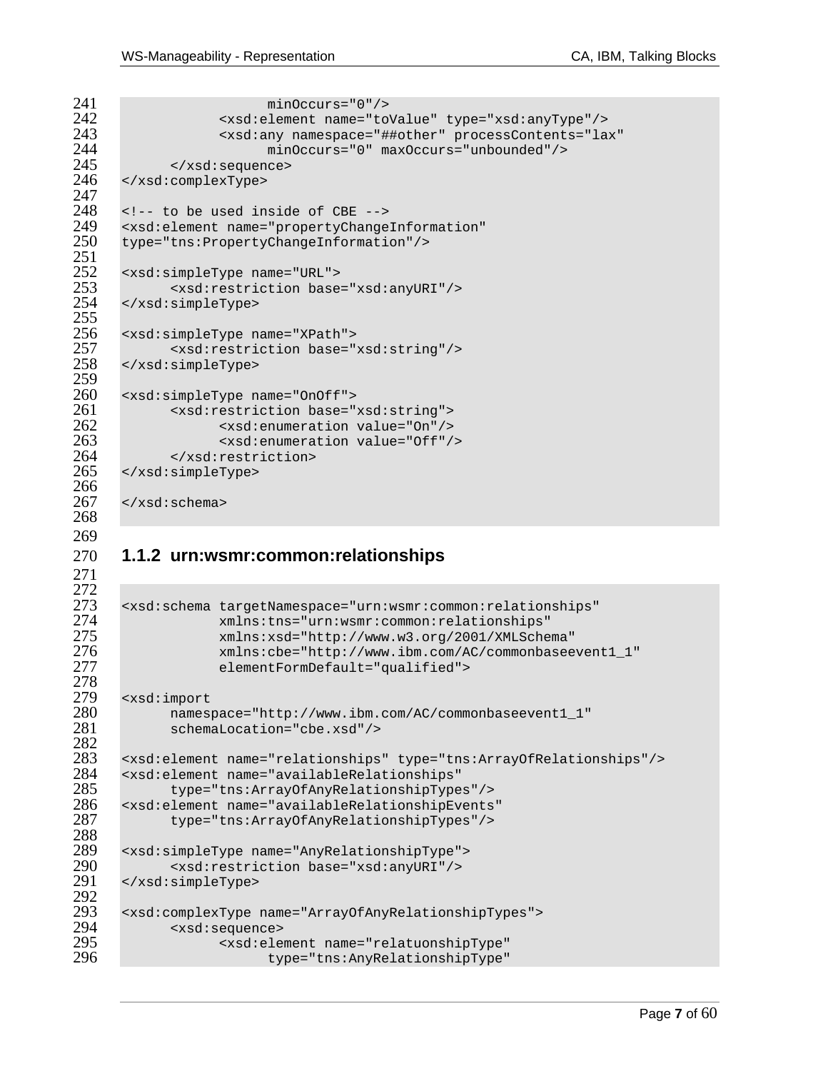```
                minOccurs="0"/>
            <xsd:element name="toValue" type="xsd:anyType"/>
            <xsd:any namespace="##other" processContents="lax"
                minOccurs="0" maxOccurs="unbounded"/>
        </xsd:sequence>
</xsd:complexType>

<!-- to be used inside of CBE -->
<xsd:element name="propertyChangeInformation"
type="tns:PropertyChangeInformation"/>

<xsd:simpleType name="URL">
        <xsd:restriction base="xsd:anyURI"/>
</xsd:simpleType>

<xsd:simpleType name="XPath">
        <xsd:restriction base="xsd:string"/>
</xsd:simpleType>

<xsd:simpleType name="OnOff">
        <xsd:restriction base="xsd:string">
            <xsd:enumeration value="On"/>
            <xsd:enumeration value="Off"/>
        </xsd:restriction>
</xsd:simpleType>

</xsd:schema>
```

### 1.1.2 urn:wsmr:common:relationships

```
<xsd:schema targetNamespace="urn:wsmr:common:relationships"
            xmlns:tns="urn:wsmr:common:relationships"
            xmlns:xsd="http://www.w3.org/2001/XMLSchema"
            xmlns:cbe="http://www.ibm.com/AC/commonbaseevent1_1"
            elementFormDefault="qualified">

<xsd:import
      namespace="http://www.ibm.com/AC/commonbaseevent1_1"
      schemaLocation="cbe.xsd"/>

<xsd:element name="relationships" type="tns:ArrayOfRelationships"/>
<xsd:element name="availableRelationships"
      type="tns:ArrayOfAnyRelationshipTypes"/>
<xsd:element name="availableRelationshipEvents"
      type="tns:ArrayOfAnyRelationshipTypes"/>

<xsd:simpleType name="AnyRelationshipType">
      <xsd:restriction base="xsd:anyURI"/>
</xsd:simpleType>

<xsd:complexType name="ArrayOfAnyRelationshipTypes">
      <xsd:sequence>
            <xsd:element name="relatuonshipType"
                  type="tns:AnyRelationshipType"
```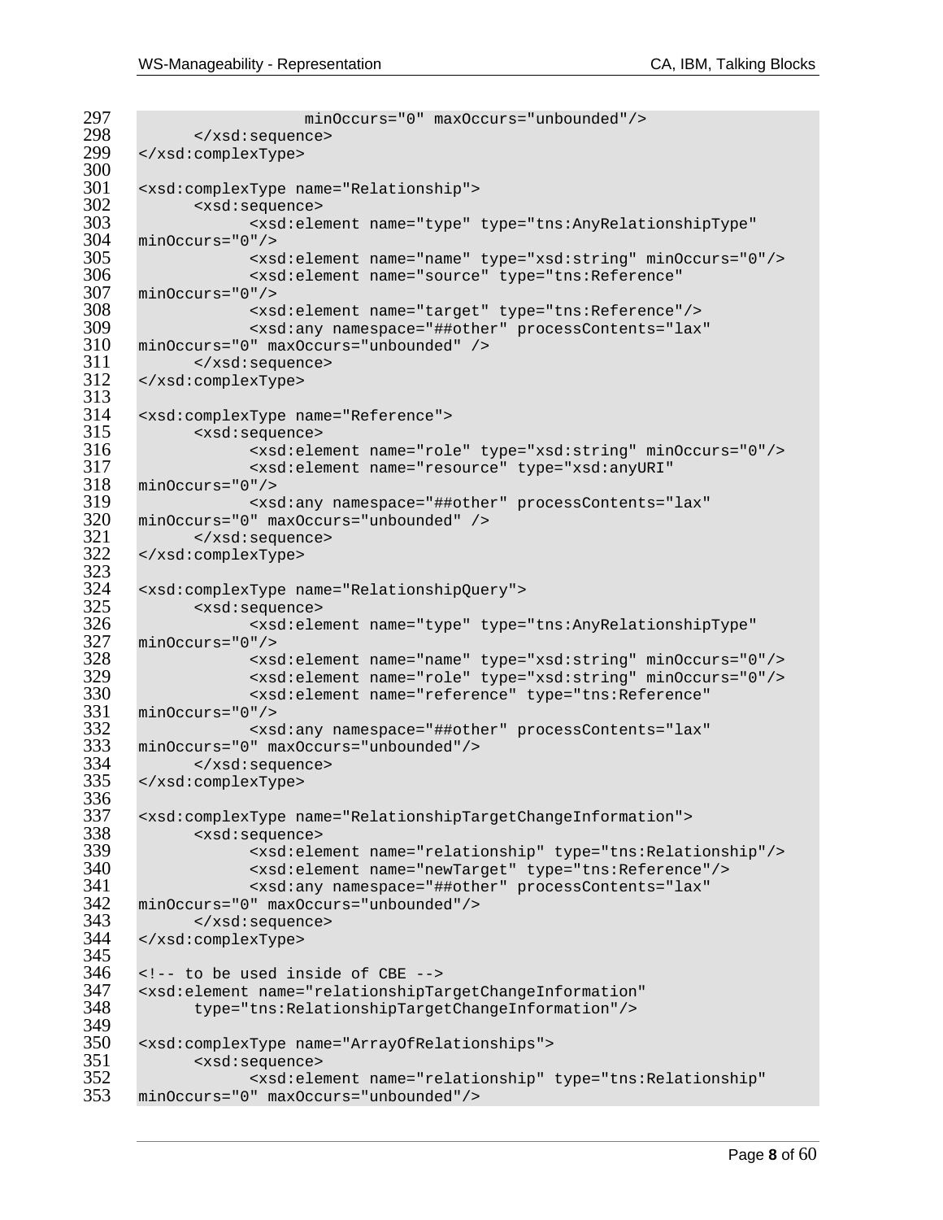```
297                     minOccurs="0" maxOccurs="unbounded"/>
298         </xsd:sequence>
299 </xsd:complexType>
300
301 <xsd:complexType name="Relationship">
302         <xsd:sequence>
303                 <xsd:element name="type" type="tns:AnyRelationshipType"
304 minOccurs="0"/>
305                 <xsd:element name="name" type="xsd:string" minOccurs="0"/>
306                 <xsd:element name="source" type="tns:Reference"
307 minOccurs="0"/>
308                 <xsd:element name="target" type="tns:Reference"/>
309                 <xsd:any namespace="##other" processContents="lax"
310 minOccurs="0" maxOccurs="unbounded" />
311         </xsd:sequence>
312 </xsd:complexType>
313
314 <xsd:complexType name="Reference">
315         <xsd:sequence>
316                 <xsd:element name="role" type="xsd:string" minOccurs="0"/>
317                 <xsd:element name="resource" type="xsd:anyURI"
318 minOccurs="0"/>
319                 <xsd:any namespace="##other" processContents="lax"
320 minOccurs="0" maxOccurs="unbounded" />
321         </xsd:sequence>
322 </xsd:complexType>
323
324 <xsd:complexType name="RelationshipQuery">
325         <xsd:sequence>
326                 <xsd:element name="type" type="tns:AnyRelationshipType"
327 minOccurs="0"/>
328                 <xsd:element name="name" type="xsd:string" minOccurs="0"/>
329                 <xsd:element name="role" type="xsd:string" minOccurs="0"/>
330                 <xsd:element name="reference" type="tns:Reference"
331 minOccurs="0"/>
332                 <xsd:any namespace="##other" processContents="lax"
333 minOccurs="0" maxOccurs="unbounded"/>
334         </xsd:sequence>
335 </xsd:complexType>
336
337 <xsd:complexType name="RelationshipTargetChangeInformation">
338         <xsd:sequence>
339                 <xsd:element name="relationship" type="tns:Relationship"/>
340                 <xsd:element name="newTarget" type="tns:Reference"/>
341                 <xsd:any namespace="##other" processContents="lax"
342 minOccurs="0" maxOccurs="unbounded"/>
343         </xsd:sequence>
344 </xsd:complexType>
345
346 <!-- to be used inside of CBE -->
347 <xsd:element name="relationshipTargetChangeInformation"
348         type="tns:RelationshipTargetChangeInformation"/>
349
350 <xsd:complexType name="ArrayOfRelationships">
351         <xsd:sequence>
352                 <xsd:element name="relationship" type="tns:Relationship"
353 minOccurs="0" maxOccurs="unbounded"/>
```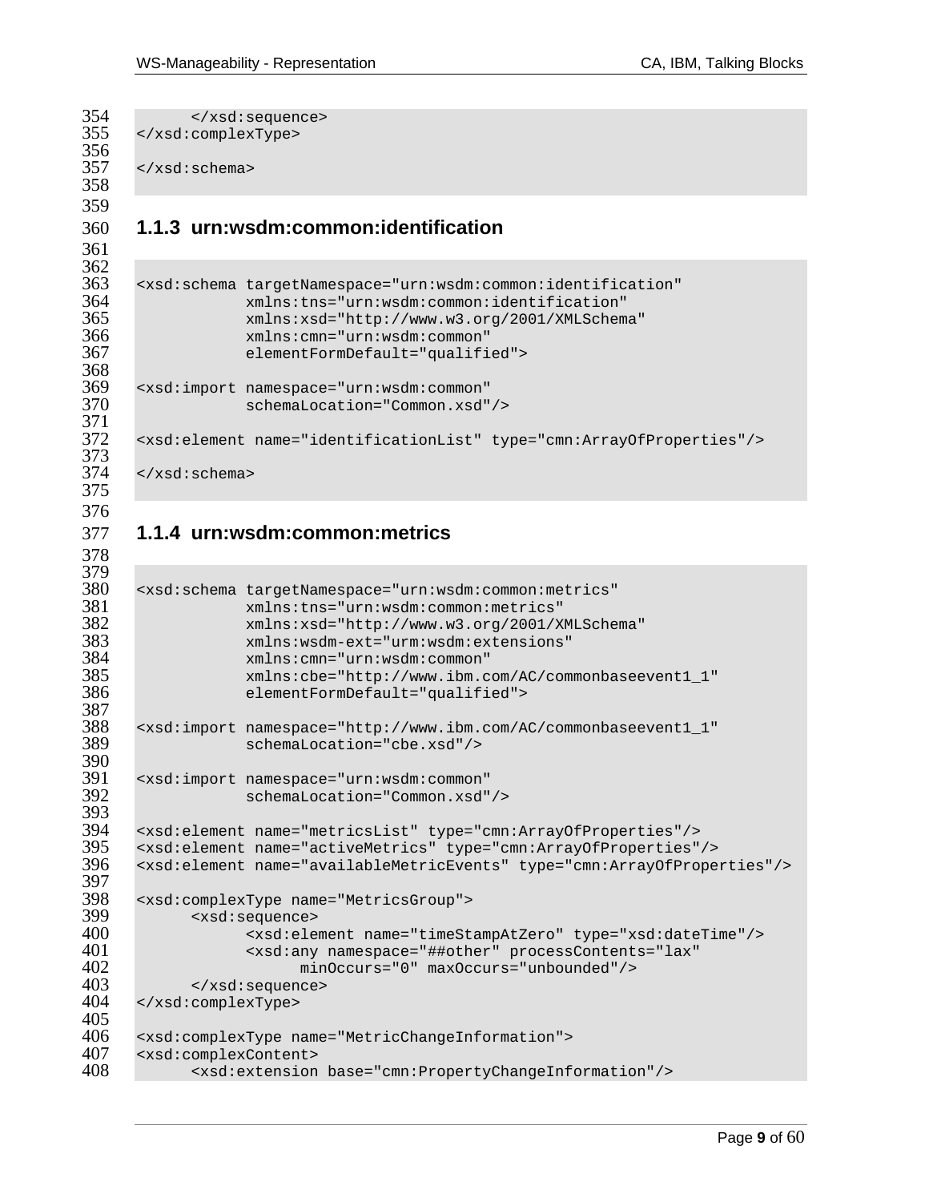```
        </xsd:sequence>
</xsd:complexType>

</xsd:schema>
```

### 1.1.3 urn:wsdm:common:identification

```
<xsd:schema targetNamespace="urn:wsdm:common:identification"
            xmlns:tns="urn:wsdm:common:identification"
            xmlns:xsd="http://www.w3.org/2001/XMLSchema"
            xmlns:cmn="urn:wsdm:common"
            elementFormDefault="qualified">

<xsd:import namespace="urn:wsdm:common"
            schemaLocation="Common.xsd"/>

<xsd:element name="identificationList" type="cmn:ArrayOfProperties"/>

</xsd:schema>
```

### 1.1.4 urn:wsdm:common:metrics

```
<xsd:schema targetNamespace="urn:wsdm:common:metrics"
            xmlns:tns="urn:wsdm:common:metrics"
            xmlns:xsd="http://www.w3.org/2001/XMLSchema"
            xmlns:wsdm-ext="urm:wsdm:extensions"
            xmlns:cmn="urn:wsdm:common"
            xmlns:cbe="http://www.ibm.com/AC/commonbaseevent1_1"
            elementFormDefault="qualified">

<xsd:import namespace="http://www.ibm.com/AC/commonbaseevent1_1"
            schemaLocation="cbe.xsd"/>

<xsd:import namespace="urn:wsdm:common"
            schemaLocation="Common.xsd"/>

<xsd:element name="metricsList" type="cmn:ArrayOfProperties"/>
<xsd:element name="activeMetrics" type="cmn:ArrayOfProperties"/>
<xsd:element name="availableMetricEvents" type="cmn:ArrayOfProperties"/>

<xsd:complexType name="MetricsGroup">
      <xsd:sequence>
            <xsd:element name="timeStampAtZero" type="xsd:dateTime"/>
            <xsd:any namespace="##other" processContents="lax"
                  minOccurs="0" maxOccurs="unbounded"/>
      </xsd:sequence>
</xsd:complexType>

<xsd:complexType name="MetricChangeInformation">
<xsd:complexContent>
      <xsd:extension base="cmn:PropertyChangeInformation"/>
```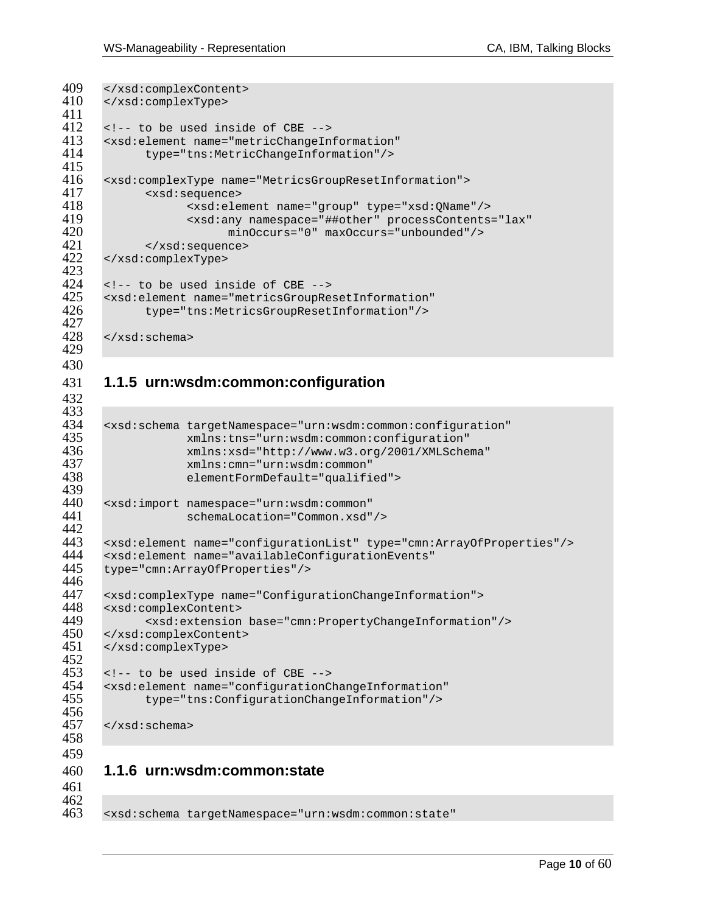```
</xsd:complexContent>
</xsd:complexType>

<!-- to be used inside of CBE -->
<xsd:element name="metricChangeInformation"
      type="tns:MetricChangeInformation"/>

<xsd:complexType name="MetricsGroupResetInformation">
      <xsd:sequence>
            <xsd:element name="group" type="xsd:QName"/>
            <xsd:any namespace="##other" processContents="lax"
                  minOccurs="0" maxOccurs="unbounded"/>
      </xsd:sequence>
</xsd:complexType>

<!-- to be used inside of CBE -->
<xsd:element name="metricsGroupResetInformation"
      type="tns:MetricsGroupResetInformation"/>

</xsd:schema>
```

### 1.1.5 urn:wsdm:common:configuration

```
<xsd:schema targetNamespace="urn:wsdm:common:configuration"
            xmlns:tns="urn:wsdm:common:configuration"
            xmlns:xsd="http://www.w3.org/2001/XMLSchema"
            xmlns:cmn="urn:wsdm:common"
            elementFormDefault="qualified">

<xsd:import namespace="urn:wsdm:common"
            schemaLocation="Common.xsd"/>

<xsd:element name="configurationList" type="cmn:ArrayOfProperties"/>
<xsd:element name="availableConfigurationEvents"
type="cmn:ArrayOfProperties"/>

<xsd:complexType name="ConfigurationChangeInformation">
<xsd:complexContent>
      <xsd:extension base="cmn:PropertyChangeInformation"/>
</xsd:complexContent>
</xsd:complexType>

<!-- to be used inside of CBE -->
<xsd:element name="configurationChangeInformation"
      type="tns:ConfigurationChangeInformation"/>

</xsd:schema>
```

### 1.1.6 urn:wsdm:common:state

```
<xsd:schema targetNamespace="urn:wsdm:common:state"
```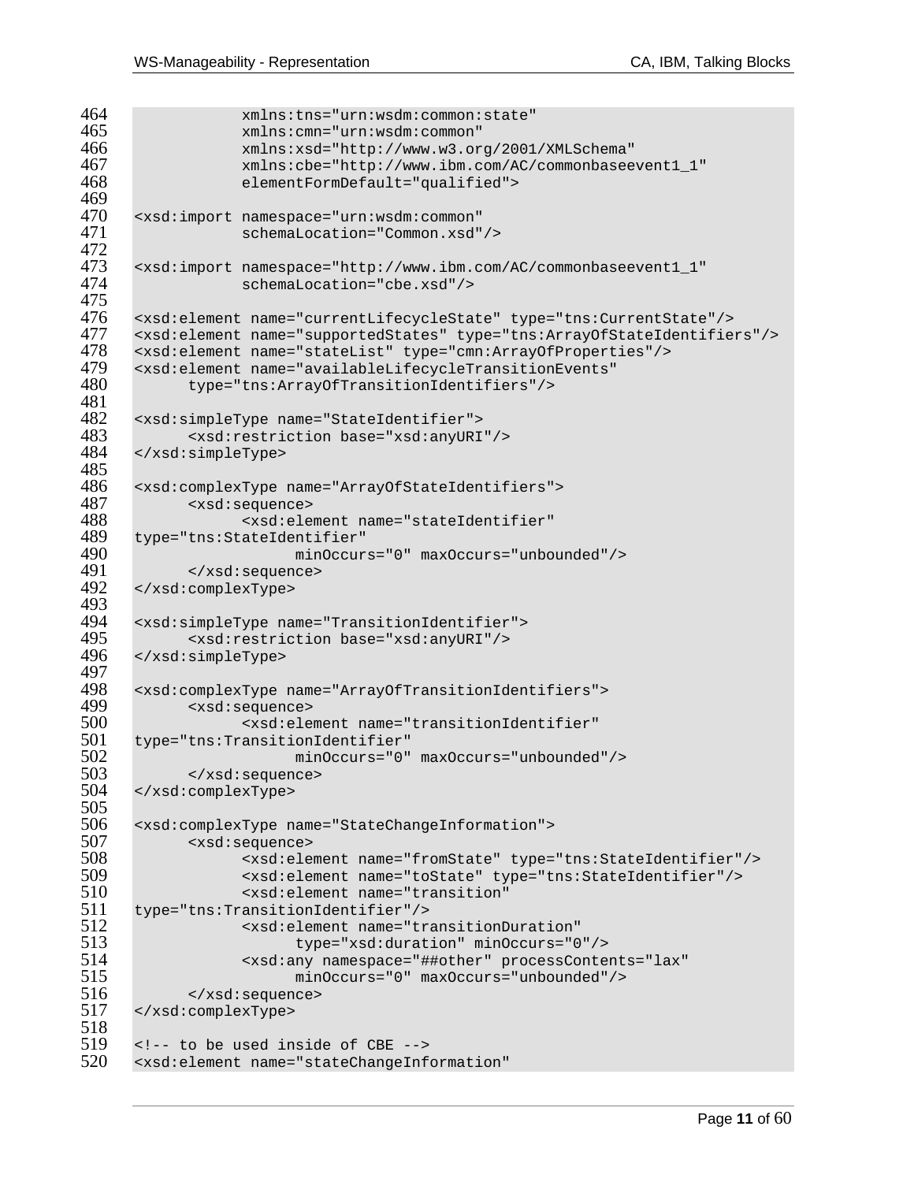```
464              xmlns:tns="urn:wsdm:common:state"
465              xmlns:cmn="urn:wsdm:common"
466              xmlns:xsd="http://www.w3.org/2001/XMLSchema"
467              xmlns:cbe="http://www.ibm.com/AC/commonbaseevent1_1"
468              elementFormDefault="qualified">
469
470   <xsd:import namespace="urn:wsdm:common"
471              schemaLocation="Common.xsd"/>
472
473   <xsd:import namespace="http://www.ibm.com/AC/commonbaseevent1_1"
474              schemaLocation="cbe.xsd"/>
475
476   <xsd:element name="currentLifecycleState" type="tns:CurrentState"/>
477   <xsd:element name="supportedStates" type="tns:ArrayOfStateIdentifiers"/>
478   <xsd:element name="stateList" type="cmn:ArrayOfProperties"/>
479   <xsd:element name="availableLifecycleTransitionEvents"
480         type="tns:ArrayOfTransitionIdentifiers"/>
481
482   <xsd:simpleType name="StateIdentifier">
483         <xsd:restriction base="xsd:anyURI"/>
484   </xsd:simpleType>
485
486   <xsd:complexType name="ArrayOfStateIdentifiers">
487         <xsd:sequence>
488               <xsd:element name="stateIdentifier"
489   type="tns:StateIdentifier"
490                     minOccurs="0" maxOccurs="unbounded"/>
491         </xsd:sequence>
492   </xsd:complexType>
493
494   <xsd:simpleType name="TransitionIdentifier">
495         <xsd:restriction base="xsd:anyURI"/>
496   </xsd:simpleType>
497
498   <xsd:complexType name="ArrayOfTransitionIdentifiers">
499         <xsd:sequence>
500               <xsd:element name="transitionIdentifier"
501   type="tns:TransitionIdentifier"
502                     minOccurs="0" maxOccurs="unbounded"/>
503         </xsd:sequence>
504   </xsd:complexType>
505
506   <xsd:complexType name="StateChangeInformation">
507         <xsd:sequence>
508               <xsd:element name="fromState" type="tns:StateIdentifier"/>
509               <xsd:element name="toState" type="tns:StateIdentifier"/>
510               <xsd:element name="transition"
511   type="tns:TransitionIdentifier"/>
512               <xsd:element name="transitionDuration"
513                     type="xsd:duration" minOccurs="0"/>
514               <xsd:any namespace="##other" processContents="lax"
515                     minOccurs="0" maxOccurs="unbounded"/>
516         </xsd:sequence>
517   </xsd:complexType>
518
519   <!-- to be used inside of CBE -->
520   <xsd:element name="stateChangeInformation"
```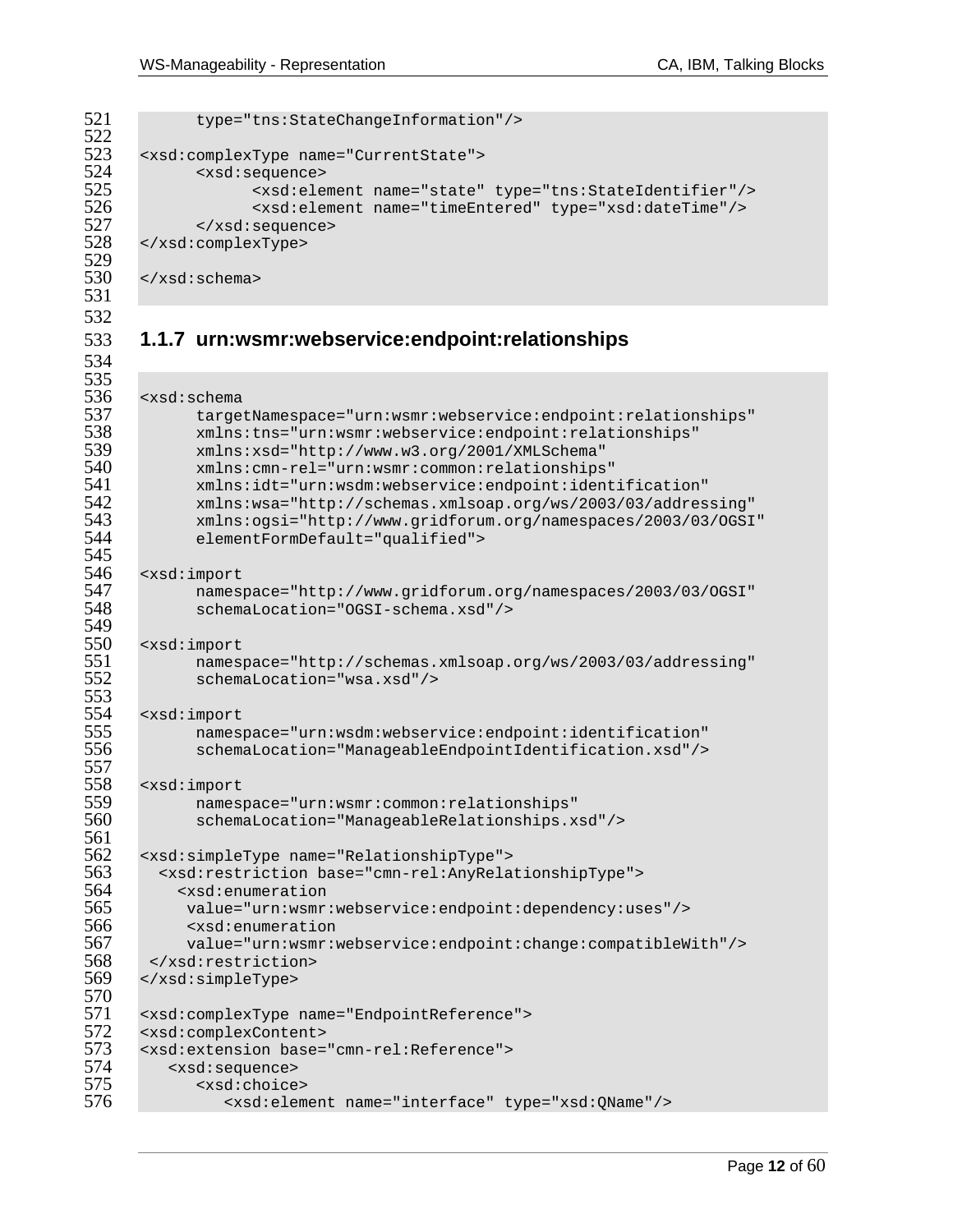```
        type="tns:StateChangeInformation"/>

<xsd:complexType name="CurrentState">
      <xsd:sequence>
            <xsd:element name="state" type="tns:StateIdentifier"/>
            <xsd:element name="timeEntered" type="xsd:dateTime"/>
      </xsd:sequence>
</xsd:complexType>

</xsd:schema>
```

### 1.1.7 urn:wsmr:webservice:endpoint:relationships

```
<xsd:schema
      targetNamespace="urn:wsmr:webservice:endpoint:relationships"
      xmlns:tns="urn:wsmr:webservice:endpoint:relationships"
      xmlns:xsd="http://www.w3.org/2001/XMLSchema"
      xmlns:cmn-rel="urn:wsmr:common:relationships"
      xmlns:idt="urn:wsdm:webservice:endpoint:identification"
      xmlns:wsa="http://schemas.xmlsoap.org/ws/2003/03/addressing"
      xmlns:ogsi="http://www.gridforum.org/namespaces/2003/03/OGSI"
      elementFormDefault="qualified">

<xsd:import
      namespace="http://www.gridforum.org/namespaces/2003/03/OGSI"
      schemaLocation="OGSI-schema.xsd"/>

<xsd:import
      namespace="http://schemas.xmlsoap.org/ws/2003/03/addressing"
      schemaLocation="wsa.xsd"/>

<xsd:import
      namespace="urn:wsdm:webservice:endpoint:identification"
      schemaLocation="ManageableEndpointIdentification.xsd"/>

<xsd:import
      namespace="urn:wsmr:common:relationships"
      schemaLocation="ManageableRelationships.xsd"/>

<xsd:simpleType name="RelationshipType">
   <xsd:restriction base="cmn-rel:AnyRelationshipType">
     <xsd:enumeration
      value="urn:wsmr:webservice:endpoint:dependency:uses"/>
      <xsd:enumeration
      value="urn:wsmr:webservice:endpoint:change:compatibleWith"/>
 </xsd:restriction>
</xsd:simpleType>

<xsd:complexType name="EndpointReference">
<xsd:complexContent>
<xsd:extension base="cmn-rel:Reference">
   <xsd:sequence>
      <xsd:choice>
         <xsd:element name="interface" type="xsd:QName"/>
```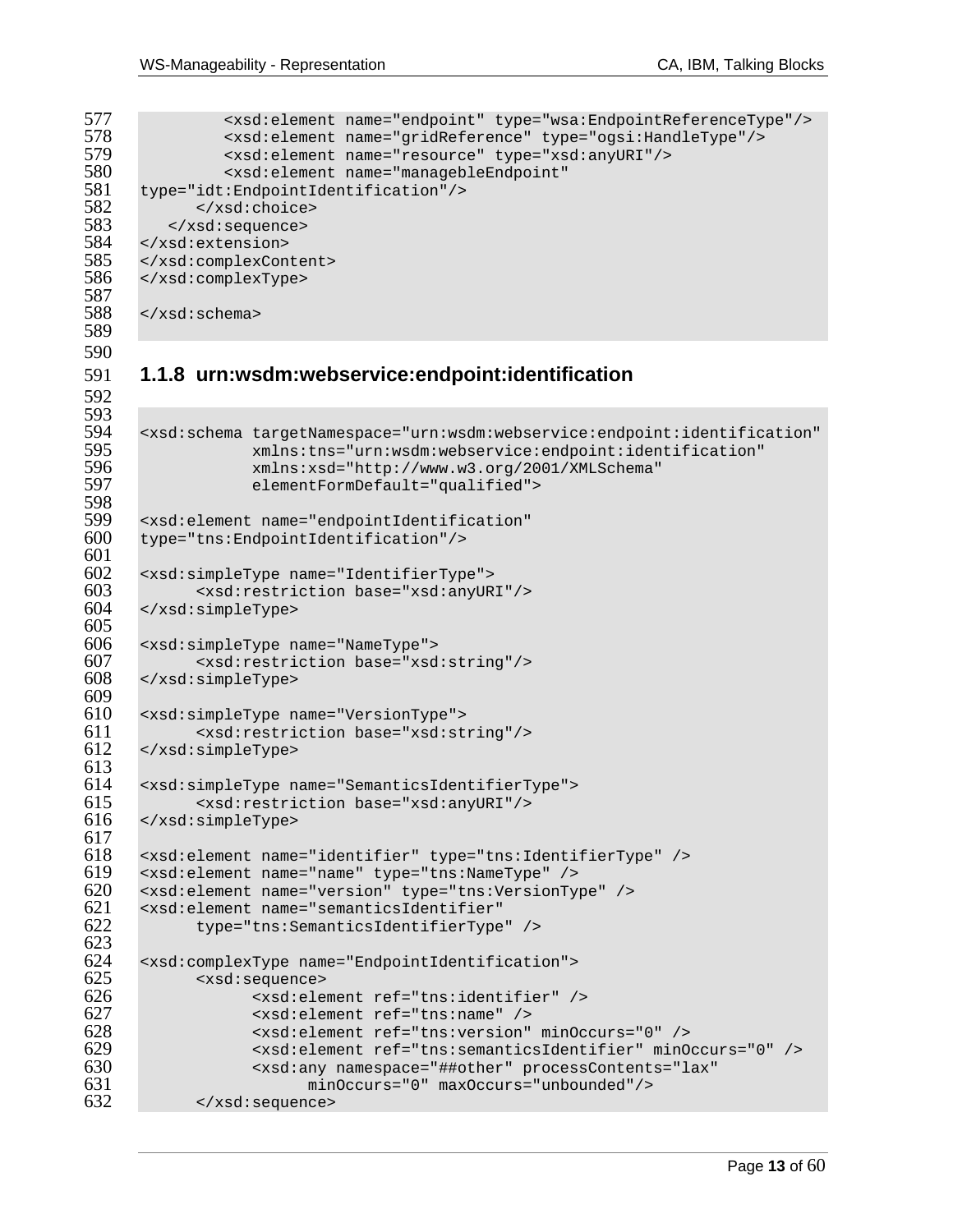```
          <xsd:element name="endpoint" type="wsa:EndpointReferenceType"/>
          <xsd:element name="gridReference" type="ogsi:HandleType"/>
          <xsd:element name="resource" type="xsd:anyURI"/>
          <xsd:element name="manageb1eEndpoint"
type="idt:EndpointIdentification"/>
      </xsd:choice>
   </xsd:sequence>
</xsd:extension>
</xsd:complexContent>
</xsd:complexType>

</xsd:schema>
```

### 1.1.8 urn:wsdm:webservice:endpoint:identification

```
<xsd:schema targetNamespace="urn:wsdm:webservice:endpoint:identification"
            xmlns:tns="urn:wsdm:webservice:endpoint:identification"
            xmlns:xsd="http://www.w3.org/2001/XMLSchema"
            elementFormDefault="qualified">

<xsd:element name="endpointIdentification"
type="tns:EndpointIdentification"/>

<xsd:simpleType name="IdentifierType">
      <xsd:restriction base="xsd:anyURI"/>
</xsd:simpleType>

<xsd:simpleType name="NameType">
      <xsd:restriction base="xsd:string"/>
</xsd:simpleType>

<xsd:simpleType name="VersionType">
      <xsd:restriction base="xsd:string"/>
</xsd:simpleType>

<xsd:simpleType name="SemanticsIdentifierType">
      <xsd:restriction base="xsd:anyURI"/>
</xsd:simpleType>

<xsd:element name="identifier" type="tns:IdentifierType" />
<xsd:element name="name" type="tns:NameType" />
<xsd:element name="version" type="tns:VersionType" />
<xsd:element name="semanticsIdentifier"
      type="tns:SemanticsIdentifierType" />

<xsd:complexType name="EndpointIdentification">
      <xsd:sequence>
            <xsd:element ref="tns:identifier" />
            <xsd:element ref="tns:name" />
            <xsd:element ref="tns:version" minOccurs="0" />
            <xsd:element ref="tns:semanticsIdentifier" minOccurs="0" />
            <xsd:any namespace="##other" processContents="lax"
                  minOccurs="0" maxOccurs="unbounded"/>
      </xsd:sequence>
```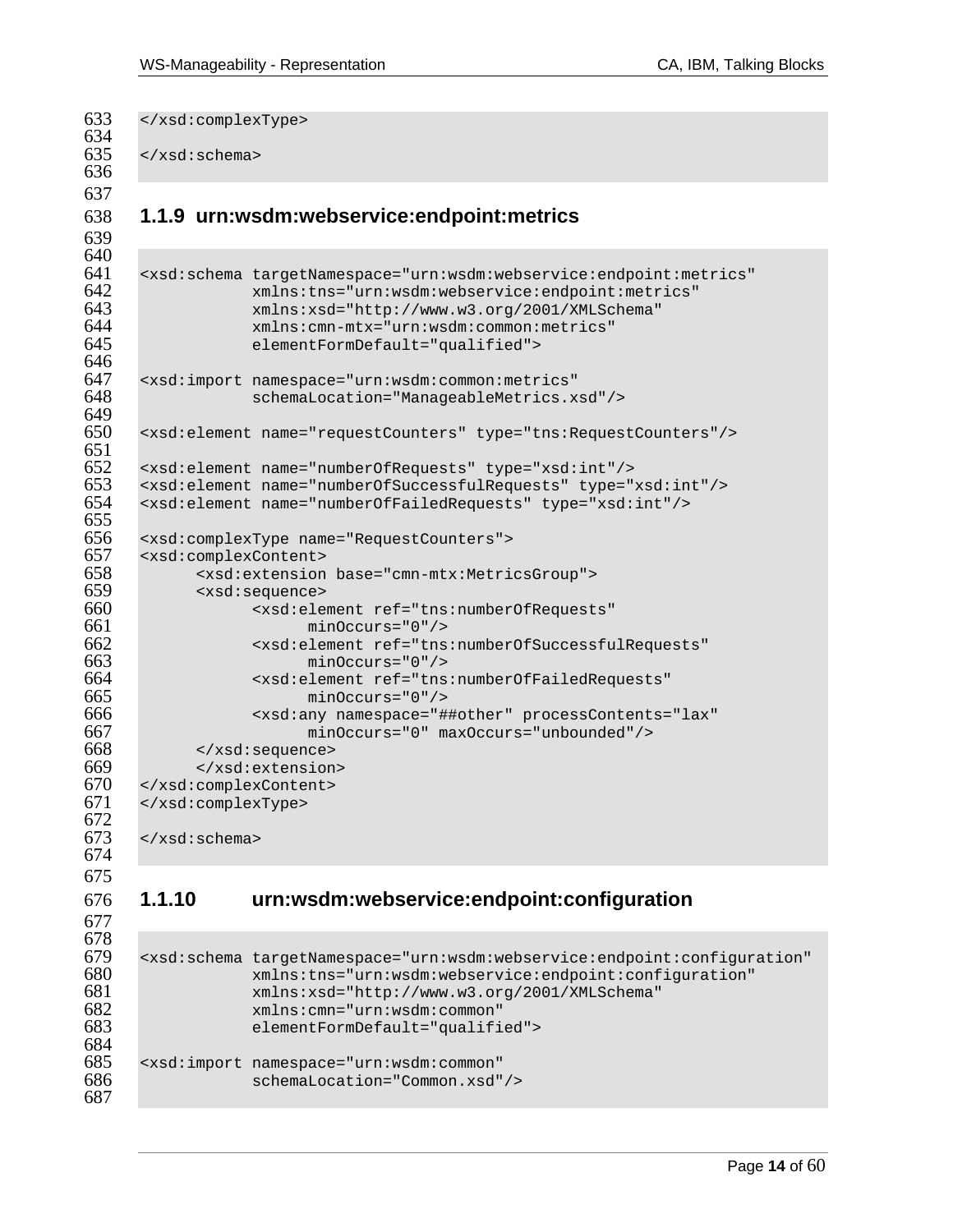```
</xsd:complexType>

</xsd:schema>
```

### 1.1.9 urn:wsdm:webservice:endpoint:metrics

```
<xsd:schema targetNamespace="urn:wsdm:webservice:endpoint:metrics"
            xmlns:tns="urn:wsdm:webservice:endpoint:metrics"
            xmlns:xsd="http://www.w3.org/2001/XMLSchema"
            xmlns:cmn-mtx="urn:wsdm:common:metrics"
            elementFormDefault="qualified">

<xsd:import namespace="urn:wsdm:common:metrics"
            schemaLocation="ManageableMetrics.xsd"/>

<xsd:element name="requestCounters" type="tns:RequestCounters"/>

<xsd:element name="numberOfRequests" type="xsd:int"/>
<xsd:element name="numberOfSuccessfulRequests" type="xsd:int"/>
<xsd:element name="numberOfFailedRequests" type="xsd:int"/>

<xsd:complexType name="RequestCounters">
<xsd:complexContent>
      <xsd:extension base="cmn-mtx:MetricsGroup">
      <xsd:sequence>
            <xsd:element ref="tns:numberOfRequests"
                  minOccurs="0"/>
            <xsd:element ref="tns:numberOfSuccessfulRequests"
                  minOccurs="0"/>
            <xsd:element ref="tns:numberOfFailedRequests"
                  minOccurs="0"/>
            <xsd:any namespace="##other" processContents="lax"
                  minOccurs="0" maxOccurs="unbounded"/>
      </xsd:sequence>
      </xsd:extension>
</xsd:complexContent>
</xsd:complexType>

</xsd:schema>
```

### 1.1.10 urn:wsdm:webservice:endpoint:configuration

```
<xsd:schema targetNamespace="urn:wsdm:webservice:endpoint:configuration"
            xmlns:tns="urn:wsdm:webservice:endpoint:configuration"
            xmlns:xsd="http://www.w3.org/2001/XMLSchema"
            xmlns:cmn="urn:wsdm:common"
            elementFormDefault="qualified">

<xsd:import namespace="urn:wsdm:common"
            schemaLocation="Common.xsd"/>
```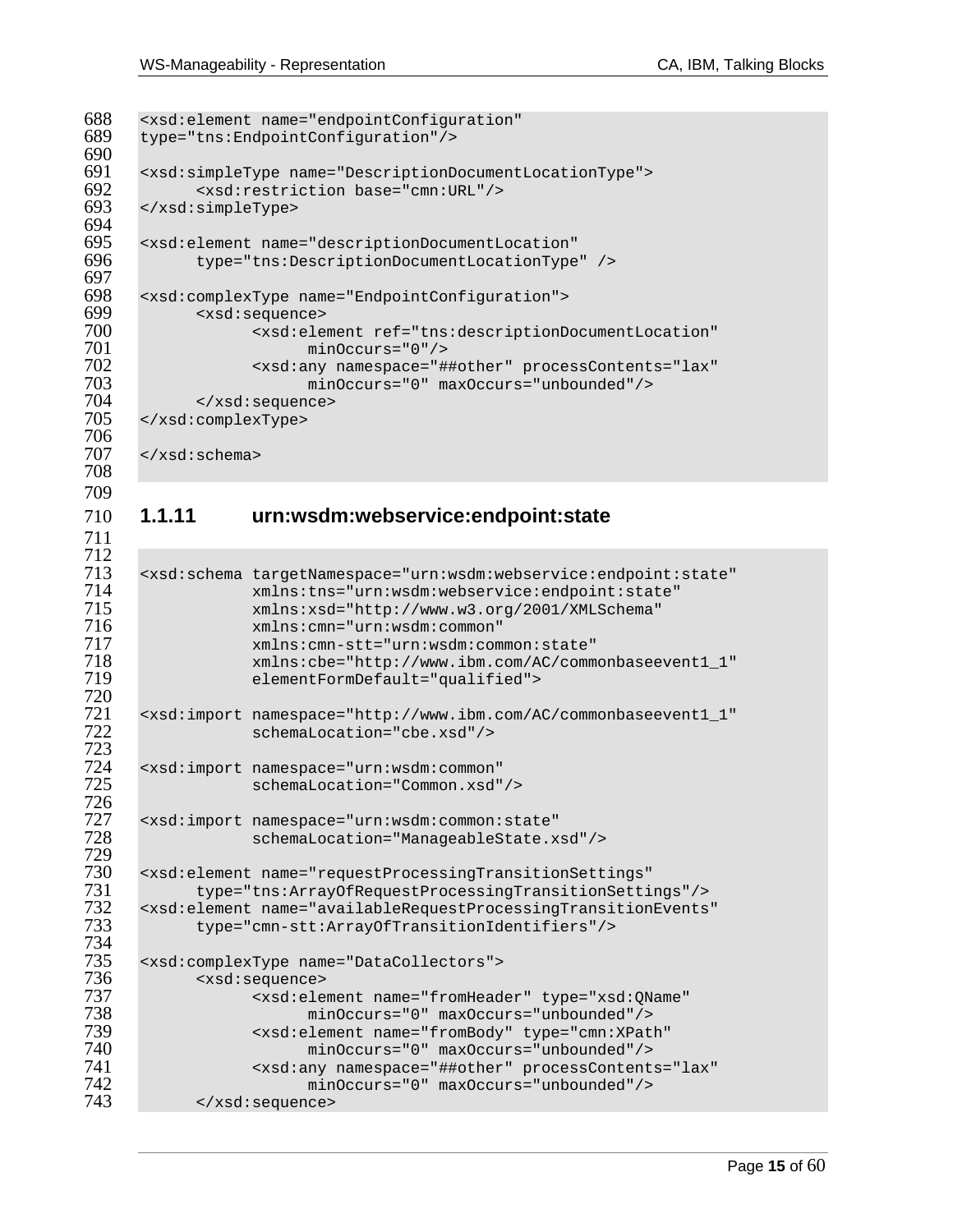```
<xsd:element name="endpointConfiguration"
type="tns:EndpointConfiguration"/>

<xsd:simpleType name="DescriptionDocumentLocationType">
      <xsd:restriction base="cmn:URL"/>
</xsd:simpleType>

<xsd:element name="descriptionDocumentLocation"
      type="tns:DescriptionDocumentLocationType" />

<xsd:complexType name="EndpointConfiguration">
      <xsd:sequence>
            <xsd:element ref="tns:descriptionDocumentLocation"
                  minOccurs="0"/>
            <xsd:any namespace="##other" processContents="lax"
                  minOccurs="0" maxOccurs="unbounded"/>
      </xsd:sequence>
</xsd:complexType>

</xsd:schema>
```

### 1.1.11 urn:wsdm:webservice:endpoint:state

```
<xsd:schema targetNamespace="urn:wsdm:webservice:endpoint:state"
            xmlns:tns="urn:wsdm:webservice:endpoint:state"
            xmlns:xsd="http://www.w3.org/2001/XMLSchema"
            xmlns:cmn="urn:wsdm:common"
            xmlns:cmn-stt="urn:wsdm:common:state"
            xmlns:cbe="http://www.ibm.com/AC/commonbaseevent1_1"
            elementFormDefault="qualified">

<xsd:import namespace="http://www.ibm.com/AC/commonbaseevent1_1"
            schemaLocation="cbe.xsd"/>

<xsd:import namespace="urn:wsdm:common"
            schemaLocation="Common.xsd"/>

<xsd:import namespace="urn:wsdm:common:state"
            schemaLocation="ManageableState.xsd"/>

<xsd:element name="requestProcessingTransitionSettings"
      type="tns:ArrayOfRequestProcessingTransitionSettings"/>
<xsd:element name="availableRequestProcessingTransitionEvents"
      type="cmn-stt:ArrayOfTransitionIdentifiers"/>

<xsd:complexType name="DataCollectors">
      <xsd:sequence>
            <xsd:element name="fromHeader" type="xsd:QName"
                  minOccurs="0" maxOccurs="unbounded"/>
            <xsd:element name="fromBody" type="cmn:XPath"
                  minOccurs="0" maxOccurs="unbounded"/>
            <xsd:any namespace="##other" processContents="lax"
                  minOccurs="0" maxOccurs="unbounded"/>
      </xsd:sequence>
```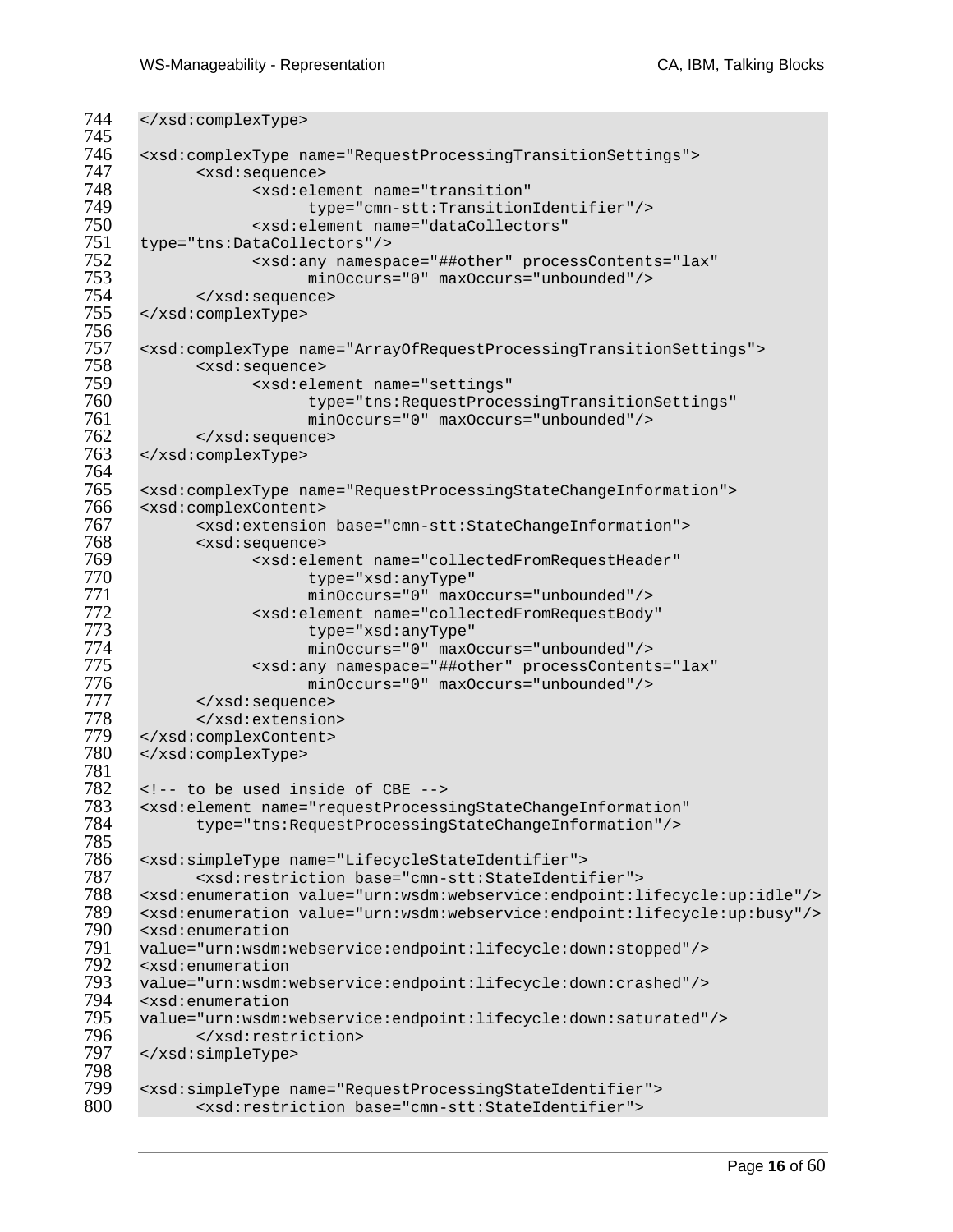```
744 </xsd:complexType>
745
746 <xsd:complexType name="RequestProcessingTransitionSettings">
747       <xsd:sequence>
748             <xsd:element name="transition"
749                   type="cmn-stt:TransitionIdentifier"/>
750             <xsd:element name="dataCollectors"
751 type="tns:DataCollectors"/>
752             <xsd:any namespace="##other" processContents="lax"
753                   minOccurs="0" maxOccurs="unbounded"/>
754       </xsd:sequence>
755 </xsd:complexType>
756
757 <xsd:complexType name="ArrayOfRequestProcessingTransitionSettings">
758       <xsd:sequence>
759             <xsd:element name="settings"
760                   type="tns:RequestProcessingTransitionSettings"
761                   minOccurs="0" maxOccurs="unbounded"/>
762       </xsd:sequence>
763 </xsd:complexType>
764
765 <xsd:complexType name="RequestProcessingStateChangeInformation">
766 <xsd:complexContent>
767       <xsd:extension base="cmn-stt:StateChangeInformation">
768       <xsd:sequence>
769             <xsd:element name="collectedFromRequestHeader"
770                   type="xsd:anyType"
771                   minOccurs="0" maxOccurs="unbounded"/>
772             <xsd:element name="collectedFromRequestBody"
773                   type="xsd:anyType"
774                   minOccurs="0" maxOccurs="unbounded"/>
775             <xsd:any namespace="##other" processContents="lax"
776                   minOccurs="0" maxOccurs="unbounded"/>
777       </xsd:sequence>
778       </xsd:extension>
779 </xsd:complexContent>
780 </xsd:complexType>
781
782 <!-- to be used inside of CBE -->
783 <xsd:element name="requestProcessingStateChangeInformation"
784       type="tns:RequestProcessingStateChangeInformation"/>
785
786 <xsd:simpleType name="LifecycleStateIdentifier">
787       <xsd:restriction base="cmn-stt:StateIdentifier">
788 <xsd:enumeration value="urn:wsdm:webservice:endpoint:lifecycle:up:idle"/>
789 <xsd:enumeration value="urn:wsdm:webservice:endpoint:lifecycle:up:busy"/>
790 <xsd:enumeration
791 value="urn:wsdm:webservice:endpoint:lifecycle:down:stopped"/>
792 <xsd:enumeration
793 value="urn:wsdm:webservice:endpoint:lifecycle:down:crashed"/>
794 <xsd:enumeration
795 value="urn:wsdm:webservice:endpoint:lifecycle:down:saturated"/>
796       </xsd:restriction>
797 </xsd:simpleType>
798
799 <xsd:simpleType name="RequestProcessingStateIdentifier">
800       <xsd:restriction base="cmn-stt:StateIdentifier">
```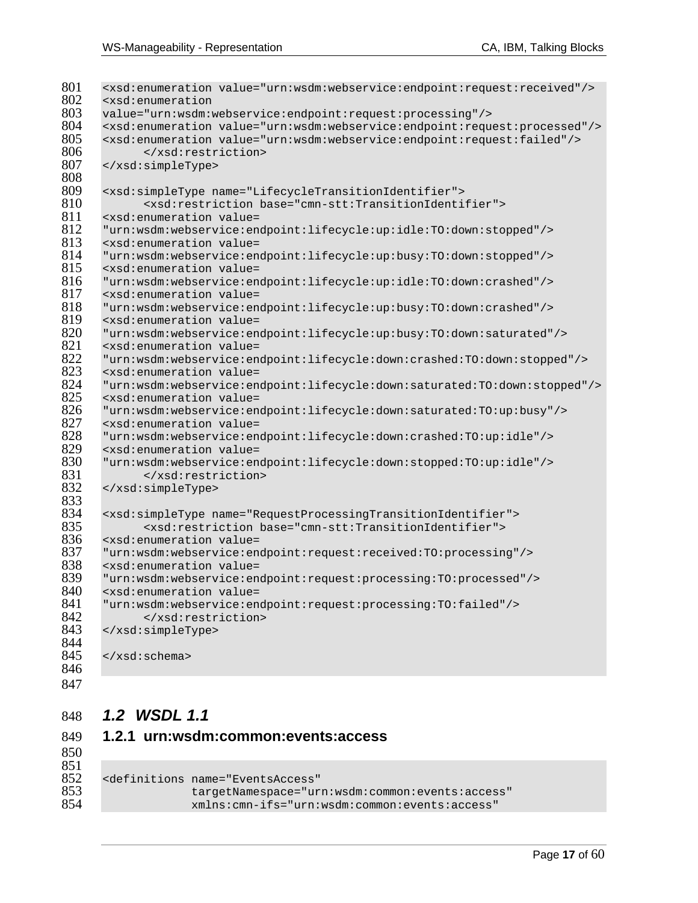```
<xsd:enumeration value="urn:wsdm:webservice:endpoint:request:received"/>
<xsd:enumeration
value="urn:wsdm:webservice:endpoint:request:processing"/>
<xsd:enumeration value="urn:wsdm:webservice:endpoint:request:processed"/>
<xsd:enumeration value="urn:wsdm:webservice:endpoint:request:failed"/>
      </xsd:restriction>
</xsd:simpleType>

<xsd:simpleType name="LifecycleTransitionIdentifier">
      <xsd:restriction base="cmn-stt:TransitionIdentifier">
<xsd:enumeration value=
"urn:wsdm:webservice:endpoint:lifecycle:up:idle:TO:down:stopped"/>
<xsd:enumeration value=
"urn:wsdm:webservice:endpoint:lifecycle:up:busy:TO:down:stopped"/>
<xsd:enumeration value=
"urn:wsdm:webservice:endpoint:lifecycle:up:idle:TO:down:crashed"/>
<xsd:enumeration value=
"urn:wsdm:webservice:endpoint:lifecycle:up:busy:TO:down:crashed"/>
<xsd:enumeration value=
"urn:wsdm:webservice:endpoint:lifecycle:up:busy:TO:down:saturated"/>
<xsd:enumeration value=
"urn:wsdm:webservice:endpoint:lifecycle:down:crashed:TO:down:stopped"/>
<xsd:enumeration value=
"urn:wsdm:webservice:endpoint:lifecycle:down:saturated:TO:down:stopped"/>
<xsd:enumeration value=
"urn:wsdm:webservice:endpoint:lifecycle:down:saturated:TO:up:busy"/>
<xsd:enumeration value=
"urn:wsdm:webservice:endpoint:lifecycle:down:crashed:TO:up:idle"/>
<xsd:enumeration value=
"urn:wsdm:webservice:endpoint:lifecycle:down:stopped:TO:up:idle"/>
      </xsd:restriction>
</xsd:simpleType>

<xsd:simpleType name="RequestProcessingTransitionIdentifier">
      <xsd:restriction base="cmn-stt:TransitionIdentifier">
<xsd:enumeration value=
"urn:wsdm:webservice:endpoint:request:received:TO:processing"/>
<xsd:enumeration value=
"urn:wsdm:webservice:endpoint:request:processing:TO:processed"/>
<xsd:enumeration value=
"urn:wsdm:webservice:endpoint:request:processing:TO:failed"/>
      </xsd:restriction>
</xsd:simpleType>

</xsd:schema>
```

## 1.2 WSDL 1.1

### 1.2.1 urn:wsdm:common:events:access

```
<definitions name="EventsAccess"
             targetNamespace="urn:wsdm:common:events:access"
             xmlns:cmn-ifs="urn:wsdm:common:events:access"
```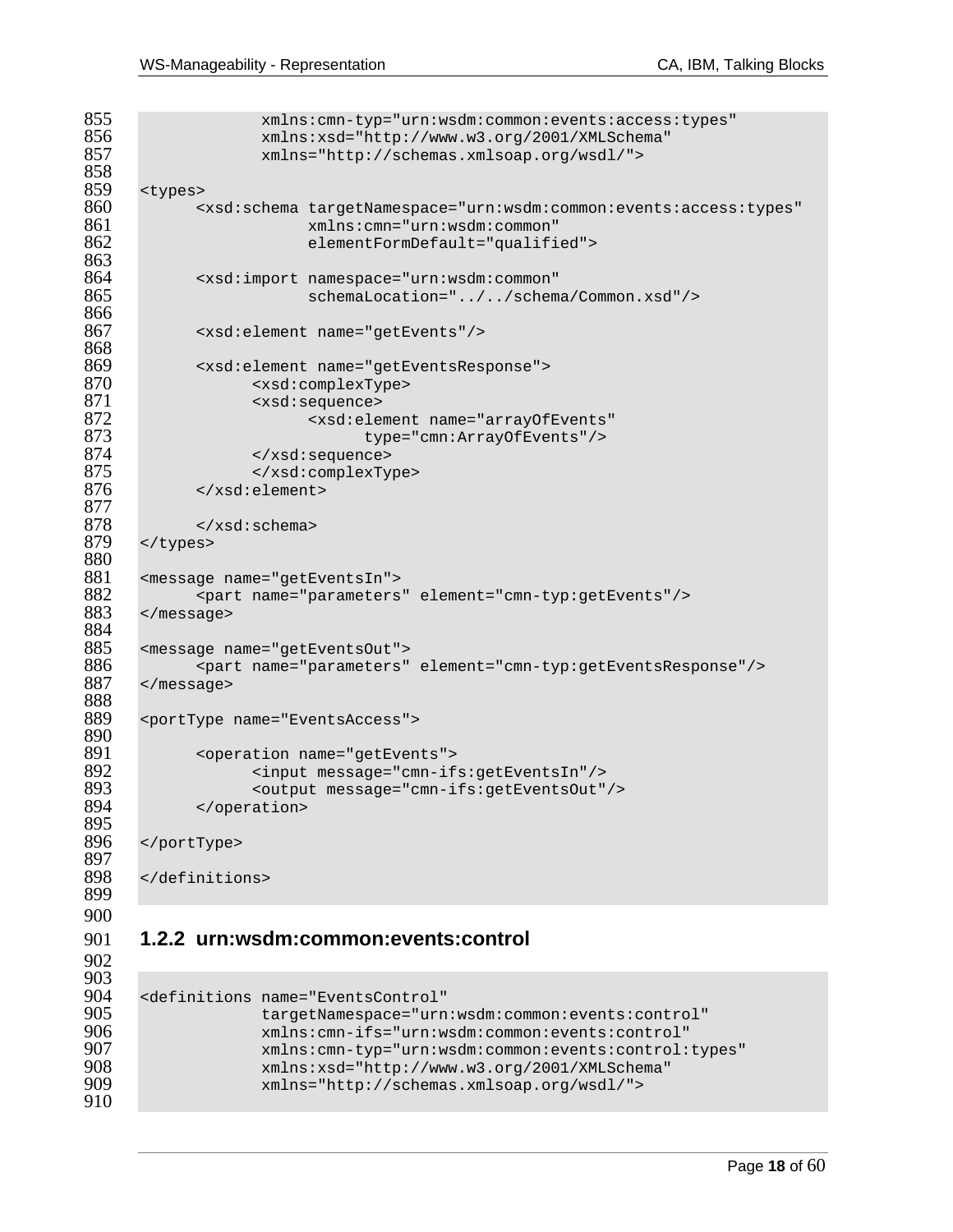```
             xmlns:cmn-typ="urn:wsdm:common:events:access:types"
             xmlns:xsd="http://www.w3.org/2001/XMLSchema"
             xmlns="http://schemas.xmlsoap.org/wsdl/">

<types>
      <xsd:schema targetNamespace="urn:wsdm:common:events:access:types"
                  xmlns:cmn="urn:wsdm:common"
                  elementFormDefault="qualified">

      <xsd:import namespace="urn:wsdm:common"
                  schemaLocation="../../schema/Common.xsd"/>

      <xsd:element name="getEvents"/>

      <xsd:element name="getEventsResponse">
            <xsd:complexType>
            <xsd:sequence>
                  <xsd:element name="arrayOfEvents"
                        type="cmn:ArrayOfEvents"/>
            </xsd:sequence>
            </xsd:complexType>
      </xsd:element>

      </xsd:schema>
</types>

<message name="getEventsIn">
      <part name="parameters" element="cmn-typ:getEvents"/>
</message>

<message name="getEventsOut">
      <part name="parameters" element="cmn-typ:getEventsResponse"/>
</message>

<portType name="EventsAccess">

      <operation name="getEvents">
            <input message="cmn-ifs:getEventsIn"/>
            <output message="cmn-ifs:getEventsOut"/>
      </operation>

</portType>

</definitions>
```

### 1.2.2 urn:wsdm:common:events:control

```
<definitions name="EventsControl"
             targetNamespace="urn:wsdm:common:events:control"
             xmlns:cmn-ifs="urn:wsdm:common:events:control"
             xmlns:cmn-typ="urn:wsdm:common:events:control:types"
             xmlns:xsd="http://www.w3.org/2001/XMLSchema"
             xmlns="http://schemas.xmlsoap.org/wsdl/">
```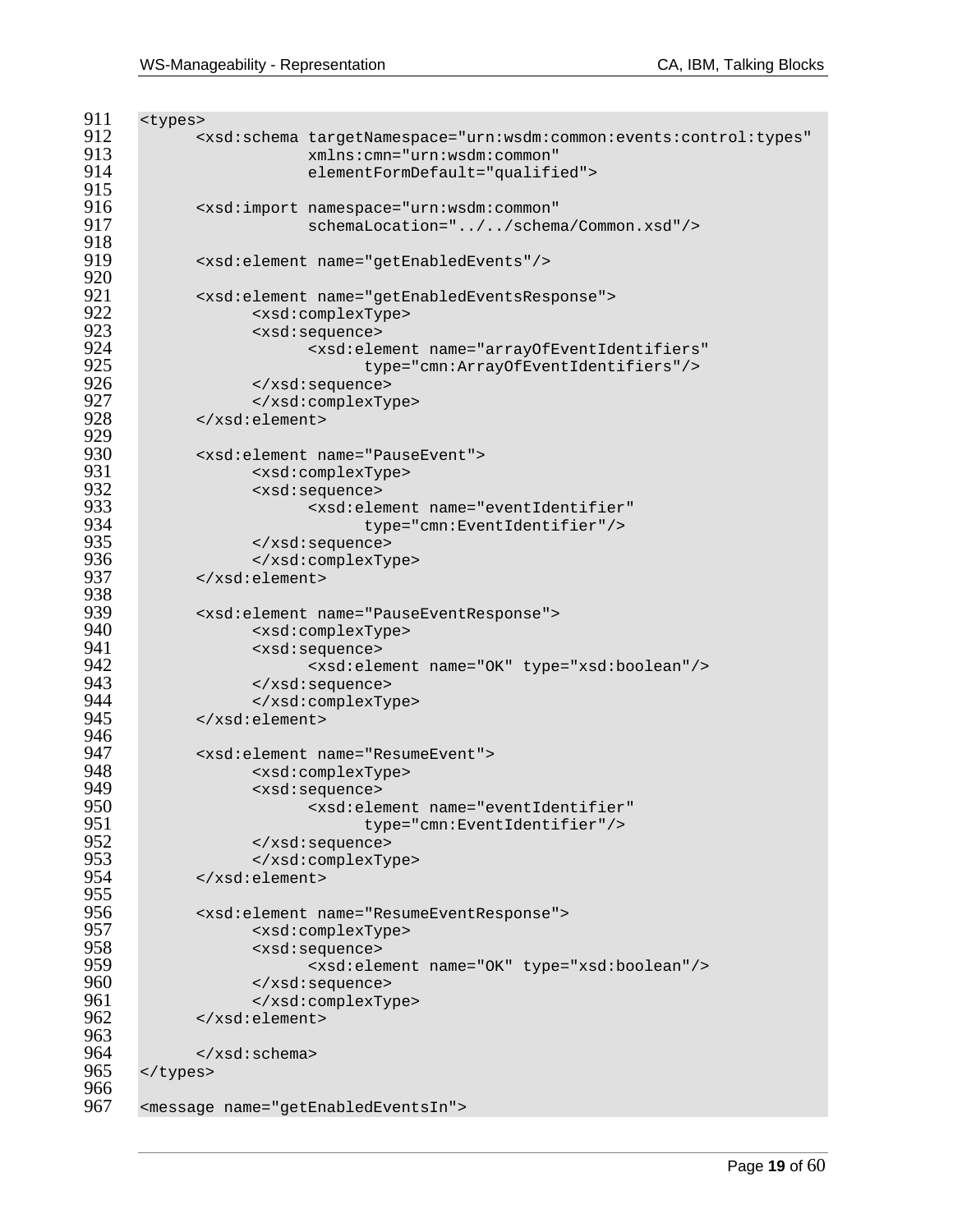```
<types>
      <xsd:schema targetNamespace="urn:wsdm:common:events:control:types"
                  xmlns:cmn="urn:wsdm:common"
                  elementFormDefault="qualified">

      <xsd:import namespace="urn:wsdm:common"
                  schemaLocation="../../schema/Common.xsd"/>

      <xsd:element name="getEnabledEvents"/>

      <xsd:element name="getEnabledEventsResponse">
            <xsd:complexType>
            <xsd:sequence>
                  <xsd:element name="arrayOfEventIdentifiers"
                        type="cmn:ArrayOfEventIdentifiers"/>
            </xsd:sequence>
            </xsd:complexType>
      </xsd:element>

      <xsd:element name="PauseEvent">
            <xsd:complexType>
            <xsd:sequence>
                  <xsd:element name="eventIdentifier"
                        type="cmn:EventIdentifier"/>
            </xsd:sequence>
            </xsd:complexType>
      </xsd:element>

      <xsd:element name="PauseEventResponse">
            <xsd:complexType>
            <xsd:sequence>
                  <xsd:element name="OK" type="xsd:boolean"/>
            </xsd:sequence>
            </xsd:complexType>
      </xsd:element>

      <xsd:element name="ResumeEvent">
            <xsd:complexType>
            <xsd:sequence>
                  <xsd:element name="eventIdentifier"
                        type="cmn:EventIdentifier"/>
            </xsd:sequence>
            </xsd:complexType>
      </xsd:element>

      <xsd:element name="ResumeEventResponse">
            <xsd:complexType>
            <xsd:sequence>
                  <xsd:element name="OK" type="xsd:boolean"/>
            </xsd:sequence>
            </xsd:complexType>
      </xsd:element>

      </xsd:schema>
</types>

<message name="getEnabledEventsIn">
```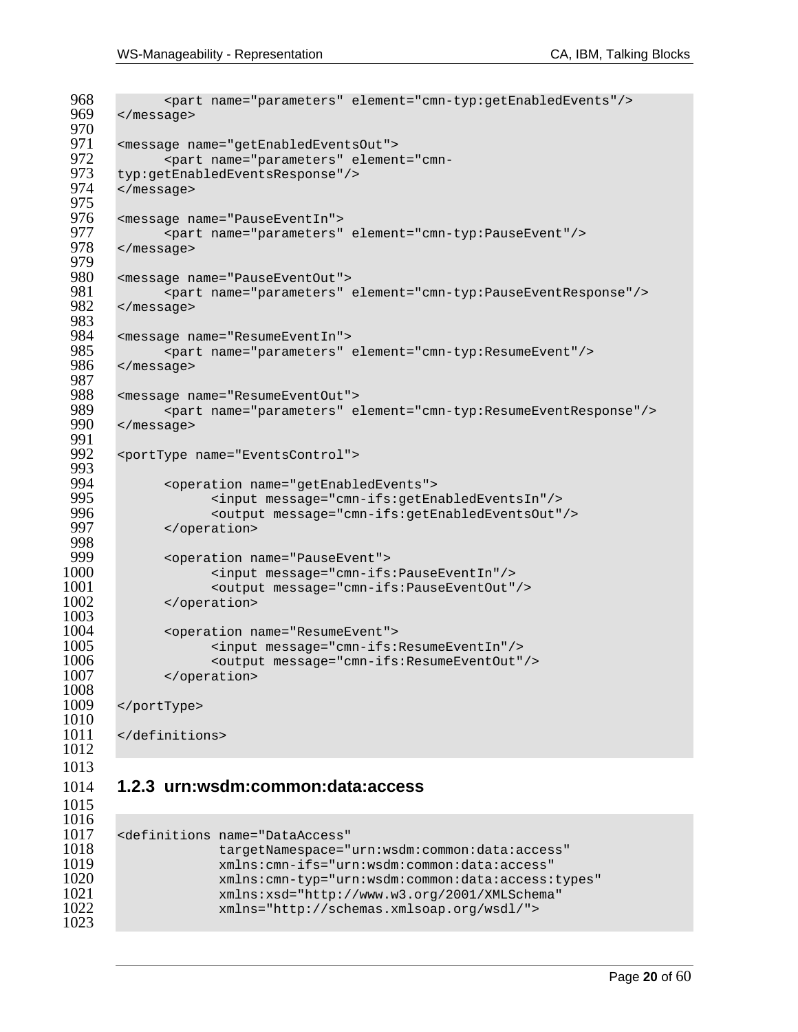```
      <part name="parameters" element="cmn-typ:getEnabledEvents"/>
</message>

<message name="getEnabledEventsOut">
      <part name="parameters" element="cmn-
typ:getEnabledEventsResponse"/>
</message>

<message name="PauseEventIn">
      <part name="parameters" element="cmn-typ:PauseEvent"/>
</message>

<message name="PauseEventOut">
      <part name="parameters" element="cmn-typ:PauseEventResponse"/>
</message>

<message name="ResumeEventIn">
      <part name="parameters" element="cmn-typ:ResumeEvent"/>
</message>

<message name="ResumeEventOut">
      <part name="parameters" element="cmn-typ:ResumeEventResponse"/>
</message>

<portType name="EventsControl">

      <operation name="getEnabledEvents">
            <input message="cmn-ifs:getEnabledEventsIn"/>
            <output message="cmn-ifs:getEnabledEventsOut"/>
      </operation>

      <operation name="PauseEvent">
            <input message="cmn-ifs:PauseEventIn"/>
            <output message="cmn-ifs:PauseEventOut"/>
      </operation>

      <operation name="ResumeEvent">
            <input message="cmn-ifs:ResumeEventIn"/>
            <output message="cmn-ifs:ResumeEventOut"/>
      </operation>

</portType>

</definitions>
```

### 1.2.3 urn:wsdm:common:data:access

```
<definitions name="DataAccess"
             targetNamespace="urn:wsdm:common:data:access"
             xmlns:cmn-ifs="urn:wsdm:common:data:access"
             xmlns:cmn-typ="urn:wsdm:common:data:access:types"
             xmlns:xsd="http://www.w3.org/2001/XMLSchema"
             xmlns="http://schemas.xmlsoap.org/wsdl/">
```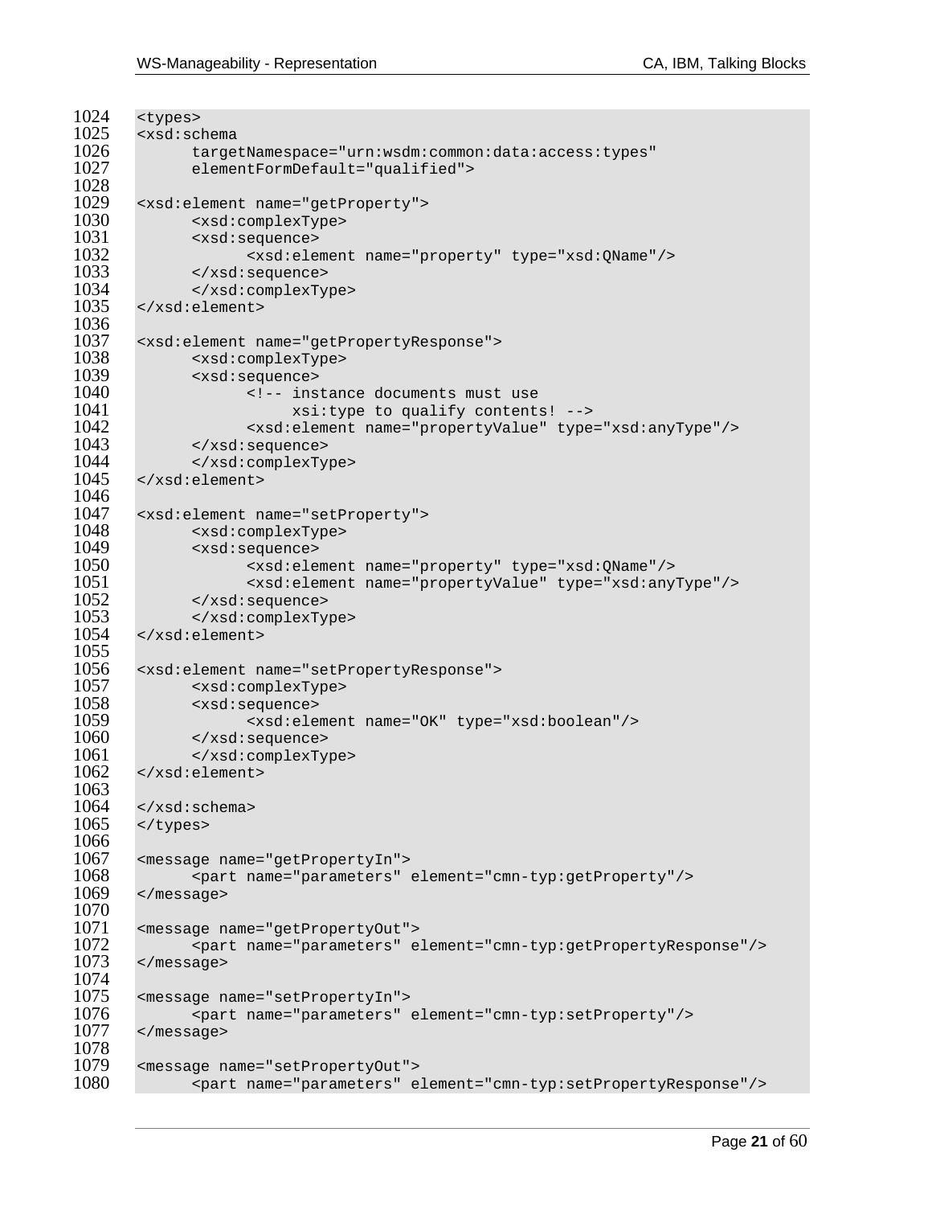```
1024  <types>
1025  <xsd:schema
1026        targetNamespace="urn:wsdm:common:data:access:types"
1027        elementFormDefault="qualified">
1028
1029  <xsd:element name="getProperty">
1030        <xsd:complexType>
1031        <xsd:sequence>
1032              <xsd:element name="property" type="xsd:QName"/>
1033        </xsd:sequence>
1034        </xsd:complexType>
1035  </xsd:element>
1036
1037  <xsd:element name="getPropertyResponse">
1038        <xsd:complexType>
1039        <xsd:sequence>
1040              <!-- instance documents must use
1041                   xsi:type to qualify contents! -->
1042              <xsd:element name="propertyValue" type="xsd:anyType"/>
1043        </xsd:sequence>
1044        </xsd:complexType>
1045  </xsd:element>
1046
1047  <xsd:element name="setProperty">
1048        <xsd:complexType>
1049        <xsd:sequence>
1050              <xsd:element name="property" type="xsd:QName"/>
1051              <xsd:element name="propertyValue" type="xsd:anyType"/>
1052        </xsd:sequence>
1053        </xsd:complexType>
1054  </xsd:element>
1055
1056  <xsd:element name="setPropertyResponse">
1057        <xsd:complexType>
1058        <xsd:sequence>
1059              <xsd:element name="OK" type="xsd:boolean"/>
1060        </xsd:sequence>
1061        </xsd:complexType>
1062  </xsd:element>
1063
1064  </xsd:schema>
1065  </types>
1066
1067  <message name="getPropertyIn">
1068        <part name="parameters" element="cmn-typ:getProperty"/>
1069  </message>
1070
1071  <message name="getPropertyOut">
1072        <part name="parameters" element="cmn-typ:getPropertyResponse"/>
1073  </message>
1074
1075  <message name="setPropertyIn">
1076        <part name="parameters" element="cmn-typ:setProperty"/>
1077  </message>
1078
1079  <message name="setPropertyOut">
1080        <part name="parameters" element="cmn-typ:setPropertyResponse"/>
```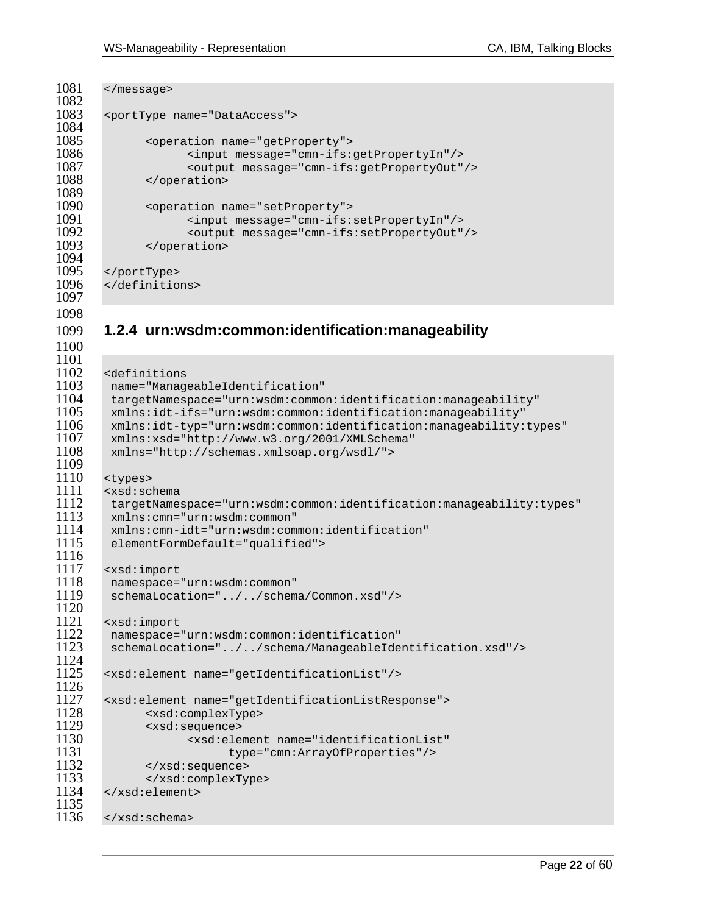```
</message>

<portType name="DataAccess">

      <operation name="getProperty">
            <input message="cmn-ifs:getPropertyIn"/>
            <output message="cmn-ifs:getPropertyOut"/>
      </operation>

      <operation name="setProperty">
            <input message="cmn-ifs:setPropertyIn"/>
            <output message="cmn-ifs:setPropertyOut"/>
      </operation>

</portType>
</definitions>
```

### 1.2.4 urn:wsdm:common:identification:manageability

```
<definitions
 name="ManageableIdentification"
 targetNamespace="urn:wsdm:common:identification:manageability"
 xmlns:idt-ifs="urn:wsdm:common:identification:manageability"
 xmlns:idt-typ="urn:wsdm:common:identification:manageability:types"
 xmlns:xsd="http://www.w3.org/2001/XMLSchema"
 xmlns="http://schemas.xmlsoap.org/wsdl/">

<types>
<xsd:schema
 targetNamespace="urn:wsdm:common:identification:manageability:types"
 xmlns:cmn="urn:wsdm:common"
 xmlns:cmn-idt="urn:wsdm:common:identification"
 elementFormDefault="qualified">

<xsd:import
 namespace="urn:wsdm:common"
 schemaLocation="../../schema/Common.xsd"/>

<xsd:import
 namespace="urn:wsdm:common:identification"
 schemaLocation="../../schema/ManageableIdentification.xsd"/>

<xsd:element name="getIdentificationList"/>

<xsd:element name="getIdentificationListResponse">
      <xsd:complexType>
      <xsd:sequence>
            <xsd:element name="identificationList"
                  type="cmn:ArrayOfProperties"/>
      </xsd:sequence>
      </xsd:complexType>
</xsd:element>

</xsd:schema>
```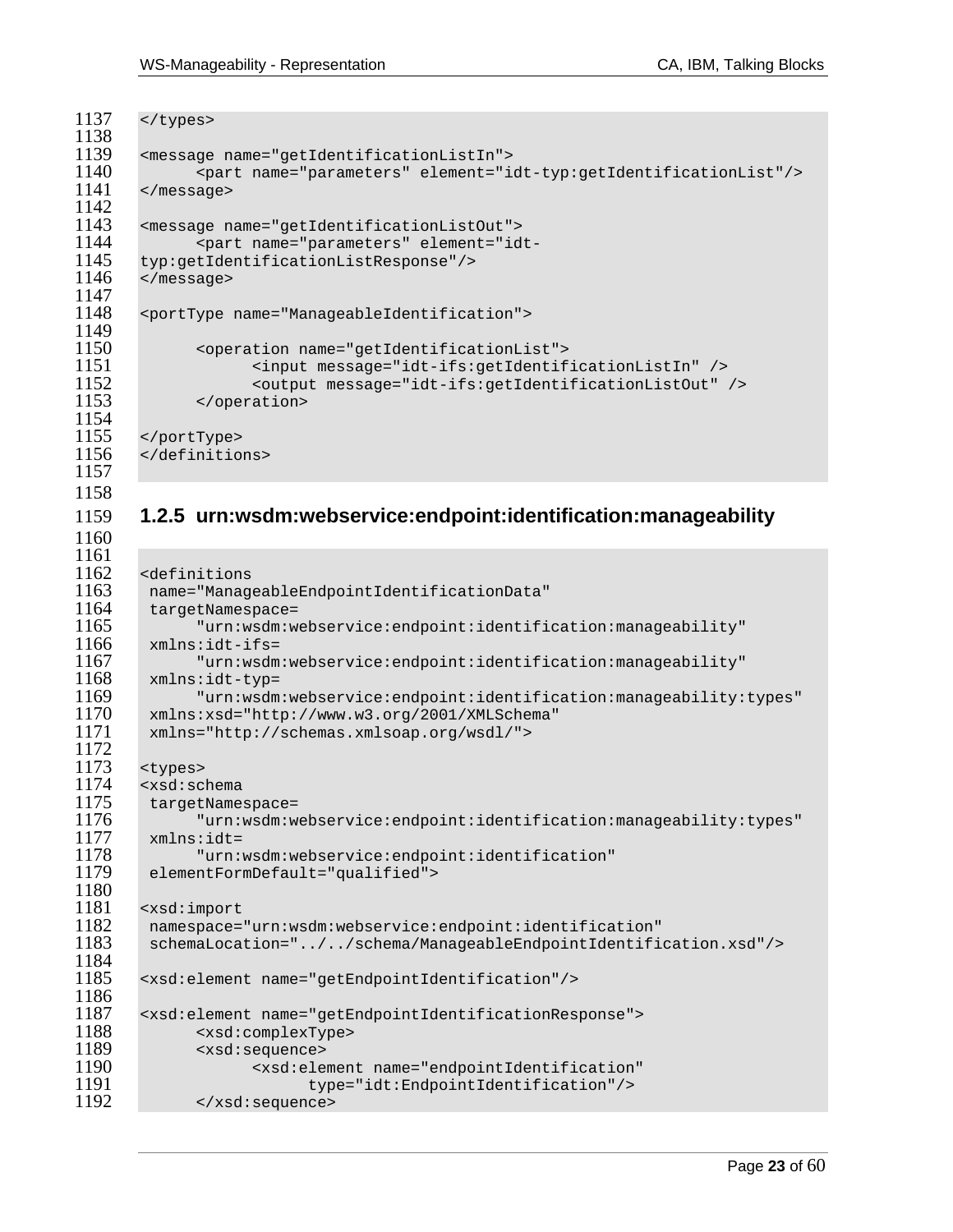```
</types>

<message name="getIdentificationListIn">
      <part name="parameters" element="idt-typ:getIdentificationList"/>
</message>

<message name="getIdentificationListOut">
      <part name="parameters" element="idt-
typ:getIdentificationListResponse"/>
</message>

<portType name="ManageableIdentification">

      <operation name="getIdentificationList">
            <input message="idt-ifs:getIdentificationListIn" />
            <output message="idt-ifs:getIdentificationListOut" />
      </operation>

</portType>
</definitions>
```

### 1.2.5 urn:wsdm:webservice:endpoint:identification:manageability

```
<definitions
 name="ManageableEndpointIdentificationData"
 targetNamespace=
      "urn:wsdm:webservice:endpoint:identification:manageability"
 xmlns:idt-ifs=
      "urn:wsdm:webservice:endpoint:identification:manageability"
 xmlns:idt-typ=
      "urn:wsdm:webservice:endpoint:identification:manageability:types"
 xmlns:xsd="http://www.w3.org/2001/XMLSchema"
 xmlns="http://schemas.xmlsoap.org/wsdl/">

<types>
<xsd:schema
 targetNamespace=
      "urn:wsdm:webservice:endpoint:identification:manageability:types"
 xmlns:idt=
      "urn:wsdm:webservice:endpoint:identification"
 elementFormDefault="qualified">

<xsd:import
 namespace="urn:wsdm:webservice:endpoint:identification"
 schemaLocation="../../schema/ManageableEndpointIdentification.xsd"/>

<xsd:element name="getEndpointIdentification"/>

<xsd:element name="getEndpointIdentificationResponse">
      <xsd:complexType>
      <xsd:sequence>
            <xsd:element name="endpointIdentification"
                  type="idt:EndpointIdentification"/>
      </xsd:sequence>
```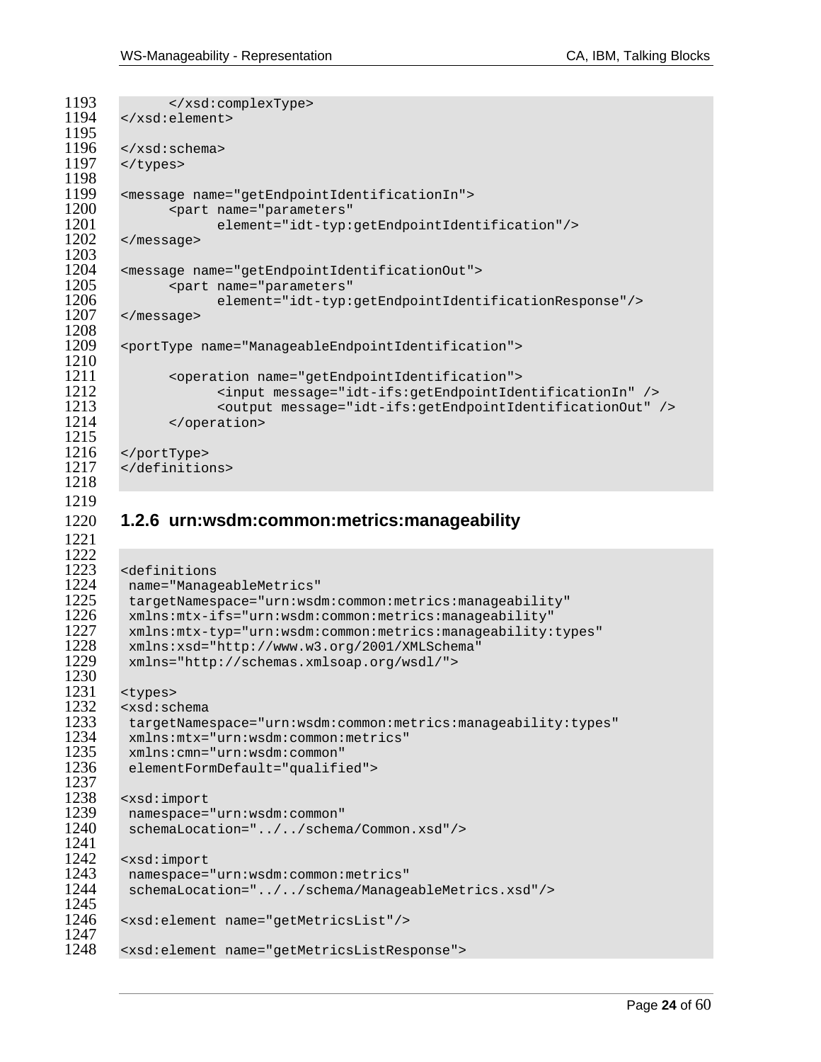```
        </xsd:complexType>
</xsd:element>

</xsd:schema>
</types>

<message name="getEndpointIdentificationIn">
      <part name="parameters"
            element="idt-typ:getEndpointIdentification"/>
</message>

<message name="getEndpointIdentificationOut">
      <part name="parameters"
            element="idt-typ:getEndpointIdentificationResponse"/>
</message>

<portType name="ManageableEndpointIdentification">

      <operation name="getEndpointIdentification">
            <input message="idt-ifs:getEndpointIdentificationIn" />
            <output message="idt-ifs:getEndpointIdentificationOut" />
      </operation>

</portType>
</definitions>
```

### 1.2.6 urn:wsdm:common:metrics:manageability

```
<definitions
 name="ManageableMetrics"
 targetNamespace="urn:wsdm:common:metrics:manageability"
 xmlns:mtx-ifs="urn:wsdm:common:metrics:manageability"
 xmlns:mtx-typ="urn:wsdm:common:metrics:manageability:types"
 xmlns:xsd="http://www.w3.org/2001/XMLSchema"
 xmlns="http://schemas.xmlsoap.org/wsdl/">

<types>
<xsd:schema
 targetNamespace="urn:wsdm:common:metrics:manageability:types"
 xmlns:mtx="urn:wsdm:common:metrics"
 xmlns:cmn="urn:wsdm:common"
 elementFormDefault="qualified">

<xsd:import
 namespace="urn:wsdm:common"
 schemaLocation="../../schema/Common.xsd"/>

<xsd:import
 namespace="urn:wsdm:common:metrics"
 schemaLocation="../../schema/ManageableMetrics.xsd"/>

<xsd:element name="getMetricsList"/>

<xsd:element name="getMetricsListResponse">
```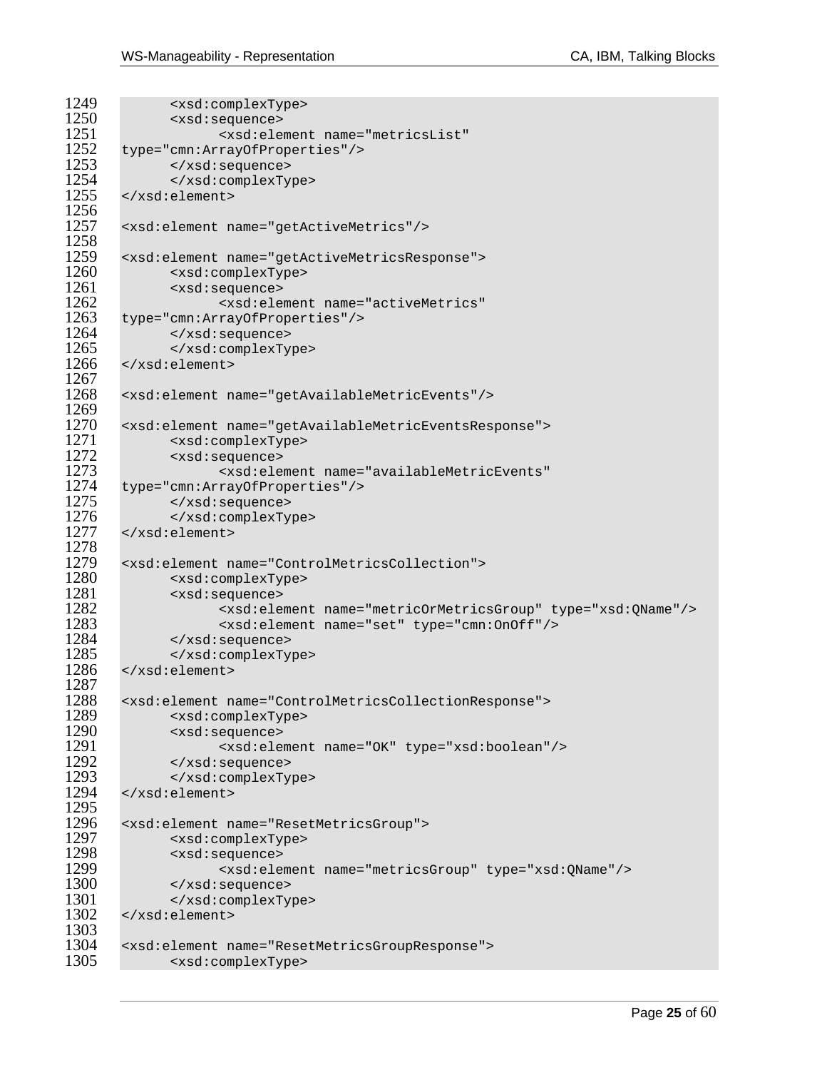```
1249        <xsd:complexType>
1250        <xsd:sequence>
1251              <xsd:element name="metricsList"
1252    type="cmn:ArrayOfProperties"/>
1253        </xsd:sequence>
1254        </xsd:complexType>
1255    </xsd:element>
1256
1257    <xsd:element name="getActiveMetrics"/>
1258
1259    <xsd:element name="getActiveMetricsResponse">
1260        <xsd:complexType>
1261        <xsd:sequence>
1262              <xsd:element name="activeMetrics"
1263    type="cmn:ArrayOfProperties"/>
1264        </xsd:sequence>
1265        </xsd:complexType>
1266    </xsd:element>
1267
1268    <xsd:element name="getAvailableMetricEvents"/>
1269
1270    <xsd:element name="getAvailableMetricEventsResponse">
1271        <xsd:complexType>
1272        <xsd:sequence>
1273              <xsd:element name="availableMetricEvents"
1274    type="cmn:ArrayOfProperties"/>
1275        </xsd:sequence>
1276        </xsd:complexType>
1277    </xsd:element>
1278
1279    <xsd:element name="ControlMetricsCollection">
1280        <xsd:complexType>
1281        <xsd:sequence>
1282              <xsd:element name="metricOrMetricsGroup" type="xsd:QName"/>
1283              <xsd:element name="set" type="cmn:OnOff"/>
1284        </xsd:sequence>
1285        </xsd:complexType>
1286    </xsd:element>
1287
1288    <xsd:element name="ControlMetricsCollectionResponse">
1289        <xsd:complexType>
1290        <xsd:sequence>
1291              <xsd:element name="OK" type="xsd:boolean"/>
1292        </xsd:sequence>
1293        </xsd:complexType>
1294    </xsd:element>
1295
1296    <xsd:element name="ResetMetricsGroup">
1297        <xsd:complexType>
1298        <xsd:sequence>
1299              <xsd:element name="metricsGroup" type="xsd:QName"/>
1300        </xsd:sequence>
1301        </xsd:complexType>
1302    </xsd:element>
1303
1304    <xsd:element name="ResetMetricsGroupResponse">
1305        <xsd:complexType>
```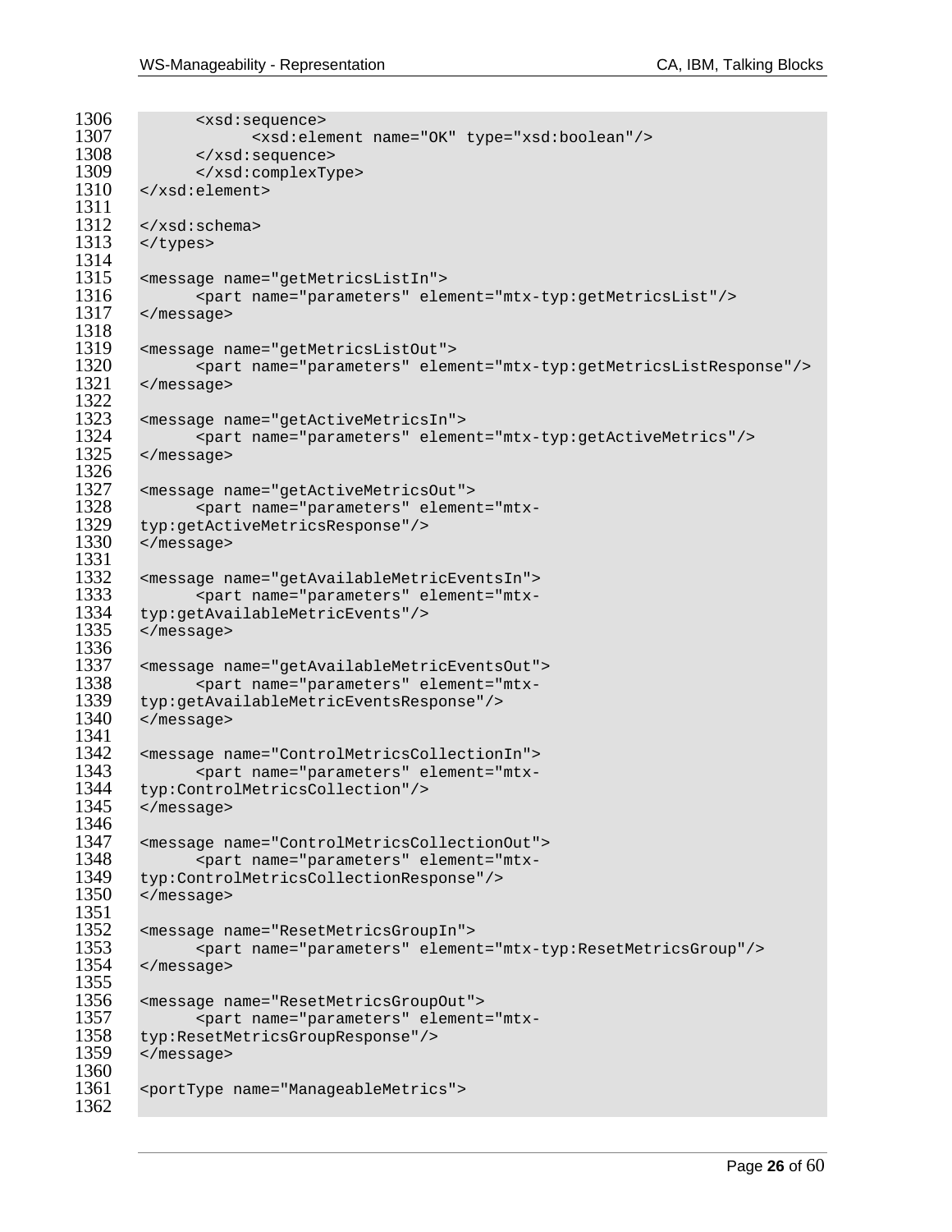```
1306          <xsd:sequence>
1307                <xsd:element name="OK" type="xsd:boolean"/>
1308          </xsd:sequence>
1309          </xsd:complexType>
1310    </xsd:element>
1311
1312    </xsd:schema>
1313    </types>
1314
1315    <message name="getMetricsListIn">
1316          <part name="parameters" element="mtx-typ:getMetricsList"/>
1317    </message>
1318
1319    <message name="getMetricsListOut">
1320          <part name="parameters" element="mtx-typ:getMetricsListResponse"/>
1321    </message>
1322
1323    <message name="getActiveMetricsIn">
1324          <part name="parameters" element="mtx-typ:getActiveMetrics"/>
1325    </message>
1326
1327    <message name="getActiveMetricsOut">
1328          <part name="parameters" element="mtx-
1329    typ:getActiveMetricsResponse"/>
1330    </message>
1331
1332    <message name="getAvailableMetricEventsIn">
1333          <part name="parameters" element="mtx-
1334    typ:getAvailableMetricEvents"/>
1335    </message>
1336
1337    <message name="getAvailableMetricEventsOut">
1338          <part name="parameters" element="mtx-
1339    typ:getAvailableMetricEventsResponse"/>
1340    </message>
1341
1342    <message name="ControlMetricsCollectionIn">
1343          <part name="parameters" element="mtx-
1344    typ:ControlMetricsCollection"/>
1345    </message>
1346
1347    <message name="ControlMetricsCollectionOut">
1348          <part name="parameters" element="mtx-
1349    typ:ControlMetricsCollectionResponse"/>
1350    </message>
1351
1352    <message name="ResetMetricsGroupIn">
1353          <part name="parameters" element="mtx-typ:ResetMetricsGroup"/>
1354    </message>
1355
1356    <message name="ResetMetricsGroupOut">
1357          <part name="parameters" element="mtx-
1358    typ:ResetMetricsGroupResponse"/>
1359    </message>
1360
1361    <portType name="ManageableMetrics">
1362
```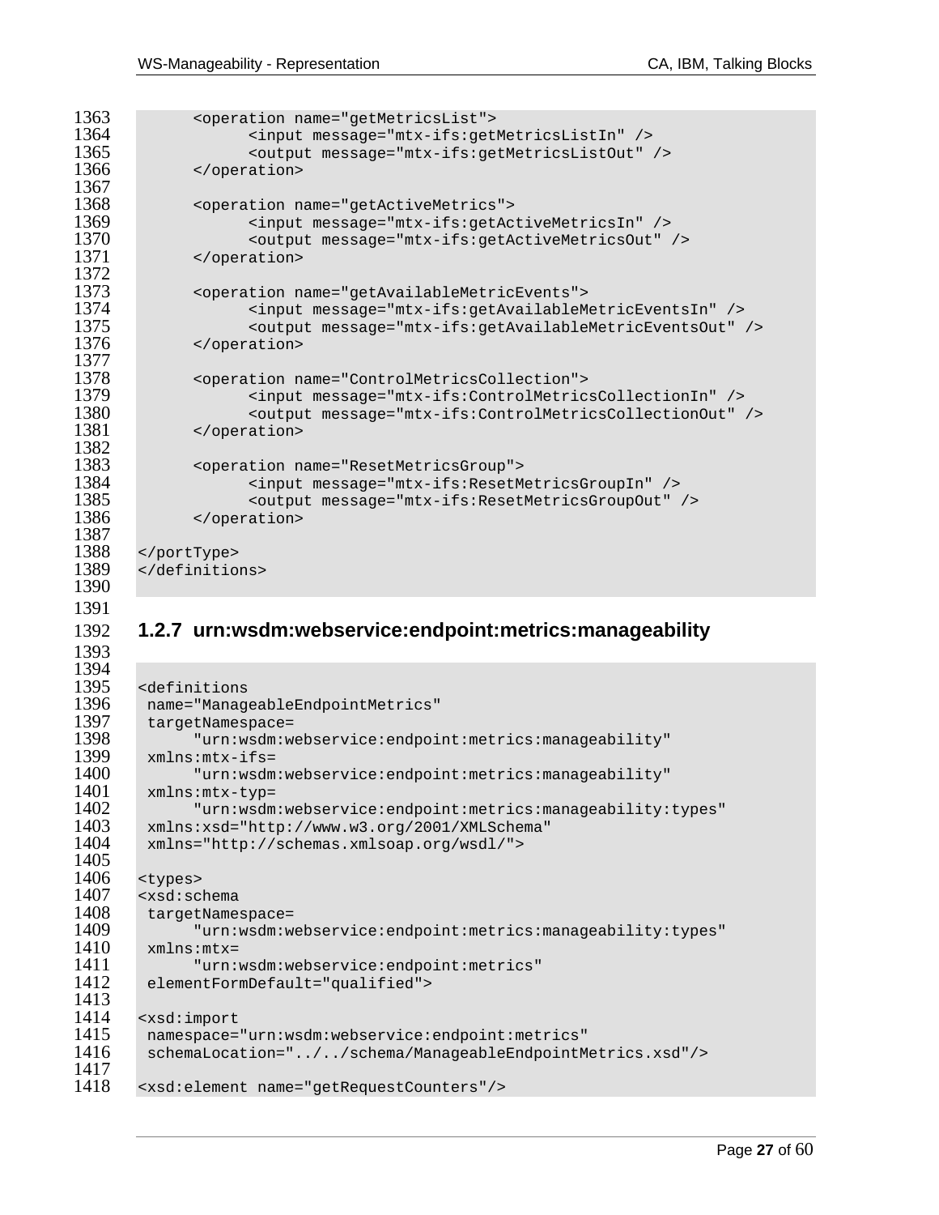```
        <operation name="getMetricsList">
              <input message="mtx-ifs:getMetricsListIn" />
              <output message="mtx-ifs:getMetricsListOut" />
        </operation>

        <operation name="getActiveMetrics">
              <input message="mtx-ifs:getActiveMetricsIn" />
              <output message="mtx-ifs:getActiveMetricsOut" />
        </operation>

        <operation name="getAvailableMetricEvents">
              <input message="mtx-ifs:getAvailableMetricEventsIn" />
              <output message="mtx-ifs:getAvailableMetricEventsOut" />
        </operation>

        <operation name="ControlMetricsCollection">
              <input message="mtx-ifs:ControlMetricsCollectionIn" />
              <output message="mtx-ifs:ControlMetricsCollectionOut" />
        </operation>

        <operation name="ResetMetricsGroup">
              <input message="mtx-ifs:ResetMetricsGroupIn" />
              <output message="mtx-ifs:ResetMetricsGroupOut" />
        </operation>

</portType>
</definitions>
```

### 1.2.7 urn:wsdm:webservice:endpoint:metrics:manageability

```
<definitions
 name="ManageableEndpointMetrics"
 targetNamespace=
      "urn:wsdm:webservice:endpoint:metrics:manageability"
 xmlns:mtx-ifs=
      "urn:wsdm:webservice:endpoint:metrics:manageability"
 xmlns:mtx-typ=
      "urn:wsdm:webservice:endpoint:metrics:manageability:types"
 xmlns:xsd="http://www.w3.org/2001/XMLSchema"
 xmlns="http://schemas.xmlsoap.org/wsdl/">

<types>
<xsd:schema
 targetNamespace=
      "urn:wsdm:webservice:endpoint:metrics:manageability:types"
 xmlns:mtx=
      "urn:wsdm:webservice:endpoint:metrics"
 elementFormDefault="qualified">

<xsd:import
 namespace="urn:wsdm:webservice:endpoint:metrics"
 schemaLocation="../../schema/ManageableEndpointMetrics.xsd"/>

<xsd:element name="getRequestCounters"/>
```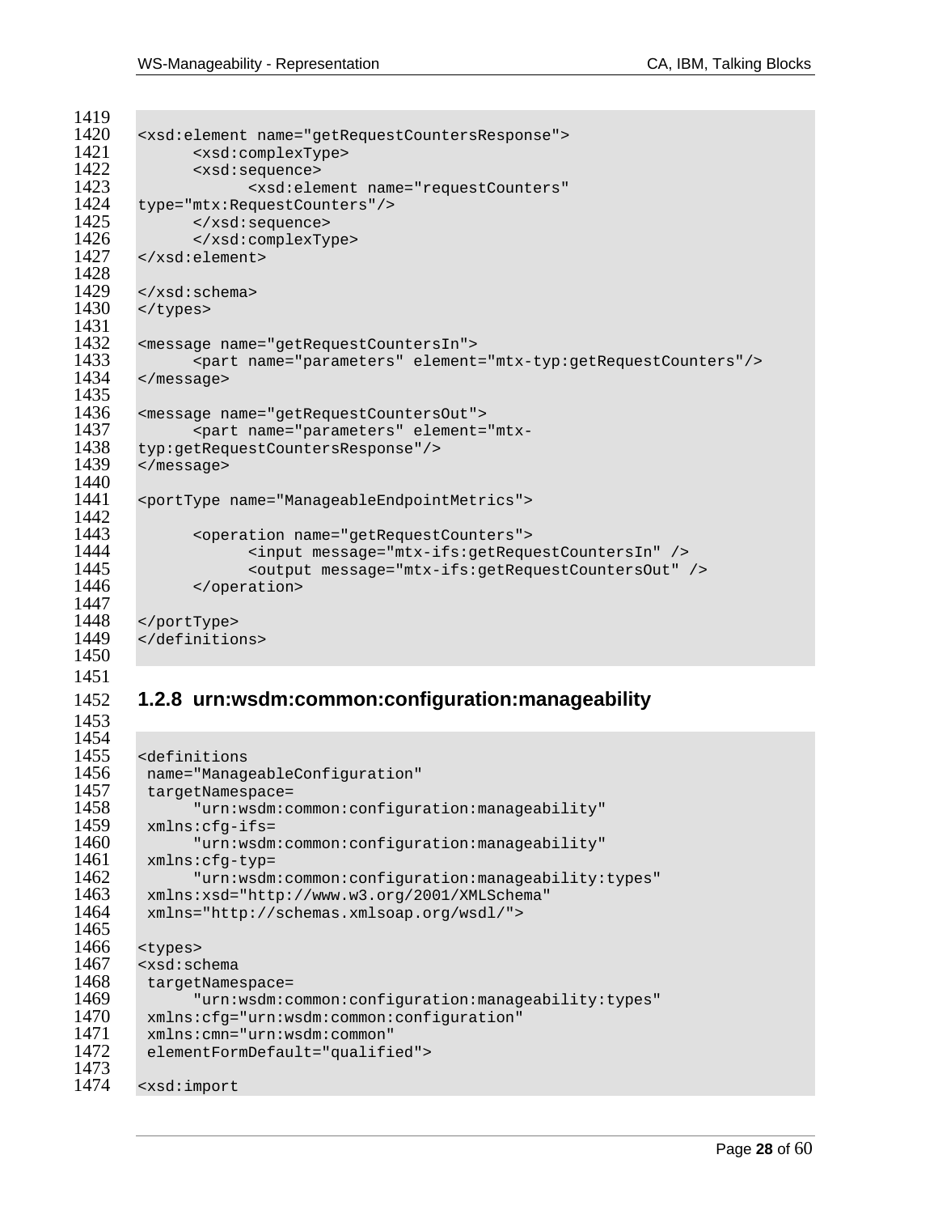```
<xsd:element name="getRequestCountersResponse">
      <xsd:complexType>
      <xsd:sequence>
            <xsd:element name="requestCounters"
type="mtx:RequestCounters"/>
      </xsd:sequence>
      </xsd:complexType>
</xsd:element>

</xsd:schema>
</types>

<message name="getRequestCountersIn">
      <part name="parameters" element="mtx-typ:getRequestCounters"/>
</message>

<message name="getRequestCountersOut">
      <part name="parameters" element="mtx-
typ:getRequestCountersResponse"/>
</message>

<portType name="ManageableEndpointMetrics">

      <operation name="getRequestCounters">
            <input message="mtx-ifs:getRequestCountersIn" />
            <output message="mtx-ifs:getRequestCountersOut" />
      </operation>

</portType>
</definitions>
```

### 1.2.8 urn:wsdm:common:configuration:manageability

```
<definitions
 name="ManageableConfiguration"
 targetNamespace=
      "urn:wsdm:common:configuration:manageability"
 xmlns:cfg-ifs=
      "urn:wsdm:common:configuration:manageability"
 xmlns:cfg-typ=
      "urn:wsdm:common:configuration:manageability:types"
 xmlns:xsd="http://www.w3.org/2001/XMLSchema"
 xmlns="http://schemas.xmlsoap.org/wsdl/">

<types>
<xsd:schema
 targetNamespace=
      "urn:wsdm:common:configuration:manageability:types"
 xmlns:cfg="urn:wsdm:common:configuration"
 xmlns:cmn="urn:wsdm:common"
 elementFormDefault="qualified">

<xsd:import
```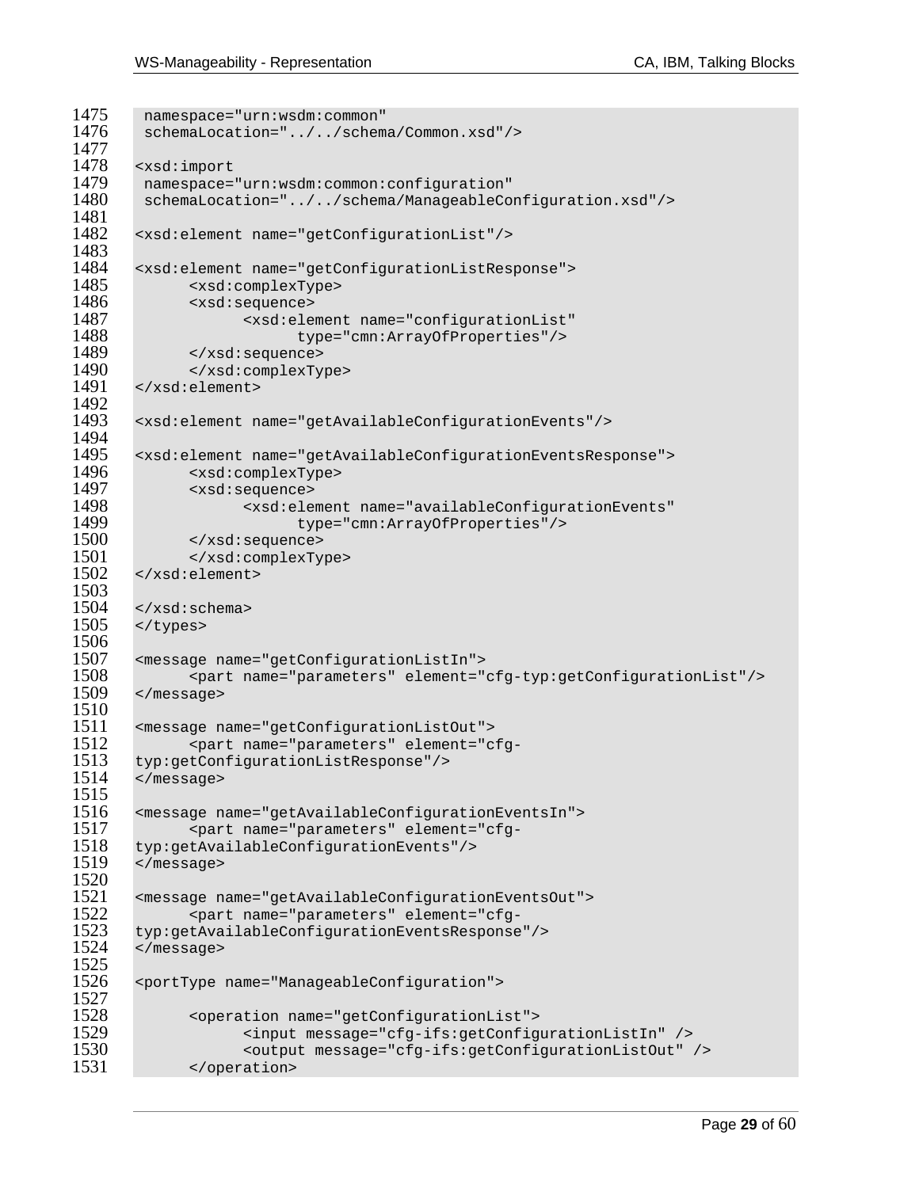```
1475      namespace="urn:wsdm:common"
1476      schemaLocation="../../schema/Common.xsd"/>
1477
1478    <xsd:import
1479      namespace="urn:wsdm:common:configuration"
1480      schemaLocation="../../schema/ManageableConfiguration.xsd"/>
1481
1482    <xsd:element name="getConfigurationList"/>
1483
1484    <xsd:element name="getConfigurationListResponse">
1485          <xsd:complexType>
1486          <xsd:sequence>
1487                <xsd:element name="configurationList"
1488                      type="cmn:ArrayOfProperties"/>
1489          </xsd:sequence>
1490          </xsd:complexType>
1491    </xsd:element>
1492
1493    <xsd:element name="getAvailableConfigurationEvents"/>
1494
1495    <xsd:element name="getAvailableConfigurationEventsResponse">
1496          <xsd:complexType>
1497          <xsd:sequence>
1498                <xsd:element name="availableConfigurationEvents"
1499                      type="cmn:ArrayOfProperties"/>
1500          </xsd:sequence>
1501          </xsd:complexType>
1502    </xsd:element>
1503
1504    </xsd:schema>
1505    </types>
1506
1507    <message name="getConfigurationListIn">
1508          <part name="parameters" element="cfg-typ:getConfigurationList"/>
1509    </message>
1510
1511    <message name="getConfigurationListOut">
1512          <part name="parameters" element="cfg-
1513    typ:getConfigurationListResponse"/>
1514    </message>
1515
1516    <message name="getAvailableConfigurationEventsIn">
1517          <part name="parameters" element="cfg-
1518    typ:getAvailableConfigurationEvents"/>
1519    </message>
1520
1521    <message name="getAvailableConfigurationEventsOut">
1522          <part name="parameters" element="cfg-
1523    typ:getAvailableConfigurationEventsResponse"/>
1524    </message>
1525
1526    <portType name="ManageableConfiguration">
1527
1528          <operation name="getConfigurationList">
1529                <input message="cfg-ifs:getConfigurationListIn" />
1530                <output message="cfg-ifs:getConfigurationListOut" />
1531          </operation>
```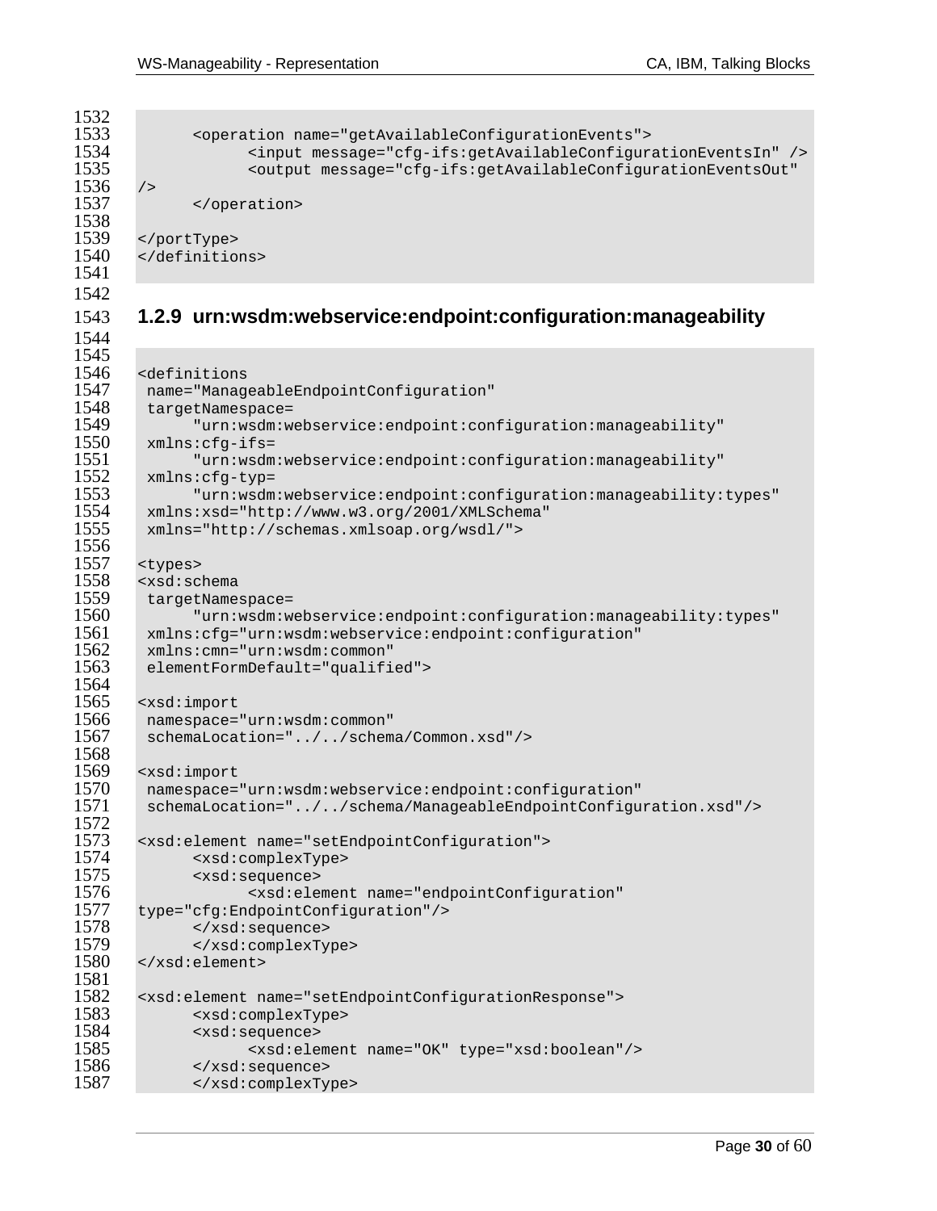```
	<operation name="getAvailableConfigurationEvents">
		<input message="cfg-ifs:getAvailableConfigurationEventsIn" />
		<output message="cfg-ifs:getAvailableConfigurationEventsOut" 
/>
	</operation>

</portType>
</definitions>
```

### 1.2.9 urn:wsdm:webservice:endpoint:configuration:manageability

```
<definitions
 name="ManageableEndpointConfiguration"
 targetNamespace=
	"urn:wsdm:webservice:endpoint:configuration:manageability"
 xmlns:cfg-ifs=
	"urn:wsdm:webservice:endpoint:configuration:manageability"
 xmlns:cfg-typ=
	"urn:wsdm:webservice:endpoint:configuration:manageability:types"
 xmlns:xsd="http://www.w3.org/2001/XMLSchema"
 xmlns="http://schemas.xmlsoap.org/wsdl/">

<types>
<xsd:schema
 targetNamespace=
	"urn:wsdm:webservice:endpoint:configuration:manageability:types"
 xmlns:cfg="urn:wsdm:webservice:endpoint:configuration"
 xmlns:cmn="urn:wsdm:common"
 elementFormDefault="qualified">

<xsd:import
 namespace="urn:wsdm:common"
 schemaLocation="../../schema/Common.xsd"/>

<xsd:import
 namespace="urn:wsdm:webservice:endpoint:configuration"
 schemaLocation="../../schema/ManageableEndpointConfiguration.xsd"/>

<xsd:element name="setEndpointConfiguration">
	<xsd:complexType>
	<xsd:sequence>
		<xsd:element name="endpointConfiguration" 
type="cfg:EndpointConfiguration"/>
	</xsd:sequence>
	</xsd:complexType>
</xsd:element>

<xsd:element name="setEndpointConfigurationResponse">
	<xsd:complexType>
	<xsd:sequence>
		<xsd:element name="OK" type="xsd:boolean"/>
	</xsd:sequence>
	</xsd:complexType>
```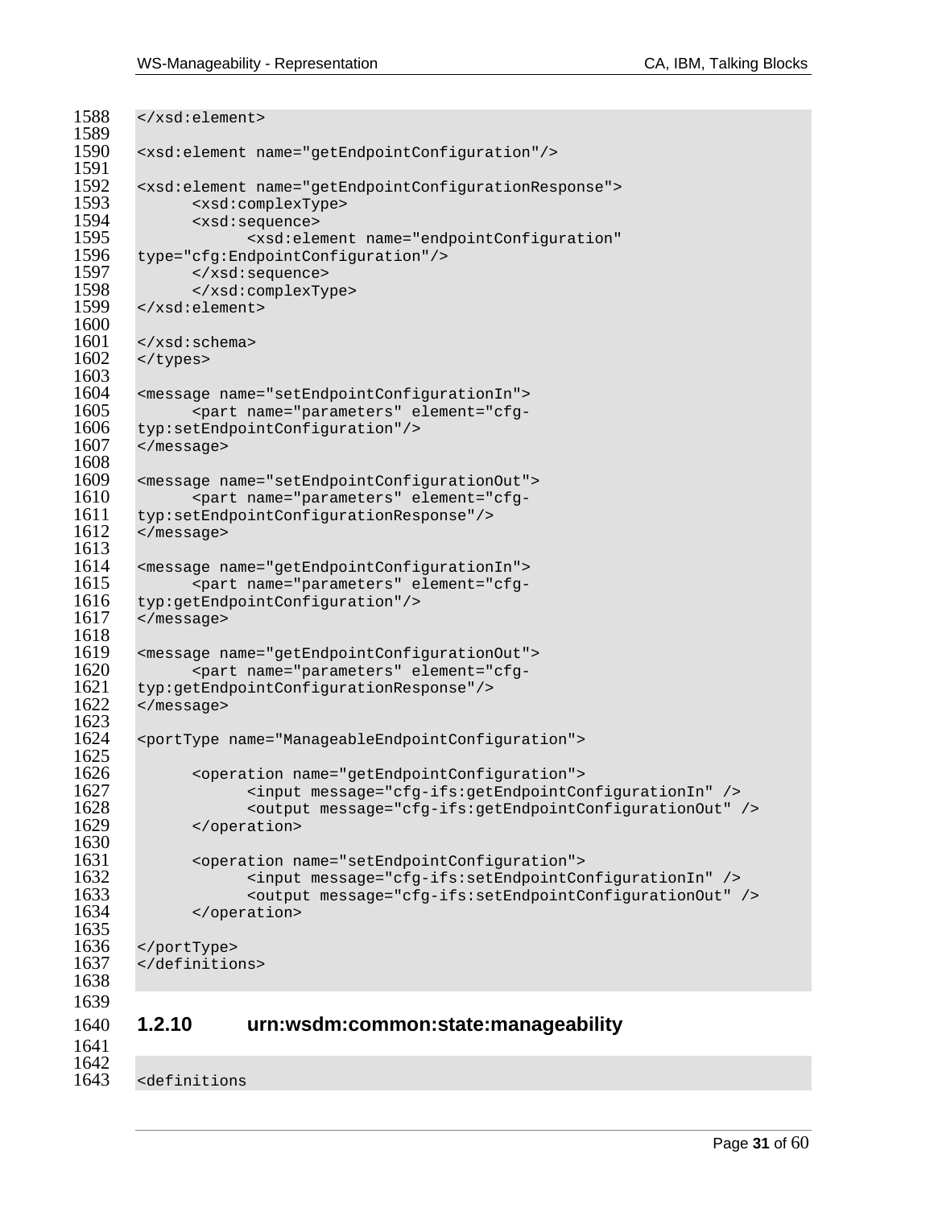```
</xsd:element>

<xsd:element name="getEndpointConfiguration"/>

<xsd:element name="getEndpointConfigurationResponse">
      <xsd:complexType>
      <xsd:sequence>
            <xsd:element name="endpointConfiguration"
type="cfg:EndpointConfiguration"/>
      </xsd:sequence>
      </xsd:complexType>
</xsd:element>

</xsd:schema>
</types>

<message name="setEndpointConfigurationIn">
      <part name="parameters" element="cfg-
typ:setEndpointConfiguration"/>
</message>

<message name="setEndpointConfigurationOut">
      <part name="parameters" element="cfg-
typ:setEndpointConfigurationResponse"/>
</message>

<message name="getEndpointConfigurationIn">
      <part name="parameters" element="cfg-
typ:getEndpointConfiguration"/>
</message>

<message name="getEndpointConfigurationOut">
      <part name="parameters" element="cfg-
typ:getEndpointConfigurationResponse"/>
</message>

<portType name="ManageableEndpointConfiguration">

      <operation name="getEndpointConfiguration">
            <input message="cfg-ifs:getEndpointConfigurationIn" />
            <output message="cfg-ifs:getEndpointConfigurationOut" />
      </operation>

      <operation name="setEndpointConfiguration">
            <input message="cfg-ifs:setEndpointConfigurationIn" />
            <output message="cfg-ifs:setEndpointConfigurationOut" />
      </operation>

</portType>
</definitions>
```

### 1.2.10 urn:wsdm:common:state:manageability

```
<definitions
```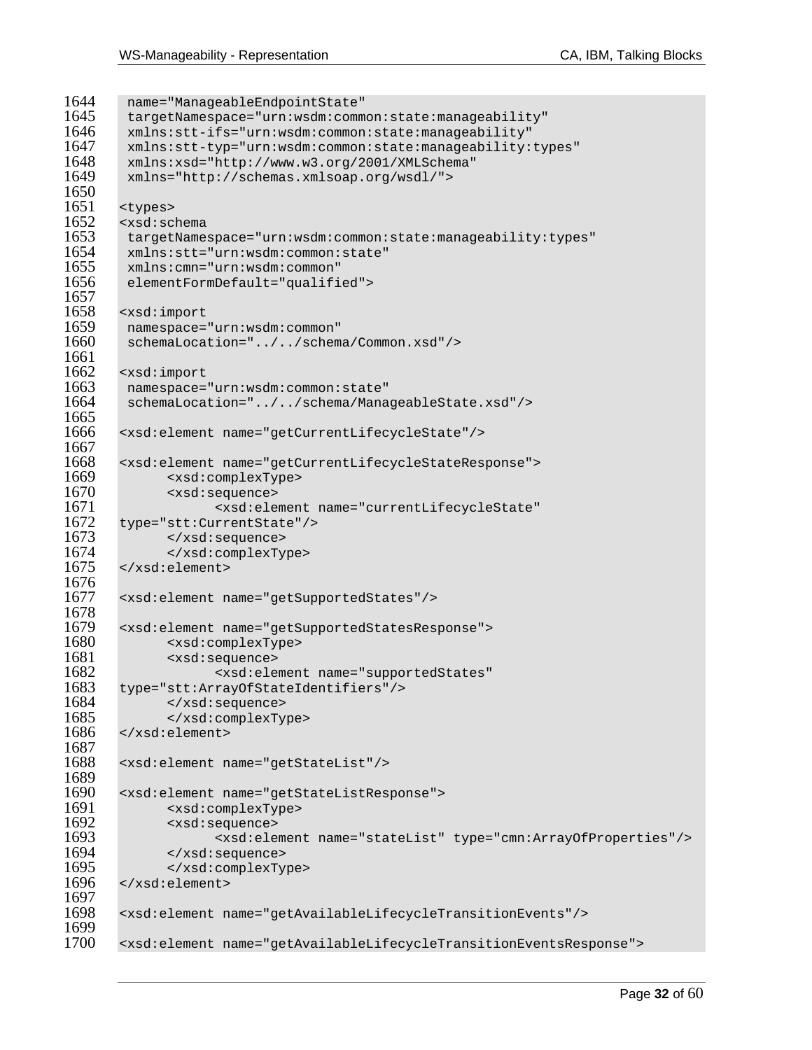```
1644   name="ManageableEndpointState"
1645   targetNamespace="urn:wsdm:common:state:manageability"
1646   xmlns:stt-ifs="urn:wsdm:common:state:manageability"
1647   xmlns:stt-typ="urn:wsdm:common:state:manageability:types"
1648   xmlns:xsd="http://www.w3.org/2001/XMLSchema"
1649   xmlns="http://schemas.xmlsoap.org/wsdl/">
1650
1651  <types>
1652  <xsd:schema
1653   targetNamespace="urn:wsdm:common:state:manageability:types"
1654   xmlns:stt="urn:wsdm:common:state"
1655   xmlns:cmn="urn:wsdm:common"
1656   elementFormDefault="qualified">
1657
1658  <xsd:import
1659   namespace="urn:wsdm:common"
1660   schemaLocation="../../schema/Common.xsd"/>
1661
1662  <xsd:import
1663   namespace="urn:wsdm:common:state"
1664   schemaLocation="../../schema/ManageableState.xsd"/>
1665
1666  <xsd:element name="getCurrentLifecycleState"/>
1667
1668  <xsd:element name="getCurrentLifecycleStateResponse">
1669        <xsd:complexType>
1670        <xsd:sequence>
1671              <xsd:element name="currentLifecycleState"
1672  type="stt:CurrentState"/>
1673        </xsd:sequence>
1674        </xsd:complexType>
1675  </xsd:element>
1676
1677  <xsd:element name="getSupportedStates"/>
1678
1679  <xsd:element name="getSupportedStatesResponse">
1680        <xsd:complexType>
1681        <xsd:sequence>
1682              <xsd:element name="supportedStates"
1683  type="stt:ArrayOfStateIdentifiers"/>
1684        </xsd:sequence>
1685        </xsd:complexType>
1686  </xsd:element>
1687
1688  <xsd:element name="getStateList"/>
1689
1690  <xsd:element name="getStateListResponse">
1691        <xsd:complexType>
1692        <xsd:sequence>
1693              <xsd:element name="stateList" type="cmn:ArrayOfProperties"/>
1694        </xsd:sequence>
1695        </xsd:complexType>
1696  </xsd:element>
1697
1698  <xsd:element name="getAvailableLifecycleTransitionEvents"/>
1699
1700  <xsd:element name="getAvailableLifecycleTransitionEventsResponse">
```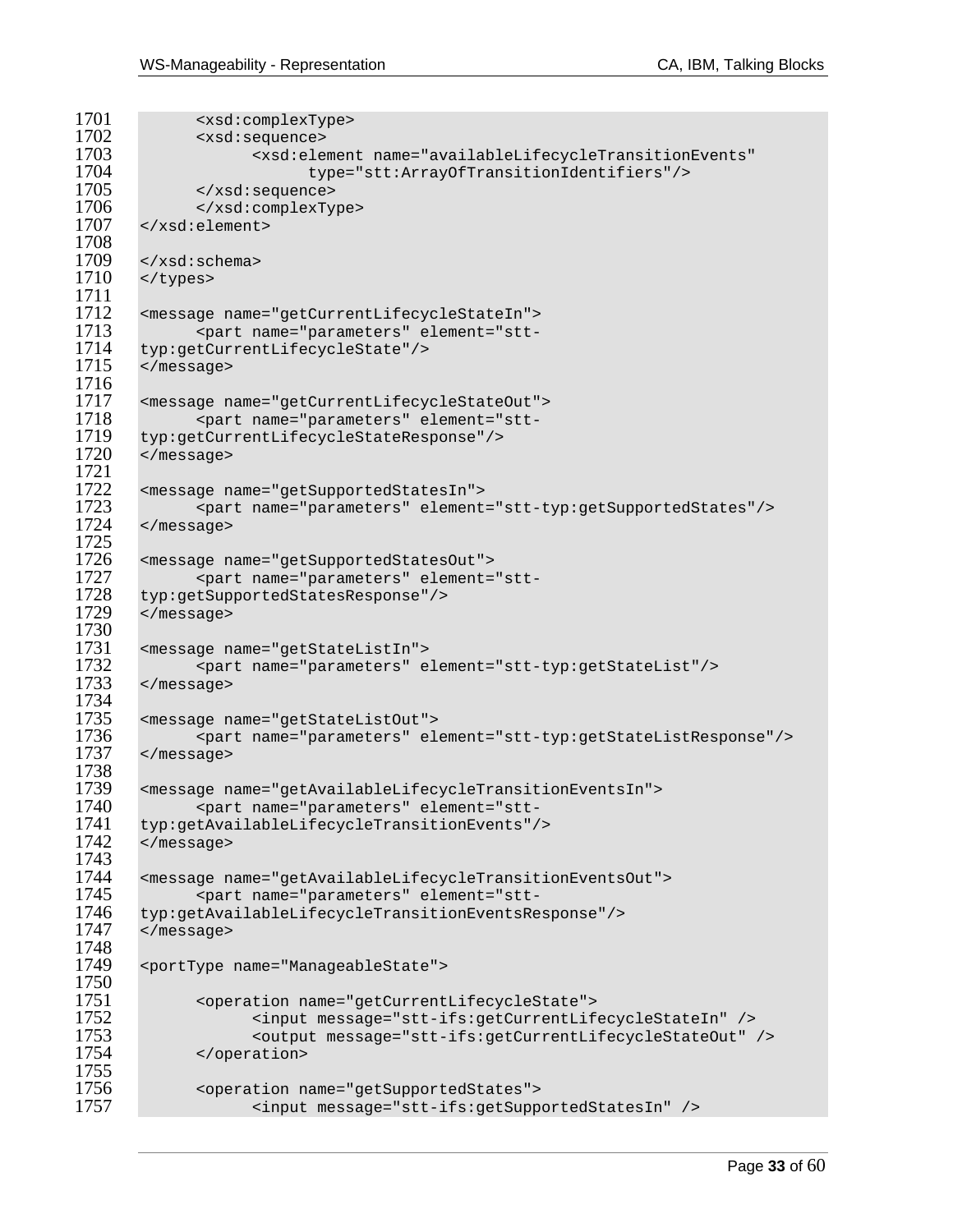```
1701          <xsd:complexType>
1702          <xsd:sequence>
1703                <xsd:element name="availableLifecycleTransitionEvents"
1704                      type="stt:ArrayOfTransitionIdentifiers"/>
1705          </xsd:sequence>
1706          </xsd:complexType>
1707    </xsd:element>
1708
1709    </xsd:schema>
1710    </types>
1711
1712    <message name="getCurrentLifecycleStateIn">
1713          <part name="parameters" element="stt-
1714    typ:getCurrentLifecycleState"/>
1715    </message>
1716
1717    <message name="getCurrentLifecycleStateOut">
1718          <part name="parameters" element="stt-
1719    typ:getCurrentLifecycleStateResponse"/>
1720    </message>
1721
1722    <message name="getSupportedStatesIn">
1723          <part name="parameters" element="stt-typ:getSupportedStates"/>
1724    </message>
1725
1726    <message name="getSupportedStatesOut">
1727          <part name="parameters" element="stt-
1728    typ:getSupportedStatesResponse"/>
1729    </message>
1730
1731    <message name="getStateListIn">
1732          <part name="parameters" element="stt-typ:getStateList"/>
1733    </message>
1734
1735    <message name="getStateListOut">
1736          <part name="parameters" element="stt-typ:getStateListResponse"/>
1737    </message>
1738
1739    <message name="getAvailableLifecycleTransitionEventsIn">
1740          <part name="parameters" element="stt-
1741    typ:getAvailableLifecycleTransitionEvents"/>
1742    </message>
1743
1744    <message name="getAvailableLifecycleTransitionEventsOut">
1745          <part name="parameters" element="stt-
1746    typ:getAvailableLifecycleTransitionEventsResponse"/>
1747    </message>
1748
1749    <portType name="ManageableState">
1750
1751          <operation name="getCurrentLifecycleState">
1752                <input message="stt-ifs:getCurrentLifecycleStateIn" />
1753                <output message="stt-ifs:getCurrentLifecycleStateOut" />
1754          </operation>
1755
1756          <operation name="getSupportedStates">
1757                <input message="stt-ifs:getSupportedStatesIn" />
```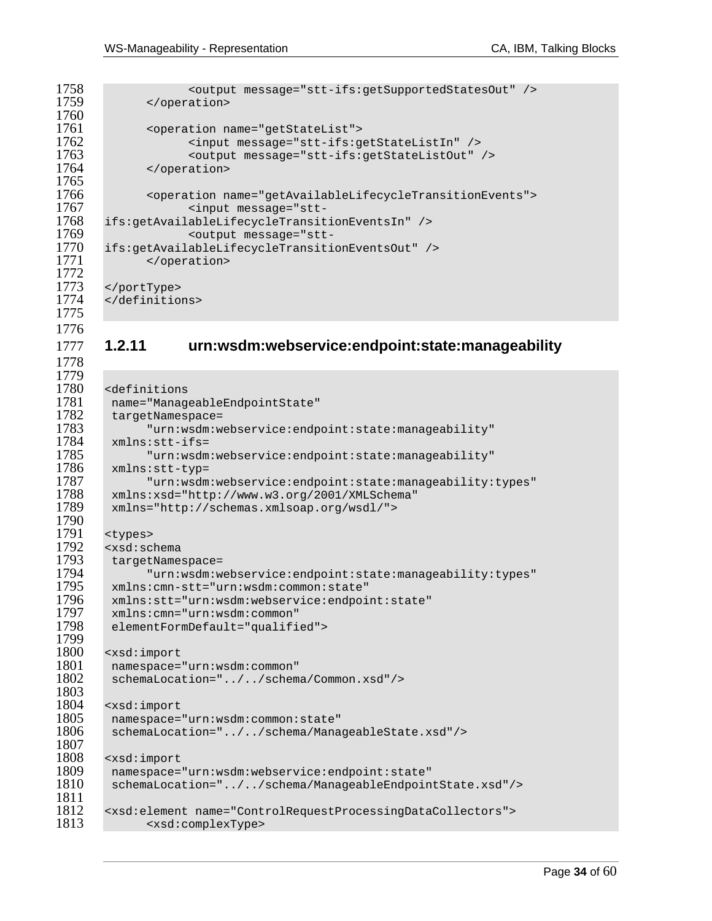```
            <output message="stt-ifs:getSupportedStatesOut" />
      </operation>

      <operation name="getStateList">
            <input message="stt-ifs:getStateListIn" />
            <output message="stt-ifs:getStateListOut" />
      </operation>

      <operation name="getAvailableLifecycleTransitionEvents">
            <input message="stt-
ifs:getAvailableLifecycleTransitionEventsIn" />
            <output message="stt-
ifs:getAvailableLifecycleTransitionEventsOut" />
      </operation>

</portType>
</definitions>
```

### 1.2.11 urn:wsdm:webservice:endpoint:state:manageability

```
<definitions
 name="ManageableEndpointState"
 targetNamespace=
      "urn:wsdm:webservice:endpoint:state:manageability"
 xmlns:stt-ifs=
      "urn:wsdm:webservice:endpoint:state:manageability"
 xmlns:stt-typ=
      "urn:wsdm:webservice:endpoint:state:manageability:types"
 xmlns:xsd="http://www.w3.org/2001/XMLSchema"
 xmlns="http://schemas.xmlsoap.org/wsdl/">

<types>
<xsd:schema
 targetNamespace=
      "urn:wsdm:webservice:endpoint:state:manageability:types"
 xmlns:cmn-stt="urn:wsdm:common:state"
 xmlns:stt="urn:wsdm:webservice:endpoint:state"
 xmlns:cmn="urn:wsdm:common"
 elementFormDefault="qualified">

<xsd:import
 namespace="urn:wsdm:common"
 schemaLocation="../../schema/Common.xsd"/>

<xsd:import
 namespace="urn:wsdm:common:state"
 schemaLocation="../../schema/ManageableState.xsd"/>

<xsd:import
 namespace="urn:wsdm:webservice:endpoint:state"
 schemaLocation="../../schema/ManageableEndpointState.xsd"/>

<xsd:element name="ControlRequestProcessingDataCollectors">
      <xsd:complexType>
```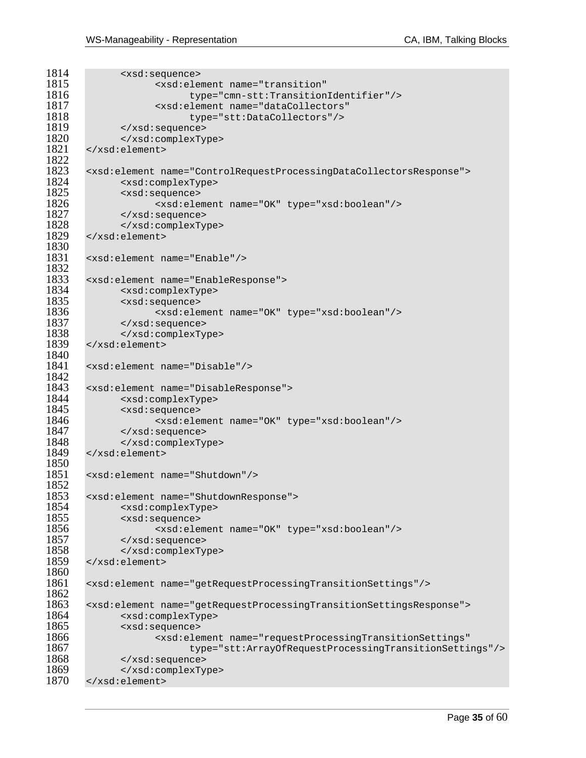```
1814        <xsd:sequence>
1815              <xsd:element name="transition"
1816                    type="cmn-stt:TransitionIdentifier"/>
1817              <xsd:element name="dataCollectors"
1818                    type="stt:DataCollectors"/>
1819        </xsd:sequence>
1820        </xsd:complexType>
1821  </xsd:element>
1822
1823  <xsd:element name="ControlRequestProcessingDataCollectorsResponse">
1824        <xsd:complexType>
1825        <xsd:sequence>
1826              <xsd:element name="OK" type="xsd:boolean"/>
1827        </xsd:sequence>
1828        </xsd:complexType>
1829  </xsd:element>
1830
1831  <xsd:element name="Enable"/>
1832
1833  <xsd:element name="EnableResponse">
1834        <xsd:complexType>
1835        <xsd:sequence>
1836              <xsd:element name="OK" type="xsd:boolean"/>
1837        </xsd:sequence>
1838        </xsd:complexType>
1839  </xsd:element>
1840
1841  <xsd:element name="Disable"/>
1842
1843  <xsd:element name="DisableResponse">
1844        <xsd:complexType>
1845        <xsd:sequence>
1846              <xsd:element name="OK" type="xsd:boolean"/>
1847        </xsd:sequence>
1848        </xsd:complexType>
1849  </xsd:element>
1850
1851  <xsd:element name="Shutdown"/>
1852
1853  <xsd:element name="ShutdownResponse">
1854        <xsd:complexType>
1855        <xsd:sequence>
1856              <xsd:element name="OK" type="xsd:boolean"/>
1857        </xsd:sequence>
1858        </xsd:complexType>
1859  </xsd:element>
1860
1861  <xsd:element name="getRequestProcessingTransitionSettings"/>
1862
1863  <xsd:element name="getRequestProcessingTransitionSettingsResponse">
1864        <xsd:complexType>
1865        <xsd:sequence>
1866              <xsd:element name="requestProcessingTransitionSettings"
1867                    type="stt:ArrayOfRequestProcessingTransitionSettings"/>
1868        </xsd:sequence>
1869        </xsd:complexType>
1870  </xsd:element>
```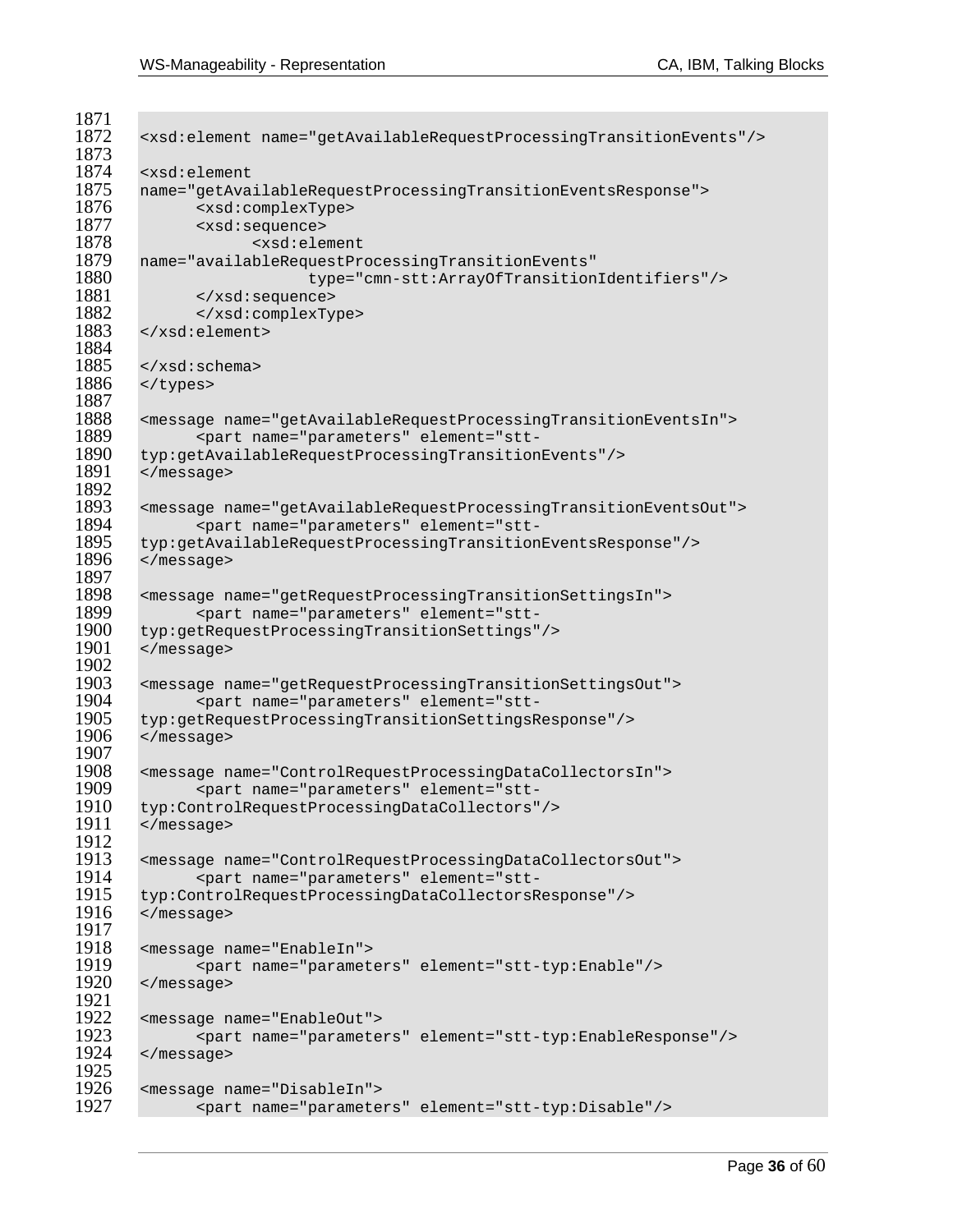```
<xsd:element name="getAvailableRequestProcessingTransitionEvents"/>

<xsd:element
name="getAvailableRequestProcessingTransitionEventsResponse">
      <xsd:complexType>
      <xsd:sequence>
            <xsd:element
name="availableRequestProcessingTransitionEvents"
                  type="cmn-stt:ArrayOfTransitionIdentifiers"/>
      </xsd:sequence>
      </xsd:complexType>
</xsd:element>

</xsd:schema>
</types>

<message name="getAvailableRequestProcessingTransitionEventsIn">
      <part name="parameters" element="stt-
typ:getAvailableRequestProcessingTransitionEvents"/>
</message>

<message name="getAvailableRequestProcessingTransitionEventsOut">
      <part name="parameters" element="stt-
typ:getAvailableRequestProcessingTransitionEventsResponse"/>
</message>

<message name="getRequestProcessingTransitionSettingsIn">
      <part name="parameters" element="stt-
typ:getRequestProcessingTransitionSettings"/>
</message>

<message name="getRequestProcessingTransitionSettingsOut">
      <part name="parameters" element="stt-
typ:getRequestProcessingTransitionSettingsResponse"/>
</message>

<message name="ControlRequestProcessingDataCollectorsIn">
      <part name="parameters" element="stt-
typ:ControlRequestProcessingDataCollectors"/>
</message>

<message name="ControlRequestProcessingDataCollectorsOut">
      <part name="parameters" element="stt-
typ:ControlRequestProcessingDataCollectorsResponse"/>
</message>

<message name="EnableIn">
      <part name="parameters" element="stt-typ:Enable"/>
</message>

<message name="EnableOut">
      <part name="parameters" element="stt-typ:EnableResponse"/>
</message>

<message name="DisableIn">
      <part name="parameters" element="stt-typ:Disable"/>
```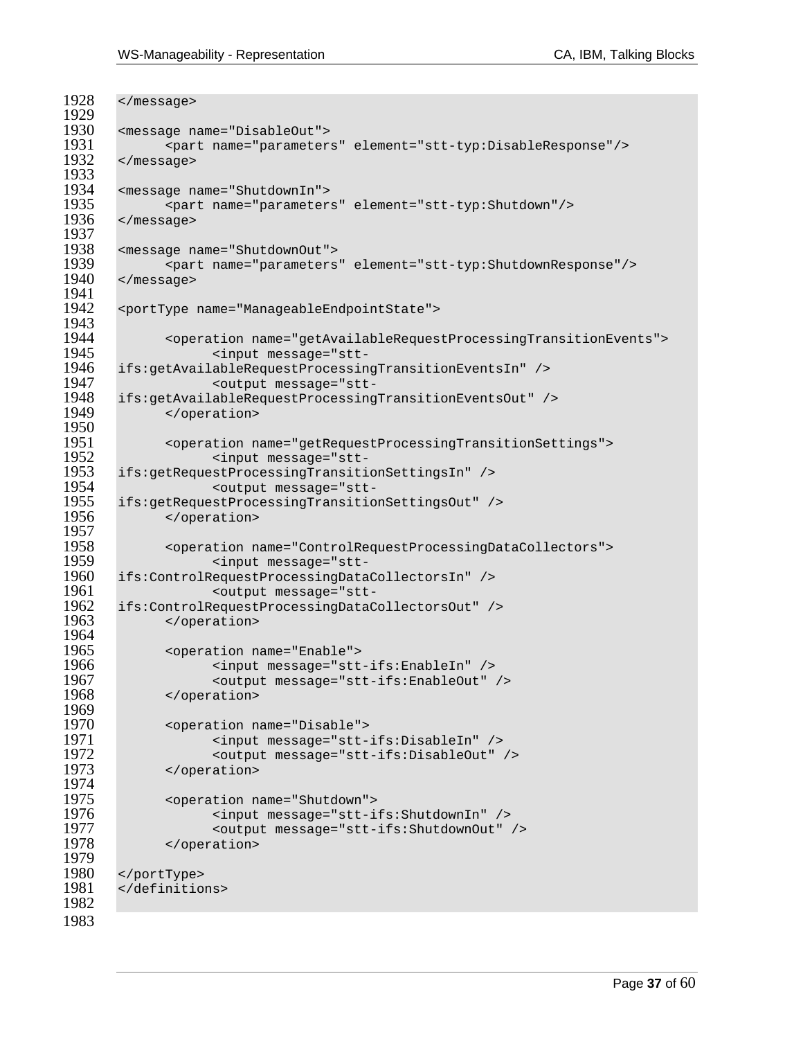```
</message>

<message name="DisableOut">
      <part name="parameters" element="stt-typ:DisableResponse"/>
</message>

<message name="ShutdownIn">
      <part name="parameters" element="stt-typ:Shutdown"/>
</message>

<message name="ShutdownOut">
      <part name="parameters" element="stt-typ:ShutdownResponse"/>
</message>

<portType name="ManageableEndpointState">

      <operation name="getAvailableRequestProcessingTransitionEvents">
            <input message="stt-
ifs:getAvailableRequestProcessingTransitionEventsIn" />
            <output message="stt-
ifs:getAvailableRequestProcessingTransitionEventsOut" />
      </operation>

      <operation name="getRequestProcessingTransitionSettings">
            <input message="stt-
ifs:getRequestProcessingTransitionSettingsIn" />
            <output message="stt-
ifs:getRequestProcessingTransitionSettingsOut" />
      </operation>

      <operation name="ControlRequestProcessingDataCollectors">
            <input message="stt-
ifs:ControlRequestProcessingDataCollectorsIn" />
            <output message="stt-
ifs:ControlRequestProcessingDataCollectorsOut" />
      </operation>

      <operation name="Enable">
            <input message="stt-ifs:EnableIn" />
            <output message="stt-ifs:EnableOut" />
      </operation>

      <operation name="Disable">
            <input message="stt-ifs:DisableIn" />
            <output message="stt-ifs:DisableOut" />
      </operation>

      <operation name="Shutdown">
            <input message="stt-ifs:ShutdownIn" />
            <output message="stt-ifs:ShutdownOut" />
      </operation>

</portType>
</definitions>
```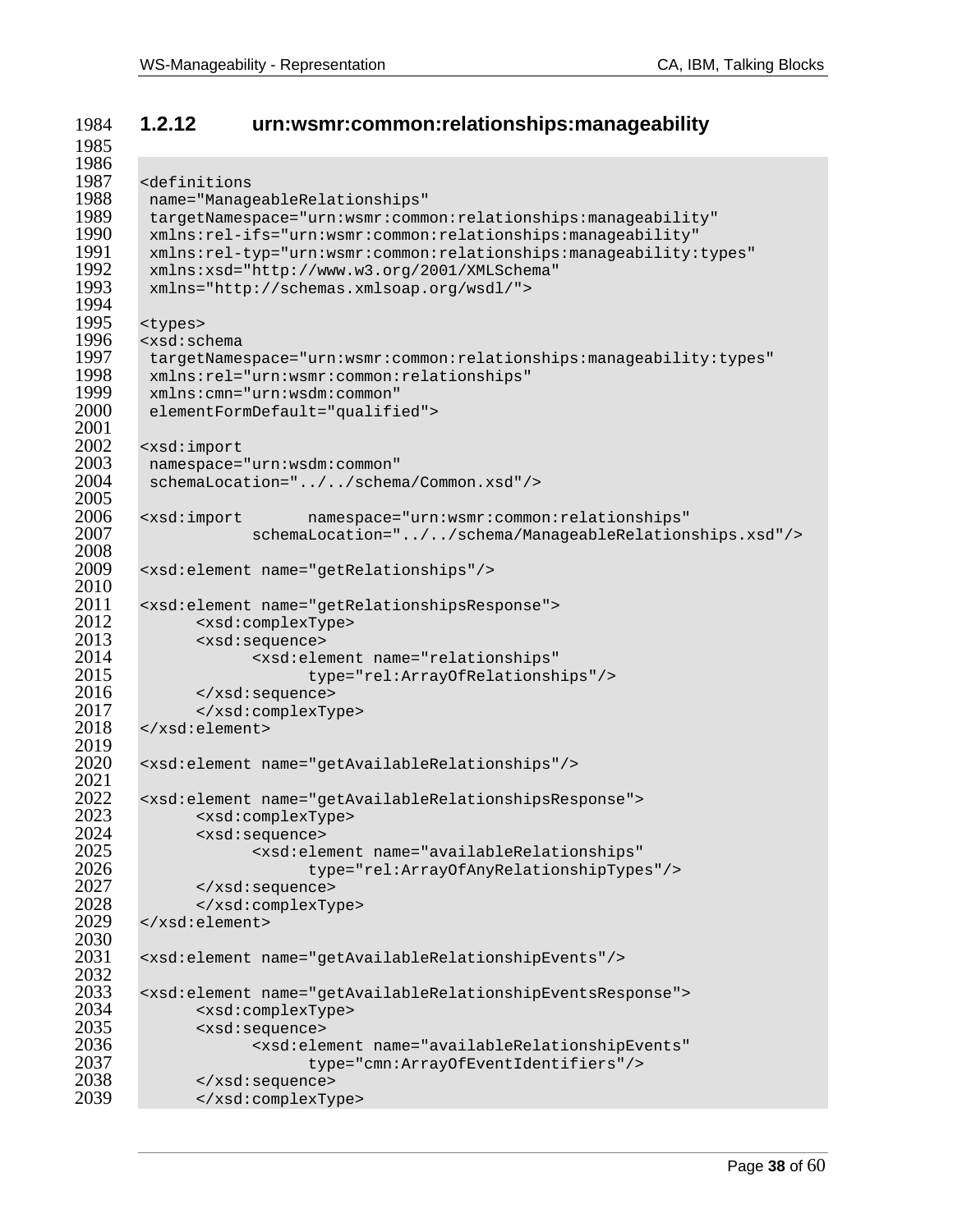### 1.2.12 urn:wsmr:common:relationships:manageability

```
<definitions
 name="ManageableRelationships"
 targetNamespace="urn:wsmr:common:relationships:manageability"
 xmlns:rel-ifs="urn:wsmr:common:relationships:manageability"
 xmlns:rel-typ="urn:wsmr:common:relationships:manageability:types"
 xmlns:xsd="http://www.w3.org/2001/XMLSchema"
 xmlns="http://schemas.xmlsoap.org/wsdl/">

<types>
<xsd:schema
 targetNamespace="urn:wsmr:common:relationships:manageability:types"
 xmlns:rel="urn:wsmr:common:relationships"
 xmlns:cmn="urn:wsdm:common"
 elementFormDefault="qualified">

<xsd:import
 namespace="urn:wsdm:common"
 schemaLocation="../../schema/Common.xsd"/>

<xsd:import       namespace="urn:wsmr:common:relationships"
            schemaLocation="../../schema/ManageableRelationships.xsd"/>

<xsd:element name="getRelationships"/>

<xsd:element name="getRelationshipsResponse">
      <xsd:complexType>
      <xsd:sequence>
            <xsd:element name="relationships"
                  type="rel:ArrayOfRelationships"/>
      </xsd:sequence>
      </xsd:complexType>
</xsd:element>

<xsd:element name="getAvailableRelationships"/>

<xsd:element name="getAvailableRelationshipsResponse">
      <xsd:complexType>
      <xsd:sequence>
            <xsd:element name="availableRelationships"
                  type="rel:ArrayOfAnyRelationshipTypes"/>
      </xsd:sequence>
      </xsd:complexType>
</xsd:element>

<xsd:element name="getAvailableRelationshipEvents"/>

<xsd:element name="getAvailableRelationshipEventsResponse">
      <xsd:complexType>
      <xsd:sequence>
            <xsd:element name="availableRelationshipEvents"
                  type="cmn:ArrayOfEventIdentifiers"/>
      </xsd:sequence>
      </xsd:complexType>
```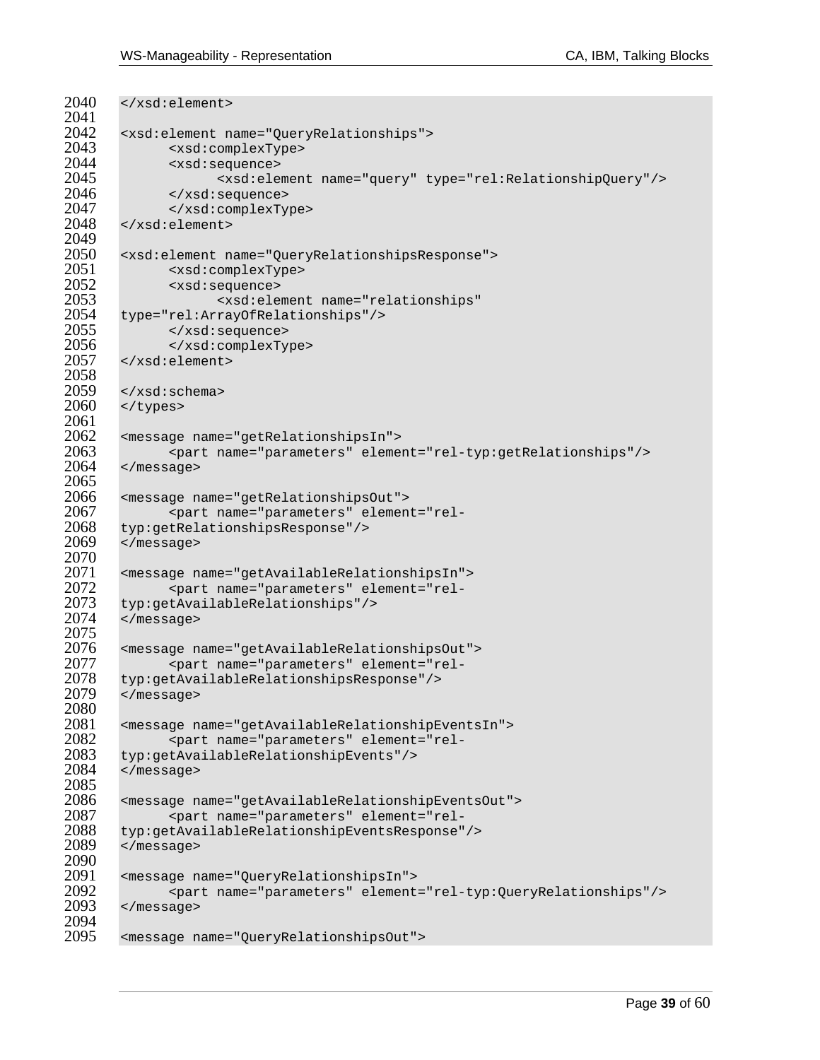```
2040    </xsd:element>
2041
2042    <xsd:element name="QueryRelationships">
2043          <xsd:complexType>
2044          <xsd:sequence>
2045                <xsd:element name="query" type="rel:RelationshipQuery"/>
2046          </xsd:sequence>
2047          </xsd:complexType>
2048    </xsd:element>
2049
2050    <xsd:element name="QueryRelationshipsResponse">
2051          <xsd:complexType>
2052          <xsd:sequence>
2053                <xsd:element name="relationships"
2054    type="rel:ArrayOfRelationships"/>
2055          </xsd:sequence>
2056          </xsd:complexType>
2057    </xsd:element>
2058
2059    </xsd:schema>
2060    </types>
2061
2062    <message name="getRelationshipsIn">
2063          <part name="parameters" element="rel-typ:getRelationships"/>
2064    </message>
2065
2066    <message name="getRelationshipsOut">
2067          <part name="parameters" element="rel-
2068    typ:getRelationshipsResponse"/>
2069    </message>
2070
2071    <message name="getAvailableRelationshipsIn">
2072          <part name="parameters" element="rel-
2073    typ:getAvailableRelationships"/>
2074    </message>
2075
2076    <message name="getAvailableRelationshipsOut">
2077          <part name="parameters" element="rel-
2078    typ:getAvailableRelationshipsResponse"/>
2079    </message>
2080
2081    <message name="getAvailableRelationshipEventsIn">
2082          <part name="parameters" element="rel-
2083    typ:getAvailableRelationshipEvents"/>
2084    </message>
2085
2086    <message name="getAvailableRelationshipEventsOut">
2087          <part name="parameters" element="rel-
2088    typ:getAvailableRelationshipEventsResponse"/>
2089    </message>
2090
2091    <message name="QueryRelationshipsIn">
2092          <part name="parameters" element="rel-typ:QueryRelationships"/>
2093    </message>
2094
2095    <message name="QueryRelationshipsOut">
```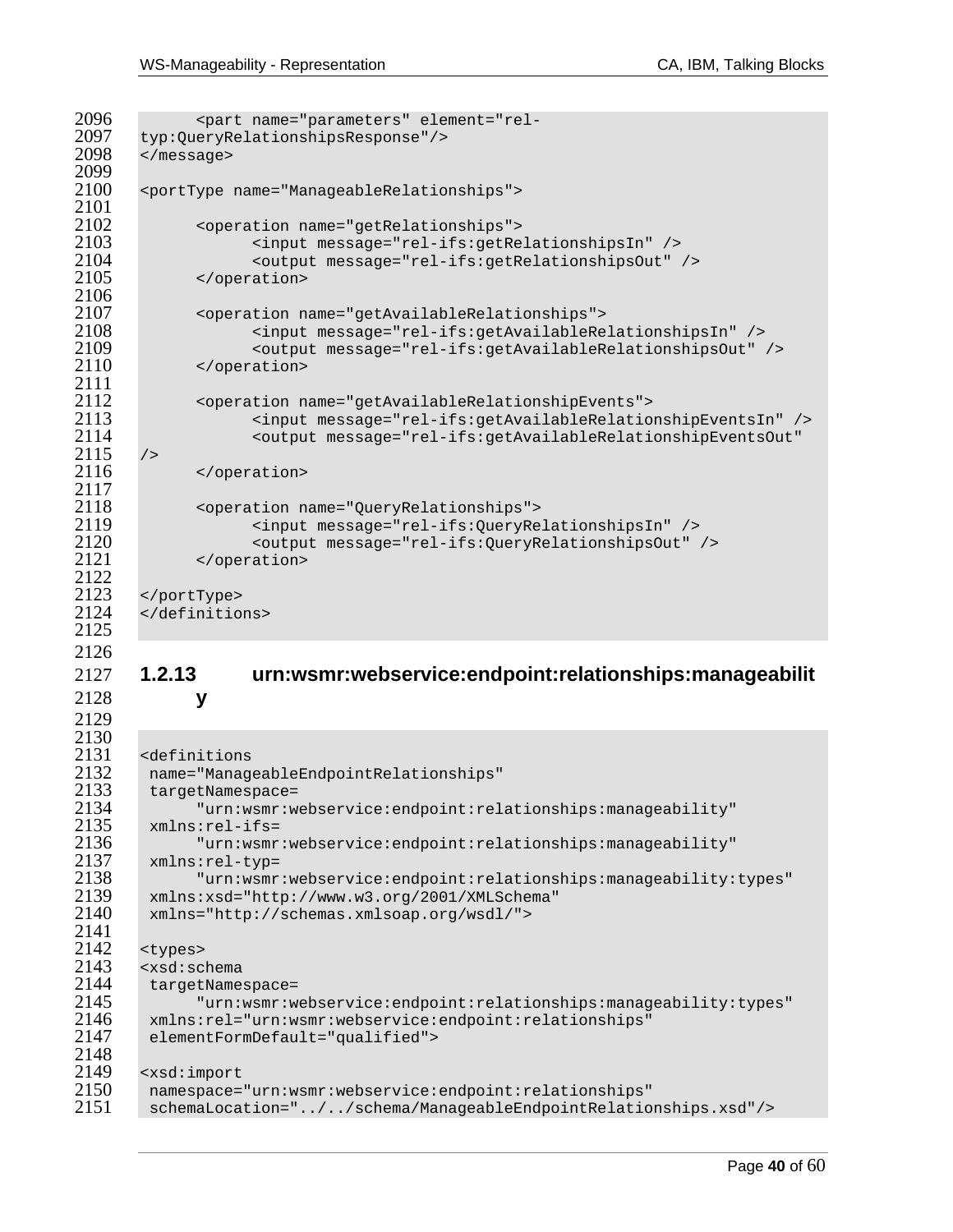```
      <part name="parameters" element="rel-
typ:QueryRelationshipsResponse"/>
</message>

<portType name="ManageableRelationships">

      <operation name="getRelationships">
            <input message="rel-ifs:getRelationshipsIn" />
            <output message="rel-ifs:getRelationshipsOut" />
      </operation>

      <operation name="getAvailableRelationships">
            <input message="rel-ifs:getAvailableRelationshipsIn" />
            <output message="rel-ifs:getAvailableRelationshipsOut" />
      </operation>

      <operation name="getAvailableRelationshipEvents">
            <input message="rel-ifs:getAvailableRelationshipEventsIn" />
            <output message="rel-ifs:getAvailableRelationshipEventsOut"
/>
      </operation>

      <operation name="QueryRelationships">
            <input message="rel-ifs:QueryRelationshipsIn" />
            <output message="rel-ifs:QueryRelationshipsOut" />
      </operation>

</portType>
</definitions>
```

### 1.2.13 urn:wsmr:webservice:endpoint:relationships:manageability

```
<definitions
 name="ManageableEndpointRelationships"
 targetNamespace=
      "urn:wsmr:webservice:endpoint:relationships:manageability"
 xmlns:rel-ifs=
      "urn:wsmr:webservice:endpoint:relationships:manageability"
 xmlns:rel-typ=
      "urn:wsmr:webservice:endpoint:relationships:manageability:types"
 xmlns:xsd="http://www.w3.org/2001/XMLSchema"
 xmlns="http://schemas.xmlsoap.org/wsdl/">

<types>
<xsd:schema
 targetNamespace=
      "urn:wsmr:webservice:endpoint:relationships:manageability:types"
 xmlns:rel="urn:wsmr:webservice:endpoint:relationships"
 elementFormDefault="qualified">

<xsd:import
 namespace="urn:wsmr:webservice:endpoint:relationships"
 schemaLocation="../../schema/ManageableEndpointRelationships.xsd"/>
```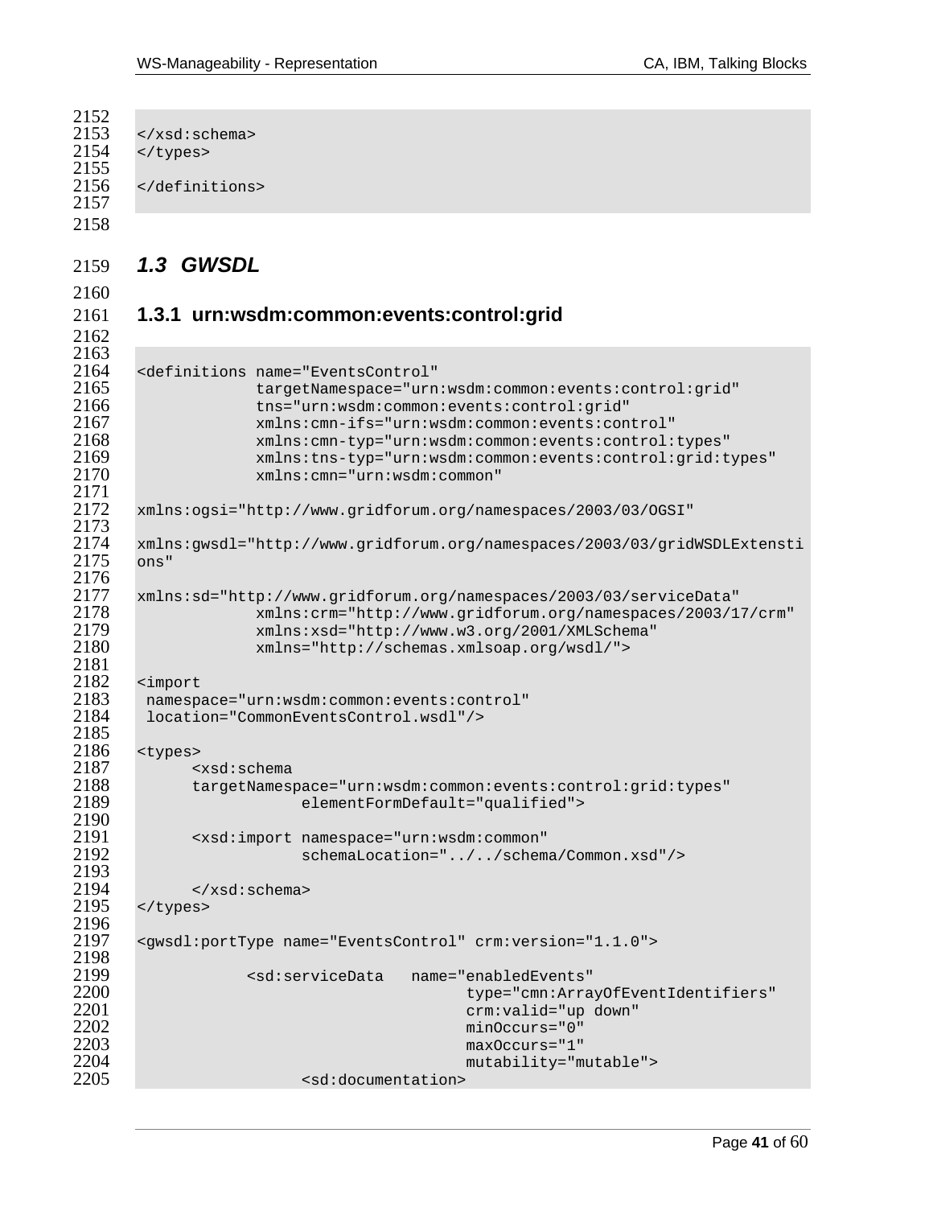```
</xsd:schema>
</types>

</definitions>
```

## 1.3 GWSDL

### 1.3.1 urn:wsdm:common:events:control:grid

```
<definitions name="EventsControl"
             targetNamespace="urn:wsdm:common:events:control:grid"
             tns="urn:wsdm:common:events:control:grid"
             xmlns:cmn-ifs="urn:wsdm:common:events:control"
             xmlns:cmn-typ="urn:wsdm:common:events:control:types"
             xmlns:tns-typ="urn:wsdm:common:events:control:grid:types"
             xmlns:cmn="urn:wsdm:common"

xmlns:ogsi="http://www.gridforum.org/namespaces/2003/03/OGSI"

xmlns:gwsdl="http://www.gridforum.org/namespaces/2003/03/gridWSDLExtensi
ons"

xmlns:sd="http://www.gridforum.org/namespaces/2003/03/serviceData"
             xmlns:crm="http://www.gridforum.org/namespaces/2003/17/crm"
             xmlns:xsd="http://www.w3.org/2001/XMLSchema"
             xmlns="http://schemas.xmlsoap.org/wsdl/">

<import
 namespace="urn:wsdm:common:events:control"
 location="CommonEventsControl.wsdl"/>

<types>
      <xsd:schema
      targetNamespace="urn:wsdm:common:events:control:grid:types"
                  elementFormDefault="qualified">

      <xsd:import namespace="urn:wsdm:common"
                  schemaLocation="../../schema/Common.xsd"/>

      </xsd:schema>
</types>

<gwsdl:portType name="EventsControl" crm:version="1.1.0">

            <sd:serviceData   name="enabledEvents"
                                    type="cmn:ArrayOfEventIdentifiers"
                                    crm:valid="up down"
                                    minOccurs="0"
                                    maxOccurs="1"
                                    mutability="mutable">
                  <sd:documentation>
```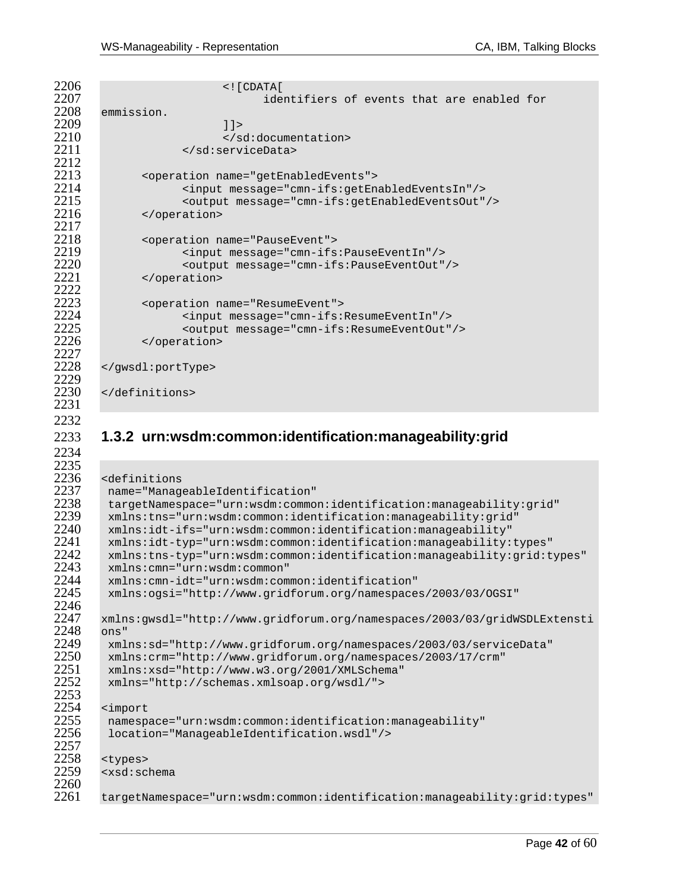```
                  <![CDATA[
                        identifiers of events that are enabled for
emmission.
                  ]]>
                  </sd:documentation>
            </sd:serviceData>

      <operation name="getEnabledEvents">
            <input message="cmn-ifs:getEnabledEventsIn"/>
            <output message="cmn-ifs:getEnabledEventsOut"/>
      </operation>

      <operation name="PauseEvent">
            <input message="cmn-ifs:PauseEventIn"/>
            <output message="cmn-ifs:PauseEventOut"/>
      </operation>

      <operation name="ResumeEvent">
            <input message="cmn-ifs:ResumeEventIn"/>
            <output message="cmn-ifs:ResumeEventOut"/>
      </operation>

</gwsdl:portType>

</definitions>
```

### 1.3.2 urn:wsdm:common:identification:manageability:grid

```
<definitions
 name="ManageableIdentification"
 targetNamespace="urn:wsdm:common:identification:manageability:grid"
 xmlns:tns="urn:wsdm:common:identification:manageability:grid"
 xmlns:idt-ifs="urn:wsdm:common:identification:manageability"
 xmlns:idt-typ="urn:wsdm:common:identification:manageability:types"
 xmlns:tns-typ="urn:wsdm:common:identification:manageability:grid:types"
 xmlns:cmn="urn:wsdm:common"
 xmlns:cmn-idt="urn:wsdm:common:identification"
 xmlns:ogsi="http://www.gridforum.org/namespaces/2003/03/OGSI"

xmlns:gwsdl="http://www.gridforum.org/namespaces/2003/03/gridWSDLExtensi
ons"
 xmlns:sd="http://www.gridforum.org/namespaces/2003/03/serviceData"
 xmlns:crm="http://www.gridforum.org/namespaces/2003/17/crm"
 xmlns:xsd="http://www.w3.org/2001/XMLSchema"
 xmlns="http://schemas.xmlsoap.org/wsdl/">

<import
 namespace="urn:wsdm:common:identification:manageability"
 location="ManageableIdentification.wsdl"/>

<types>
<xsd:schema

targetNamespace="urn:wsdm:common:identification:manageability:grid:types"
```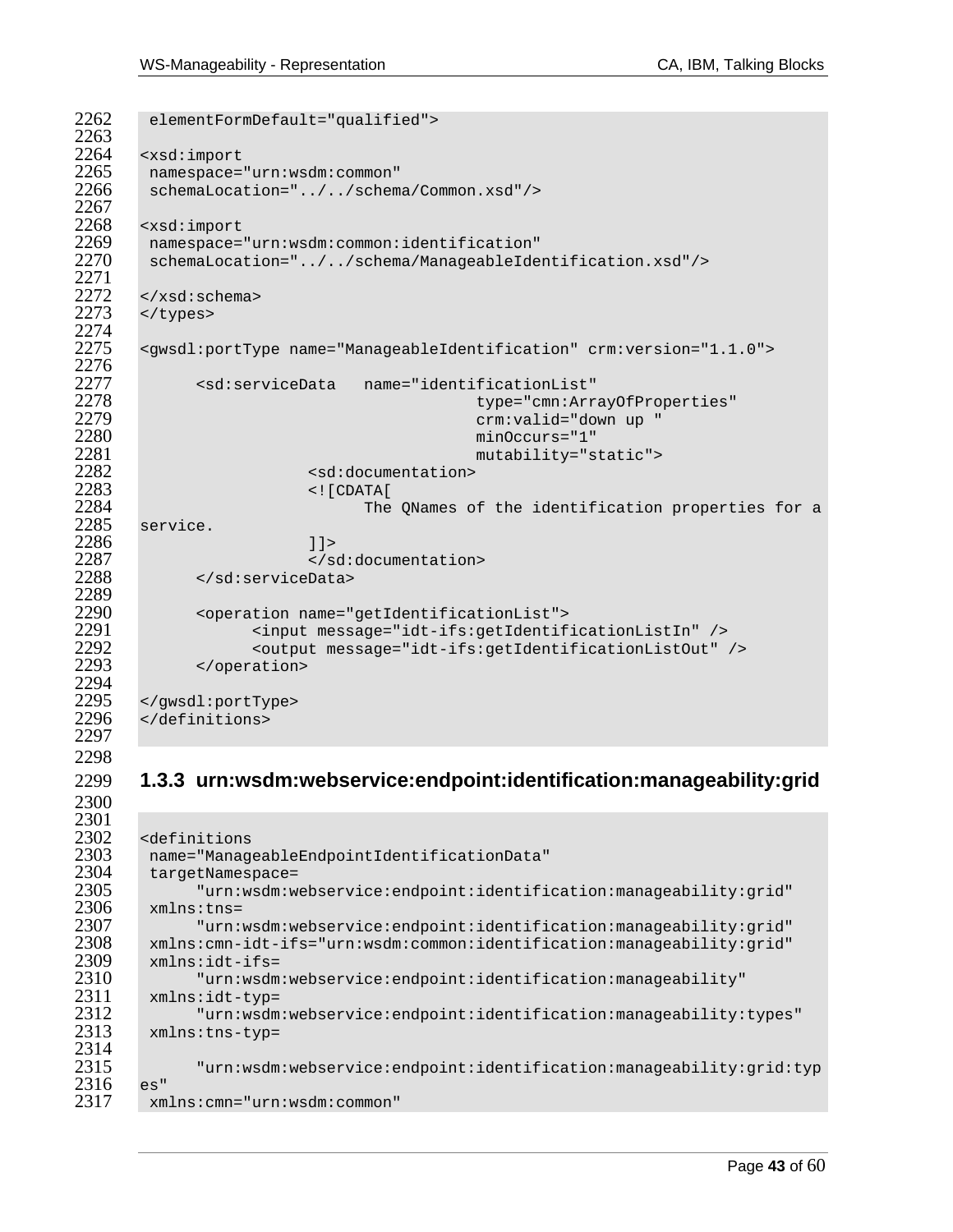```
 elementFormDefault="qualified">

<xsd:import
 namespace="urn:wsdm:common"
 schemaLocation="../../schema/Common.xsd"/>

<xsd:import
 namespace="urn:wsdm:common:identification"
 schemaLocation="../../schema/ManageableIdentification.xsd"/>

</xsd:schema>
</types>

<gwsdl:portType name="ManageableIdentification" crm:version="1.1.0">

      <sd:serviceData   name="identificationList"
                              type="cmn:ArrayOfProperties"
                              crm:valid="down up "
                              minOccurs="1"
                              mutability="static">
                  <sd:documentation>
                  <![CDATA[
                        The QNames of the identification properties for a
service.
                  ]]>
                  </sd:documentation>
      </sd:serviceData>

      <operation name="getIdentificationList">
            <input message="idt-ifs:getIdentificationListIn" />
            <output message="idt-ifs:getIdentificationListOut" />
      </operation>

</gwsdl:portType>
</definitions>
```

### 1.3.3 urn:wsdm:webservice:endpoint:identification:manageability:grid

```
<definitions
 name="ManageableEndpointIdentificationData"
 targetNamespace=
      "urn:wsdm:webservice:endpoint:identification:manageability:grid"
 xmlns:tns=
      "urn:wsdm:webservice:endpoint:identification:manageability:grid"
 xmlns:cmn-idt-ifs="urn:wsdm:common:identification:manageability:grid"
 xmlns:idt-ifs=
      "urn:wsdm:webservice:endpoint:identification:manageability"
 xmlns:idt-typ=
      "urn:wsdm:webservice:endpoint:identification:manageability:types"
 xmlns:tns-typ=

      "urn:wsdm:webservice:endpoint:identification:manageability:grid:typ
es"
 xmlns:cmn="urn:wsdm:common"
```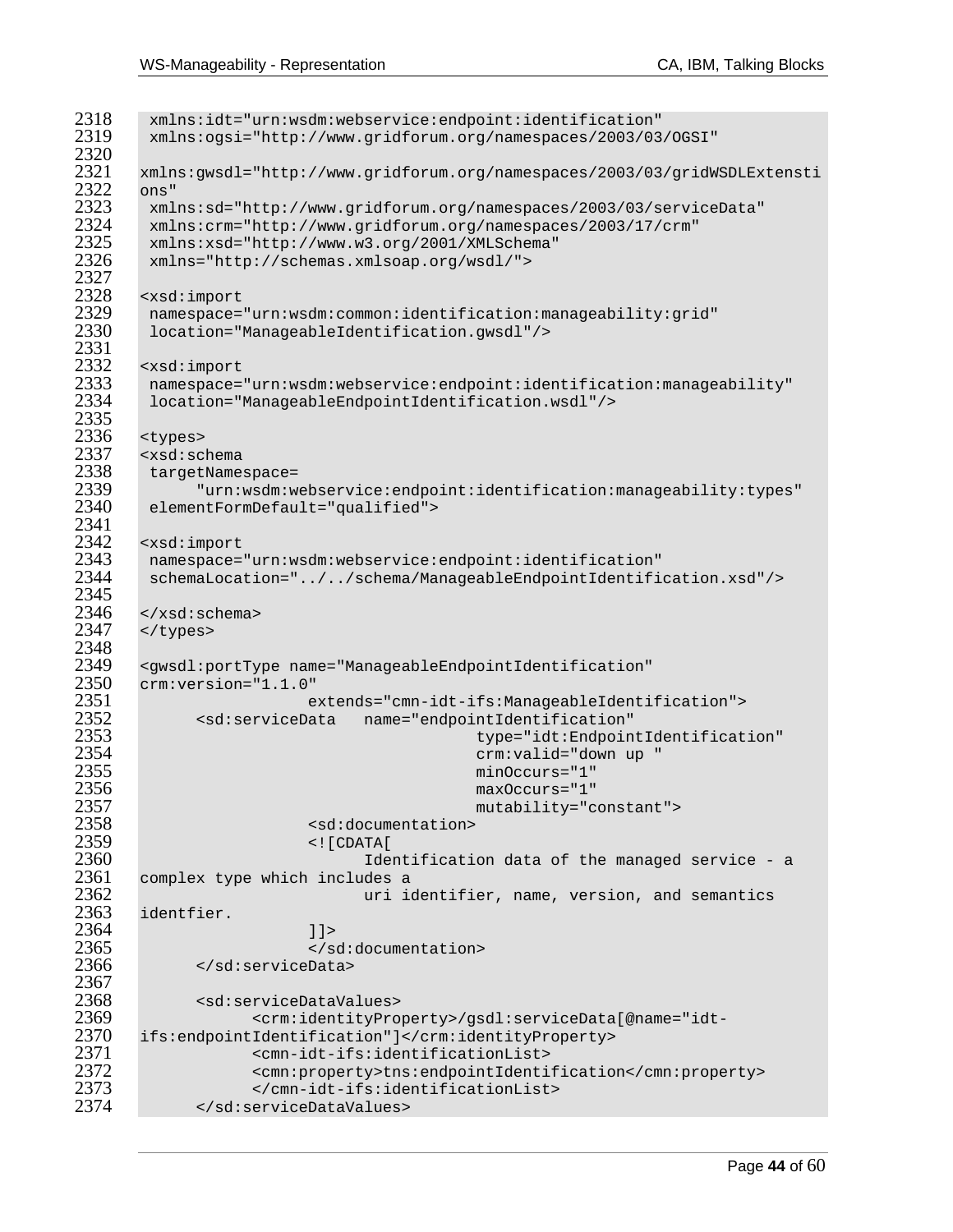```
 xmlns:idt="urn:wsdm:webservice:endpoint:identification"
 xmlns:ogsi="http://www.gridforum.org/namespaces/2003/03/OGSI"

xmlns:gwsdl="http://www.gridforum.org/namespaces/2003/03/gridWSDLExtensi
ons"
 xmlns:sd="http://www.gridforum.org/namespaces/2003/03/serviceData"
 xmlns:crm="http://www.gridforum.org/namespaces/2003/17/crm"
 xmlns:xsd="http://www.w3.org/2001/XMLSchema"
 xmlns="http://schemas.xmlsoap.org/wsdl/">

<xsd:import
 namespace="urn:wsdm:common:identification:manageability:grid"
 location="ManageableIdentification.gwsdl"/>

<xsd:import
 namespace="urn:wsdm:webservice:endpoint:identification:manageability"
 location="ManageableEndpointIdentification.wsdl"/>

<types>
<xsd:schema
 targetNamespace=
      "urn:wsdm:webservice:endpoint:identification:manageability:types"
 elementFormDefault="qualified">

<xsd:import
 namespace="urn:wsdm:webservice:endpoint:identification"
 schemaLocation="../../schema/ManageableEndpointIdentification.xsd"/>

</xsd:schema>
</types>

<gwsdl:portType name="ManageableEndpointIdentification"
crm:version="1.1.0"
                  extends="cmn-idt-ifs:ManageableIdentification">
      <sd:serviceData   name="endpointIdentification"
                                    type="idt:EndpointIdentification"
                                    crm:valid="down up "
                                    minOccurs="1"
                                    maxOccurs="1"
                                    mutability="constant">
                  <sd:documentation>
                  <![CDATA[
                        Identification data of the managed service - a
complex type which includes a
                        uri identifier, name, version, and semantics
identfier.
                  ]]>
                  </sd:documentation>
      </sd:serviceData>

      <sd:serviceDataValues>
            <crm:identityProperty>/gsdl:serviceData[@name="idt-
ifs:endpointIdentification"]</crm:identityProperty>
            <cmn-idt-ifs:identificationList>
            <cmn:property>tns:endpointIdentification</cmn:property>
            </cmn-idt-ifs:identificationList>
      </sd:serviceDataValues>
```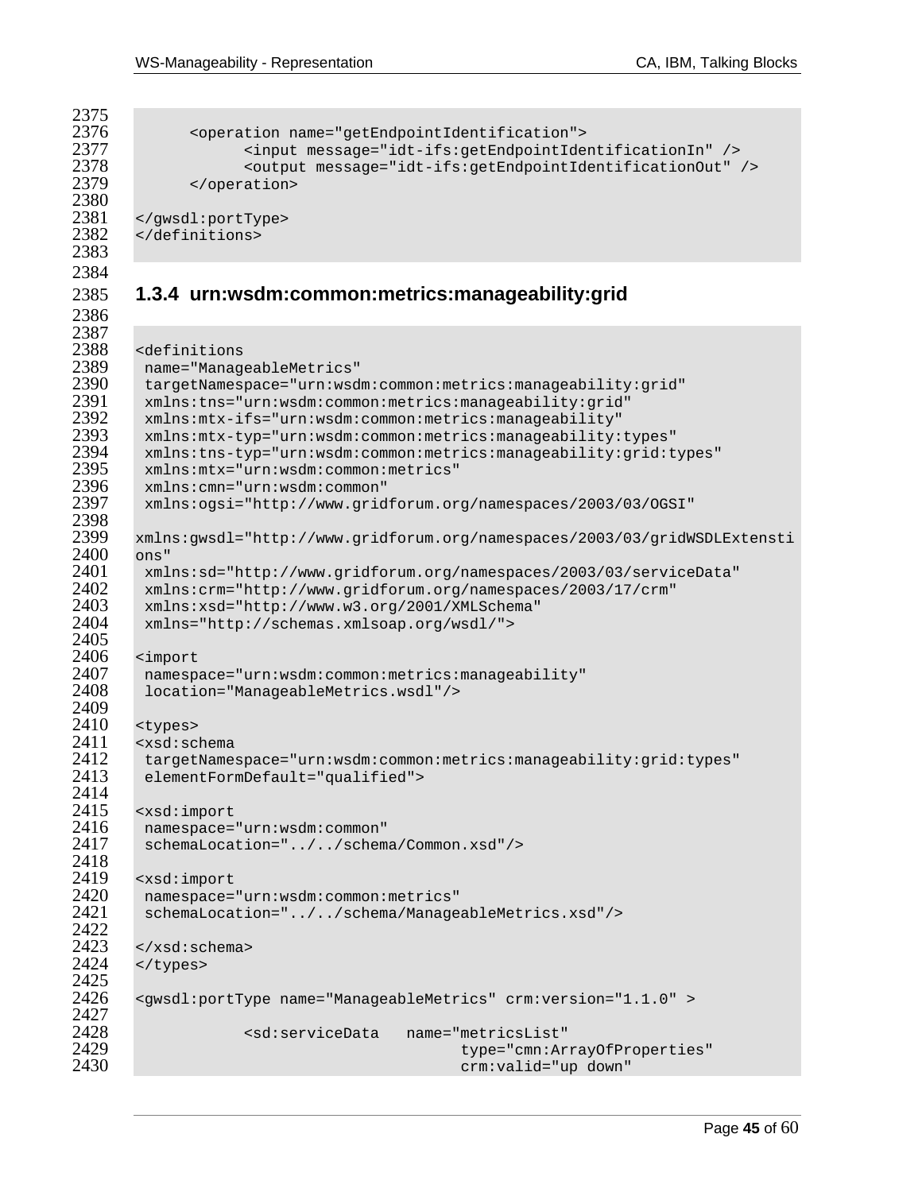```
      <operation name="getEndpointIdentification">
            <input message="idt-ifs:getEndpointIdentificationIn" />
            <output message="idt-ifs:getEndpointIdentificationOut" />
      </operation>

</gwsdl:portType>
</definitions>
```

### 1.3.4 urn:wsdm:common:metrics:manageability:grid

```
<definitions
 name="ManageableMetrics"
 targetNamespace="urn:wsdm:common:metrics:manageability:grid"
 xmlns:tns="urn:wsdm:common:metrics:manageability:grid"
 xmlns:mtx-ifs="urn:wsdm:common:metrics:manageability"
 xmlns:mtx-typ="urn:wsdm:common:metrics:manageability:types"
 xmlns:tns-typ="urn:wsdm:common:metrics:manageability:grid:types"
 xmlns:mtx="urn:wsdm:common:metrics"
 xmlns:cmn="urn:wsdm:common"
 xmlns:ogsi="http://www.gridforum.org/namespaces/2003/03/OGSI"

xmlns:gwsdl="http://www.gridforum.org/namespaces/2003/03/gridWSDLExtensi
ons"
 xmlns:sd="http://www.gridforum.org/namespaces/2003/03/serviceData"
 xmlns:crm="http://www.gridforum.org/namespaces/2003/17/crm"
 xmlns:xsd="http://www.w3.org/2001/XMLSchema"
 xmlns="http://schemas.xmlsoap.org/wsdl/">

<import
 namespace="urn:wsdm:common:metrics:manageability"
 location="ManageableMetrics.wsdl"/>

<types>
<xsd:schema
 targetNamespace="urn:wsdm:common:metrics:manageability:grid:types"
 elementFormDefault="qualified">

<xsd:import
 namespace="urn:wsdm:common"
 schemaLocation="../../schema/Common.xsd"/>

<xsd:import
 namespace="urn:wsdm:common:metrics"
 schemaLocation="../../schema/ManageableMetrics.xsd"/>

</xsd:schema>
</types>

<gwsdl:portType name="ManageableMetrics" crm:version="1.1.0" >

            <sd:serviceData   name="metricsList"
                                  type="cmn:ArrayOfProperties"
                                  crm:valid="up down"
```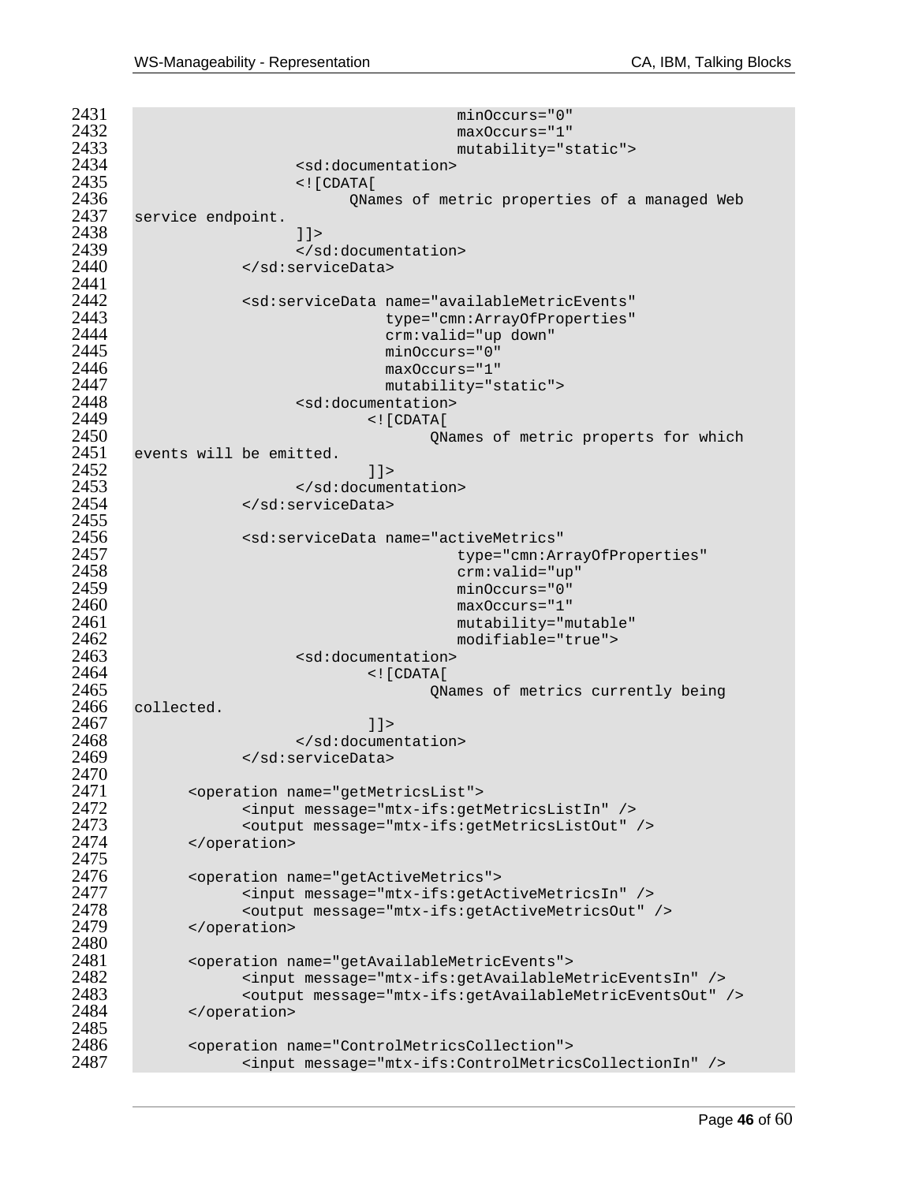```
2431                                     minOccurs="0"
2432                                     maxOccurs="1"
2433                                     mutability="static">
2434                  <sd:documentation>
2435                  <![CDATA[
2436                        QNames of metric properties of a managed Web
2437  service endpoint.
2438                  ]]>
2439                  </sd:documentation>
2440            </sd:serviceData>
2441
2442            <sd:serviceData name="availableMetricEvents"
2443                            type="cmn:ArrayOfProperties"
2444                            crm:valid="up down"
2445                            minOccurs="0"
2446                            maxOccurs="1"
2447                            mutability="static">
2448                  <sd:documentation>
2449                          <![CDATA[
2450                                 QNames of metric properts for which
2451  events will be emitted.
2452                          ]]>
2453                  </sd:documentation>
2454            </sd:serviceData>
2455
2456            <sd:serviceData name="activeMetrics"
2457                                     type="cmn:ArrayOfProperties"
2458                                     crm:valid="up"
2459                                     minOccurs="0"
2460                                     maxOccurs="1"
2461                                     mutability="mutable"
2462                                     modifiable="true">
2463                  <sd:documentation>
2464                          <![CDATA[
2465                                 QNames of metrics currently being
2466  collected.
2467                          ]]>
2468                  </sd:documentation>
2469            </sd:serviceData>
2470
2471      <operation name="getMetricsList">
2472            <input message="mtx-ifs:getMetricsListIn" />
2473            <output message="mtx-ifs:getMetricsListOut" />
2474      </operation>
2475
2476      <operation name="getActiveMetrics">
2477            <input message="mtx-ifs:getActiveMetricsIn" />
2478            <output message="mtx-ifs:getActiveMetricsOut" />
2479      </operation>
2480
2481      <operation name="getAvailableMetricEvents">
2482            <input message="mtx-ifs:getAvailableMetricEventsIn" />
2483            <output message="mtx-ifs:getAvailableMetricEventsOut" />
2484      </operation>
2485
2486      <operation name="ControlMetricsCollection">
2487            <input message="mtx-ifs:ControlMetricsCollectionIn" />
```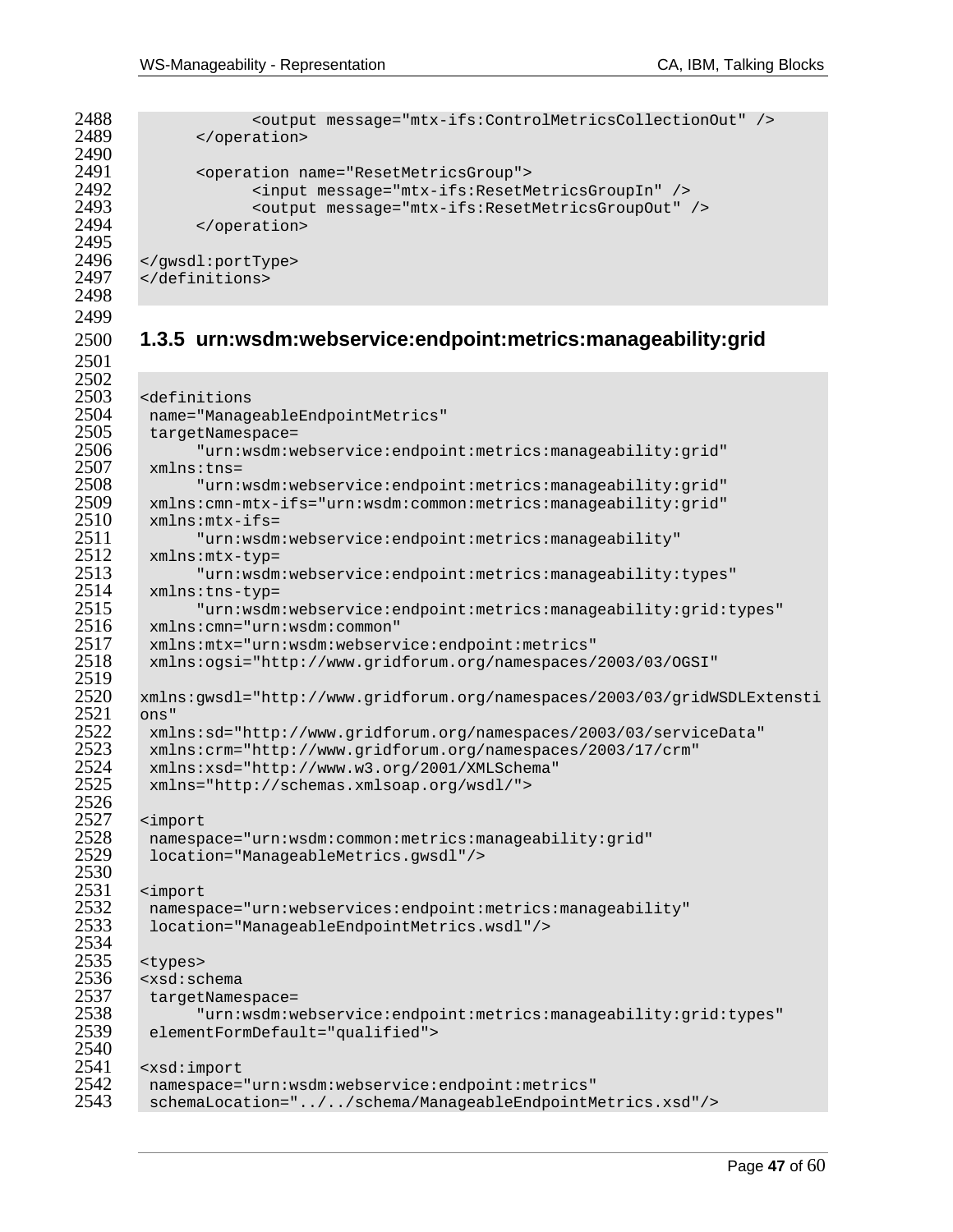```
            <output message="mtx-ifs:ControlMetricsCollectionOut" />
      </operation>

      <operation name="ResetMetricsGroup">
            <input message="mtx-ifs:ResetMetricsGroupIn" />
            <output message="mtx-ifs:ResetMetricsGroupOut" />
      </operation>

</gwsdl:portType>
</definitions>
```

### 1.3.5 urn:wsdm:webservice:endpoint:metrics:manageability:grid

```
<definitions
 name="ManageableEndpointMetrics"
 targetNamespace=
      "urn:wsdm:webservice:endpoint:metrics:manageability:grid"
 xmlns:tns=
      "urn:wsdm:webservice:endpoint:metrics:manageability:grid"
 xmlns:cmn-mtx-ifs="urn:wsdm:common:metrics:manageability:grid"
 xmlns:mtx-ifs=
      "urn:wsdm:webservice:endpoint:metrics:manageability"
 xmlns:mtx-typ=
      "urn:wsdm:webservice:endpoint:metrics:manageability:types"
 xmlns:tns-typ=
      "urn:wsdm:webservice:endpoint:metrics:manageability:grid:types"
 xmlns:cmn="urn:wsdm:common"
 xmlns:mtx="urn:wsdm:webservice:endpoint:metrics"
 xmlns:ogsi="http://www.gridforum.org/namespaces/2003/03/OGSI"

xmlns:gwsdl="http://www.gridforum.org/namespaces/2003/03/gridWSDLExtensi
ons"
 xmlns:sd="http://www.gridforum.org/namespaces/2003/03/serviceData"
 xmlns:crm="http://www.gridforum.org/namespaces/2003/17/crm"
 xmlns:xsd="http://www.w3.org/2001/XMLSchema"
 xmlns="http://schemas.xmlsoap.org/wsdl/">

<import
 namespace="urn:wsdm:common:metrics:manageability:grid"
 location="ManageableMetrics.gwsdl"/>

<import
 namespace="urn:webservices:endpoint:metrics:manageability"
 location="ManageableEndpointMetrics.wsdl"/>

<types>
<xsd:schema
 targetNamespace=
      "urn:wsdm:webservice:endpoint:metrics:manageability:grid:types"
 elementFormDefault="qualified">

<xsd:import
 namespace="urn:wsdm:webservice:endpoint:metrics"
 schemaLocation="../../schema/ManageableEndpointMetrics.xsd"/>
```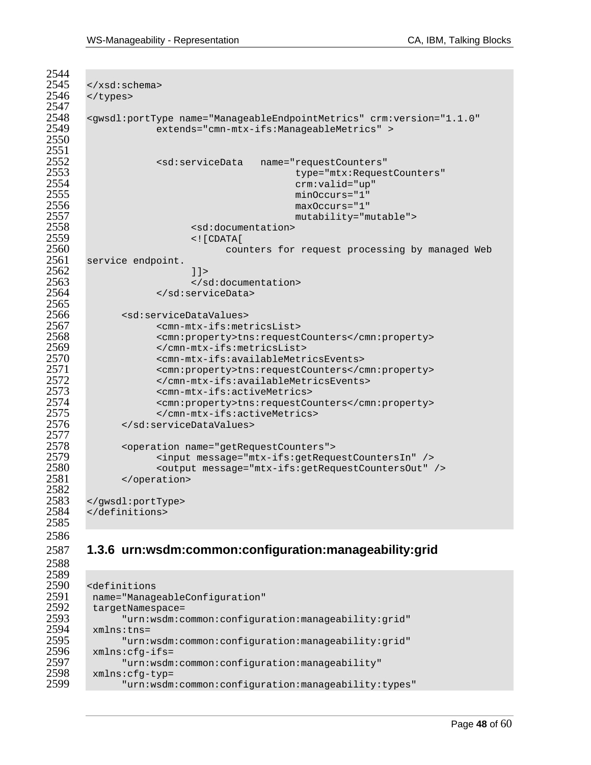```
</xsd:schema>
</types>

<gwsdl:portType name="ManageableEndpointMetrics" crm:version="1.1.0"
            extends="cmn-mtx-ifs:ManageableMetrics" >


            <sd:serviceData   name="requestCounters"
                                    type="mtx:RequestCounters"
                                    crm:valid="up"
                                    minOccurs="1"
                                    maxOccurs="1"
                                    mutability="mutable">
                  <sd:documentation>
                  <![CDATA[
                        counters for request processing by managed Web
service endpoint.
                  ]]>
                  </sd:documentation>
            </sd:serviceData>

      <sd:serviceDataValues>
            <cmn-mtx-ifs:metricsList>
            <cmn:property>tns:requestCounters</cmn:property>
            </cmn-mtx-ifs:metricsList>
            <cmn-mtx-ifs:availableMetricsEvents>
            <cmn:property>tns:requestCounters</cmn:property>
            </cmn-mtx-ifs:availableMetricsEvents>
            <cmn-mtx-ifs:activeMetrics>
            <cmn:property>tns:requestCounters</cmn:property>
            </cmn-mtx-ifs:activeMetrics>
      </sd:serviceDataValues>

      <operation name="getRequestCounters">
            <input message="mtx-ifs:getRequestCountersIn" />
            <output message="mtx-ifs:getRequestCountersOut" />
      </operation>

</gwsdl:portType>
</definitions>
```

### 1.3.6 urn:wsdm:common:configuration:manageability:grid

```
<definitions
 name="ManageableConfiguration"
 targetNamespace=
      "urn:wsdm:common:configuration:manageability:grid"
 xmlns:tns=
      "urn:wsdm:common:configuration:manageability:grid"
 xmlns:cfg-ifs=
      "urn:wsdm:common:configuration:manageability"
 xmlns:cfg-typ=
      "urn:wsdm:common:configuration:manageability:types"
```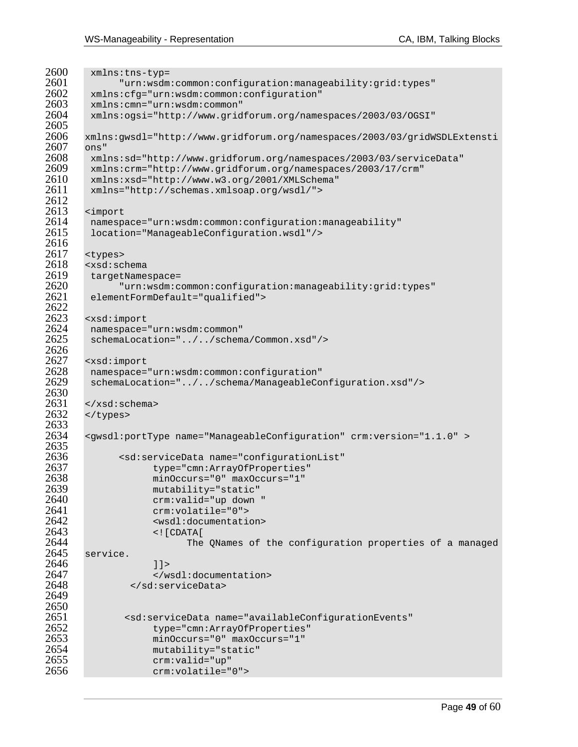```
 xmlns:tns-typ=
      "urn:wsdm:common:configuration:manageability:grid:types"
 xmlns:cfg="urn:wsdm:common:configuration"
 xmlns:cmn="urn:wsdm:common"
 xmlns:ogsi="http://www.gridforum.org/namespaces/2003/03/OGSI"

xmlns:gwsdl="http://www.gridforum.org/namespaces/2003/03/gridWSDLExtensi
ons"
 xmlns:sd="http://www.gridforum.org/namespaces/2003/03/serviceData"
 xmlns:crm="http://www.gridforum.org/namespaces/2003/17/crm"
 xmlns:xsd="http://www.w3.org/2001/XMLSchema"
 xmlns="http://schemas.xmlsoap.org/wsdl/">

<import
 namespace="urn:wsdm:common:configuration:manageability"
 location="ManageableConfiguration.wsdl"/>

<types>
<xsd:schema
 targetNamespace=
      "urn:wsdm:common:configuration:manageability:grid:types"
 elementFormDefault="qualified">

<xsd:import
 namespace="urn:wsdm:common"
 schemaLocation="../../schema/Common.xsd"/>

<xsd:import
 namespace="urn:wsdm:common:configuration"
 schemaLocation="../../schema/ManageableConfiguration.xsd"/>

</xsd:schema>
</types>

<gwsdl:portType name="ManageableConfiguration" crm:version="1.1.0" >

      <sd:serviceData name="configurationList"
            type="cmn:ArrayOfProperties"
            minOccurs="0" maxOccurs="1"
            mutability="static"
            crm:valid="up down "
            crm:volatile="0">
            <wsdl:documentation>
            <![CDATA[
                  The QNames of the configuration properties of a managed
service.
            ]]>
            </wsdl:documentation>
        </sd:serviceData>


       <sd:serviceData name="availableConfigurationEvents"
            type="cmn:ArrayOfProperties"
            minOccurs="0" maxOccurs="1"
            mutability="static"
            crm:valid="up"
            crm:volatile="0">
```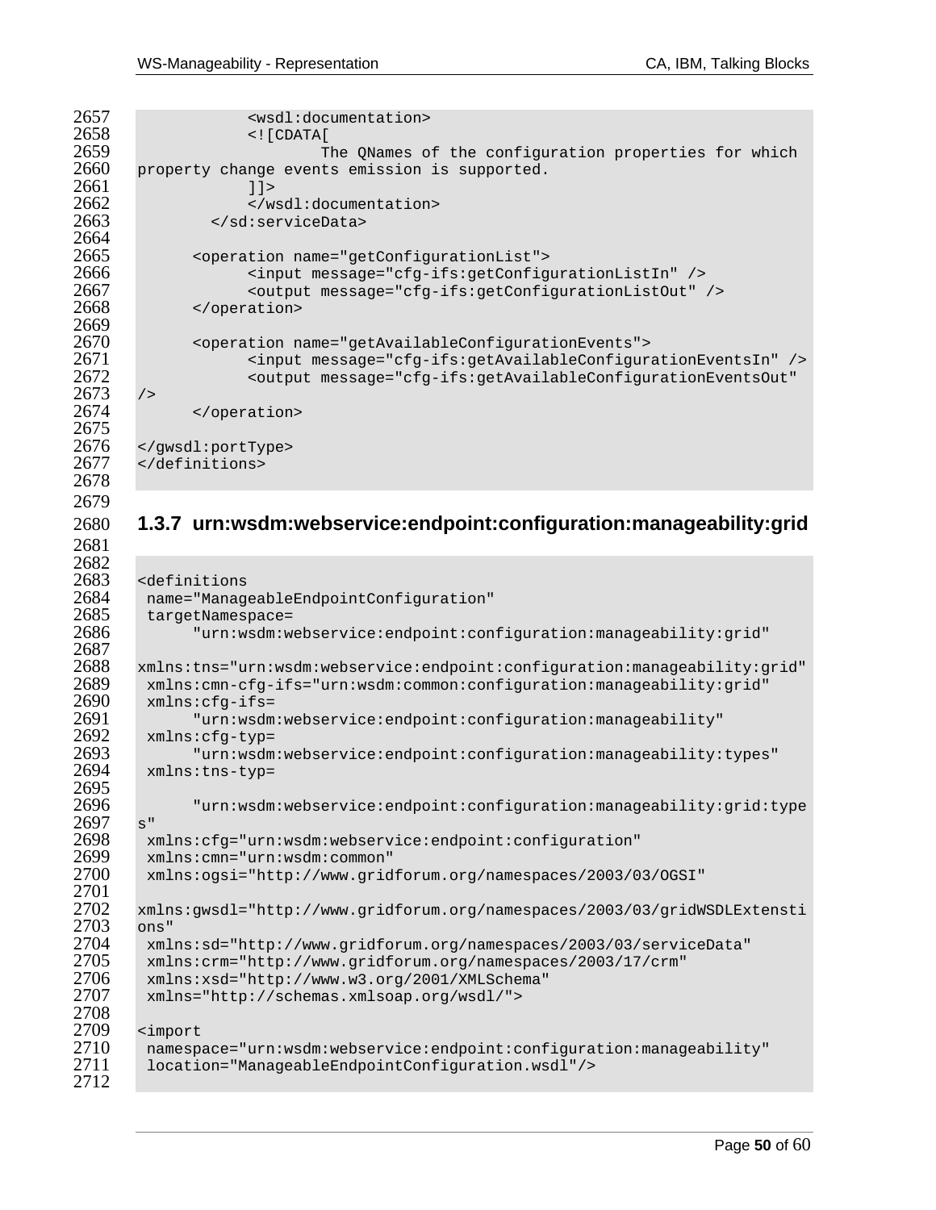```
            <wsdl:documentation>
            <![CDATA[
                    The QNames of the configuration properties for which
property change events emission is supported.
            ]]>
            </wsdl:documentation>
        </sd:serviceData>

      <operation name="getConfigurationList">
            <input message="cfg-ifs:getConfigurationListIn" />
            <output message="cfg-ifs:getConfigurationListOut" />
      </operation>

      <operation name="getAvailableConfigurationEvents">
            <input message="cfg-ifs:getAvailableConfigurationEventsIn" />
            <output message="cfg-ifs:getAvailableConfigurationEventsOut"
/>
      </operation>

</gwsdl:portType>
</definitions>
```

### 1.3.7 urn:wsdm:webservice:endpoint:configuration:manageability:grid

```
<definitions
 name="ManageableEndpointConfiguration"
 targetNamespace=
      "urn:wsdm:webservice:endpoint:configuration:manageability:grid"

xmlns:tns="urn:wsdm:webservice:endpoint:configuration:manageability:grid"
 xmlns:cmn-cfg-ifs="urn:wsdm:common:configuration:manageability:grid"
 xmlns:cfg-ifs=
      "urn:wsdm:webservice:endpoint:configuration:manageability"
 xmlns:cfg-typ=
      "urn:wsdm:webservice:endpoint:configuration:manageability:types"
 xmlns:tns-typ=

      "urn:wsdm:webservice:endpoint:configuration:manageability:grid:type
s"
 xmlns:cfg="urn:wsdm:webservice:endpoint:configuration"
 xmlns:cmn="urn:wsdm:common"
 xmlns:ogsi="http://www.gridforum.org/namespaces/2003/03/OGSI"

xmlns:gwsdl="http://www.gridforum.org/namespaces/2003/03/gridWSDLExtensti
ons"
 xmlns:sd="http://www.gridforum.org/namespaces/2003/03/serviceData"
 xmlns:crm="http://www.gridforum.org/namespaces/2003/17/crm"
 xmlns:xsd="http://www.w3.org/2001/XMLSchema"
 xmlns="http://schemas.xmlsoap.org/wsdl/">

<import
 namespace="urn:wsdm:webservice:endpoint:configuration:manageability"
 location="ManageableEndpointConfiguration.wsdl"/>
```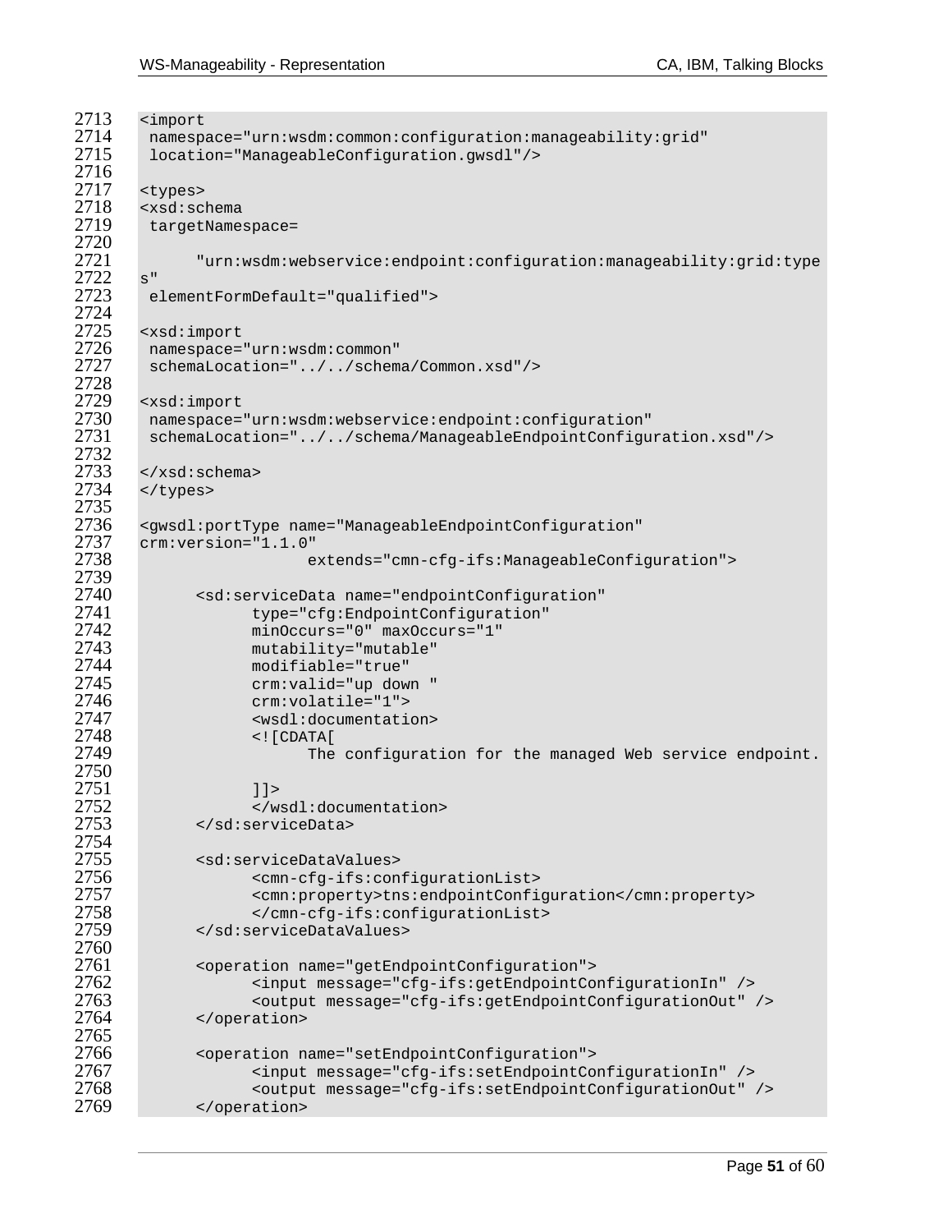```
<import
 namespace="urn:wsdm:common:configuration:manageability:grid"
 location="ManageableConfiguration.gwsdl"/>

<types>
<xsd:schema
 targetNamespace=

      "urn:wsdm:webservice:endpoint:configuration:manageability:grid:type
s"
 elementFormDefault="qualified">

<xsd:import
 namespace="urn:wsdm:common"
 schemaLocation="../../schema/Common.xsd"/>

<xsd:import
 namespace="urn:wsdm:webservice:endpoint:configuration"
 schemaLocation="../../schema/ManageableEndpointConfiguration.xsd"/>

</xsd:schema>
</types>

<gwsdl:portType name="ManageableEndpointConfiguration"
crm:version="1.1.0"
                  extends="cmn-cfg-ifs:ManageableConfiguration">

      <sd:serviceData name="endpointConfiguration"
            type="cfg:EndpointConfiguration"
            minOccurs="0" maxOccurs="1"
            mutability="mutable"
            modifiable="true"
            crm:valid="up down "
            crm:volatile="1">
            <wsdl:documentation>
            <![CDATA[
                  The configuration for the managed Web service endpoint.

            ]]>
            </wsdl:documentation>
      </sd:serviceData>

      <sd:serviceDataValues>
            <cmn-cfg-ifs:configurationList>
            <cmn:property>tns:endpointConfiguration</cmn:property>
            </cmn-cfg-ifs:configurationList>
      </sd:serviceDataValues>

      <operation name="getEndpointConfiguration">
            <input message="cfg-ifs:getEndpointConfigurationIn" />
            <output message="cfg-ifs:getEndpointConfigurationOut" />
      </operation>

      <operation name="setEndpointConfiguration">
            <input message="cfg-ifs:setEndpointConfigurationIn" />
            <output message="cfg-ifs:setEndpointConfigurationOut" />
      </operation>
```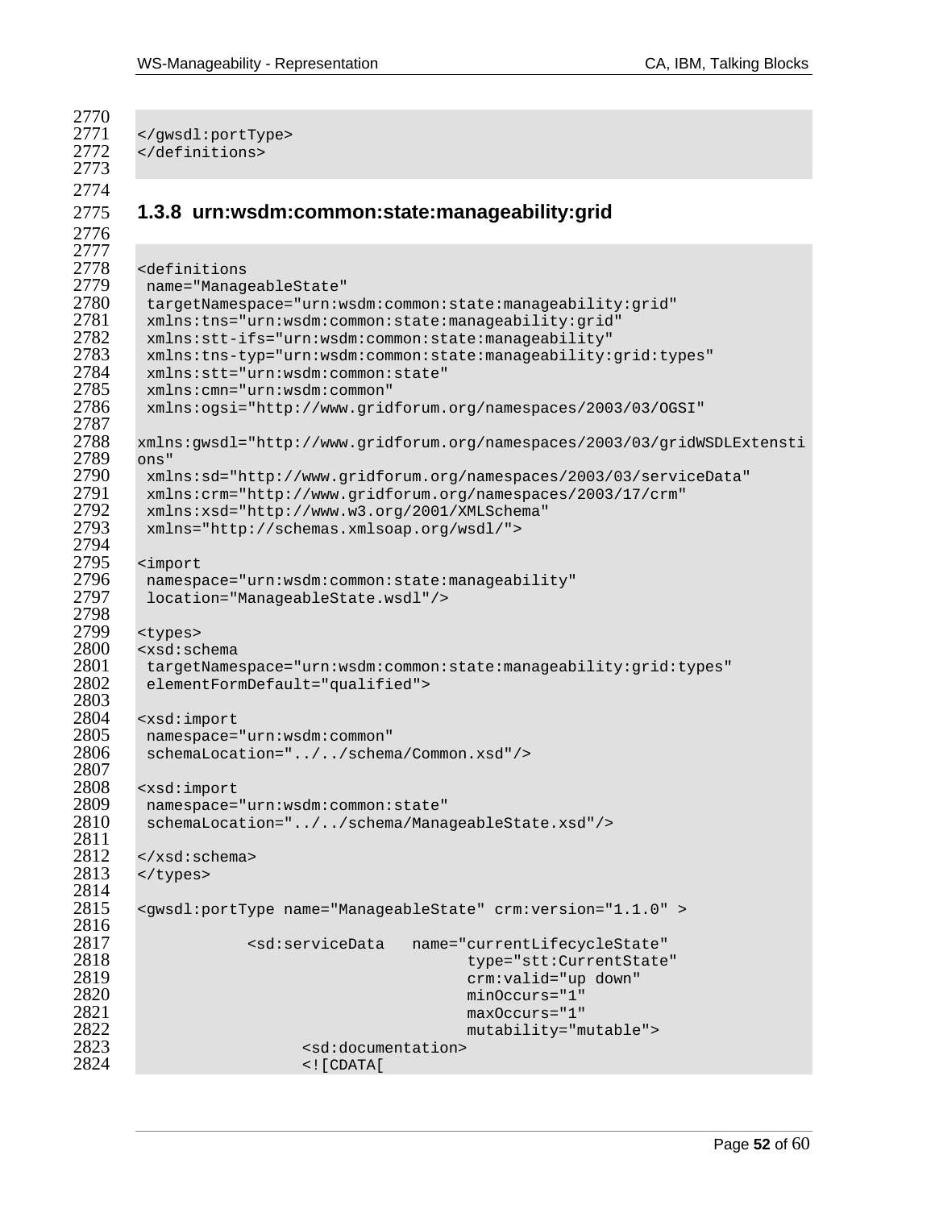```
</gwsdl:portType>
</definitions>
```

### 1.3.8 urn:wsdm:common:state:manageability:grid

```
<definitions
 name="ManageableState"
 targetNamespace="urn:wsdm:common:state:manageability:grid"
 xmlns:tns="urn:wsdm:common:state:manageability:grid"
 xmlns:stt-ifs="urn:wsdm:common:state:manageability"
 xmlns:tns-typ="urn:wsdm:common:state:manageability:grid:types"
 xmlns:stt="urn:wsdm:common:state"
 xmlns:cmn="urn:wsdm:common"
 xmlns:ogsi="http://www.gridforum.org/namespaces/2003/03/OGSI"

xmlns:gwsdl="http://www.gridforum.org/namespaces/2003/03/gridWSDLExtensi
ons"
 xmlns:sd="http://www.gridforum.org/namespaces/2003/03/serviceData"
 xmlns:crm="http://www.gridforum.org/namespaces/2003/17/crm"
 xmlns:xsd="http://www.w3.org/2001/XMLSchema"
 xmlns="http://schemas.xmlsoap.org/wsdl/">

<import
 namespace="urn:wsdm:common:state:manageability"
 location="ManageableState.wsdl"/>

<types>
<xsd:schema
 targetNamespace="urn:wsdm:common:state:manageability:grid:types"
 elementFormDefault="qualified">

<xsd:import
 namespace="urn:wsdm:common"
 schemaLocation="../../schema/Common.xsd"/>

<xsd:import
 namespace="urn:wsdm:common:state"
 schemaLocation="../../schema/ManageableState.xsd"/>

</xsd:schema>
</types>

<gwsdl:portType name="ManageableState" crm:version="1.1.0" >

            <sd:serviceData   name="currentLifecycleState"
                                    type="stt:CurrentState"
                                    crm:valid="up down"
                                    minOccurs="1"
                                    maxOccurs="1"
                                    mutability="mutable">
                  <sd:documentation>
                  <![CDATA[
```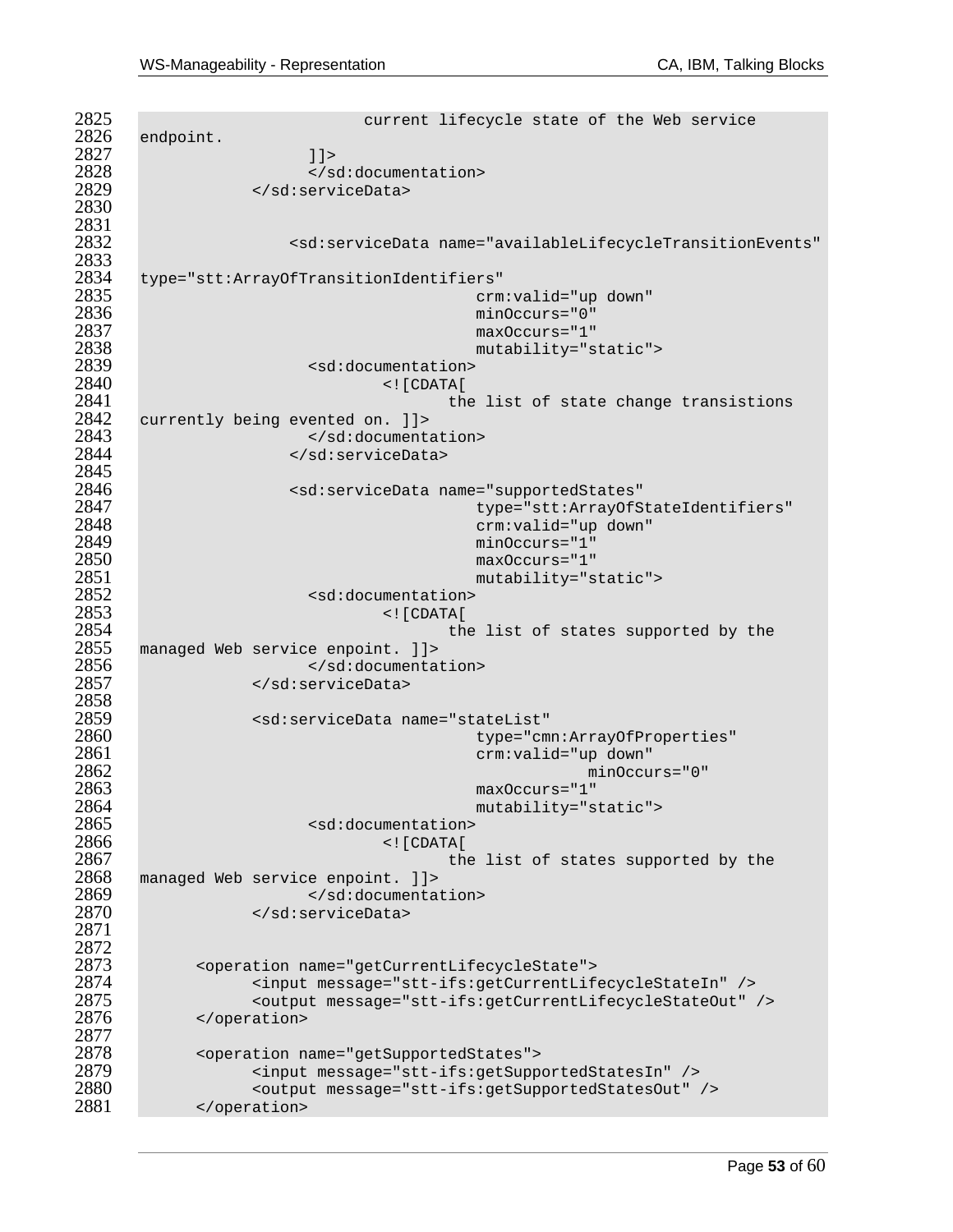```
2825                        current lifecycle state of the Web service
2826    endpoint.
2827                    ]]>
2828                    </sd:documentation>
2829                </sd:serviceData>
2830
2831
2832                    <sd:serviceData name="availableLifecycleTransitionEvents"
2833
2834    type="stt:ArrayOfTransitionIdentifiers"
2835                                        crm:valid="up down"
2836                                        minOccurs="0"
2837                                        maxOccurs="1"
2838                                        mutability="static">
2839                        <sd:documentation>
2840                                <![CDATA[
2841                                    the list of state change transistions
2842    currently being evented on. ]]>
2843                        </sd:documentation>
2844                    </sd:serviceData>
2845
2846                    <sd:serviceData name="supportedStates"
2847                                        type="stt:ArrayOfStateIdentifiers"
2848                                        crm:valid="up down"
2849                                        minOccurs="1"
2850                                        maxOccurs="1"
2851                                        mutability="static">
2852                        <sd:documentation>
2853                                <![CDATA[
2854                                    the list of states supported by the
2855    managed Web service enpoint. ]]>
2856                        </sd:documentation>
2857                </sd:serviceData>
2858
2859                <sd:serviceData name="stateList"
2860                                        type="cmn:ArrayOfProperties"
2861                                        crm:valid="up down"
2862                                                    minOccurs="0"
2863                                        maxOccurs="1"
2864                                        mutability="static">
2865                        <sd:documentation>
2866                                <![CDATA[
2867                                    the list of states supported by the
2868    managed Web service enpoint. ]]>
2869                        </sd:documentation>
2870                </sd:serviceData>
2871
2872
2873          <operation name="getCurrentLifecycleState">
2874                <input message="stt-ifs:getCurrentLifecycleStateIn" />
2875                <output message="stt-ifs:getCurrentLifecycleStateOut" />
2876          </operation>
2877
2878          <operation name="getSupportedStates">
2879                <input message="stt-ifs:getSupportedStatesIn" />
2880                <output message="stt-ifs:getSupportedStatesOut" />
2881          </operation>
```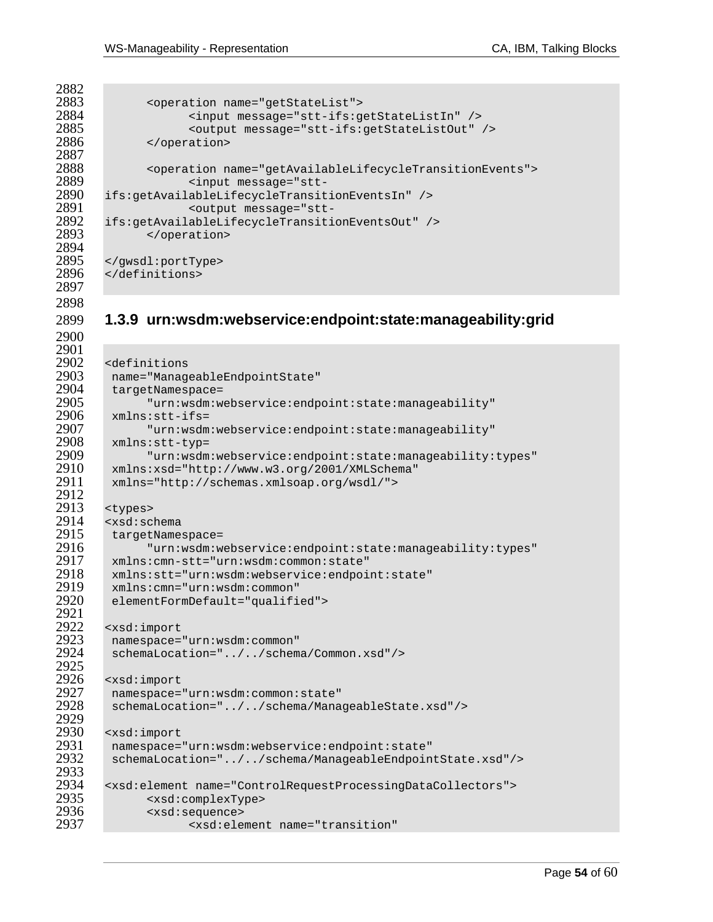```
      <operation name="getStateList">
            <input message="stt-ifs:getStateListIn" />
            <output message="stt-ifs:getStateListOut" />
      </operation>

      <operation name="getAvailableLifecycleTransitionEvents">
            <input message="stt-
ifs:getAvailableLifecycleTransitionEventsIn" />
            <output message="stt-
ifs:getAvailableLifecycleTransitionEventsOut" />
      </operation>

</gwsdl:portType>
</definitions>
```

### 1.3.9 urn:wsdm:webservice:endpoint:state:manageability:grid

```
<definitions
 name="ManageableEndpointState"
 targetNamespace=
      "urn:wsdm:webservice:endpoint:state:manageability"
 xmlns:stt-ifs=
      "urn:wsdm:webservice:endpoint:state:manageability"
 xmlns:stt-typ=
      "urn:wsdm:webservice:endpoint:state:manageability:types"
 xmlns:xsd="http://www.w3.org/2001/XMLSchema"
 xmlns="http://schemas.xmlsoap.org/wsdl/">

<types>
<xsd:schema
 targetNamespace=
      "urn:wsdm:webservice:endpoint:state:manageability:types"
 xmlns:cmn-stt="urn:wsdm:common:state"
 xmlns:stt="urn:wsdm:webservice:endpoint:state"
 xmlns:cmn="urn:wsdm:common"
 elementFormDefault="qualified">

<xsd:import
 namespace="urn:wsdm:common"
 schemaLocation="../../schema/Common.xsd"/>

<xsd:import
 namespace="urn:wsdm:common:state"
 schemaLocation="../../schema/ManageableState.xsd"/>

<xsd:import
 namespace="urn:wsdm:webservice:endpoint:state"
 schemaLocation="../../schema/ManageableEndpointState.xsd"/>

<xsd:element name="ControlRequestProcessingDataCollectors">
      <xsd:complexType>
      <xsd:sequence>
            <xsd:element name="transition"
```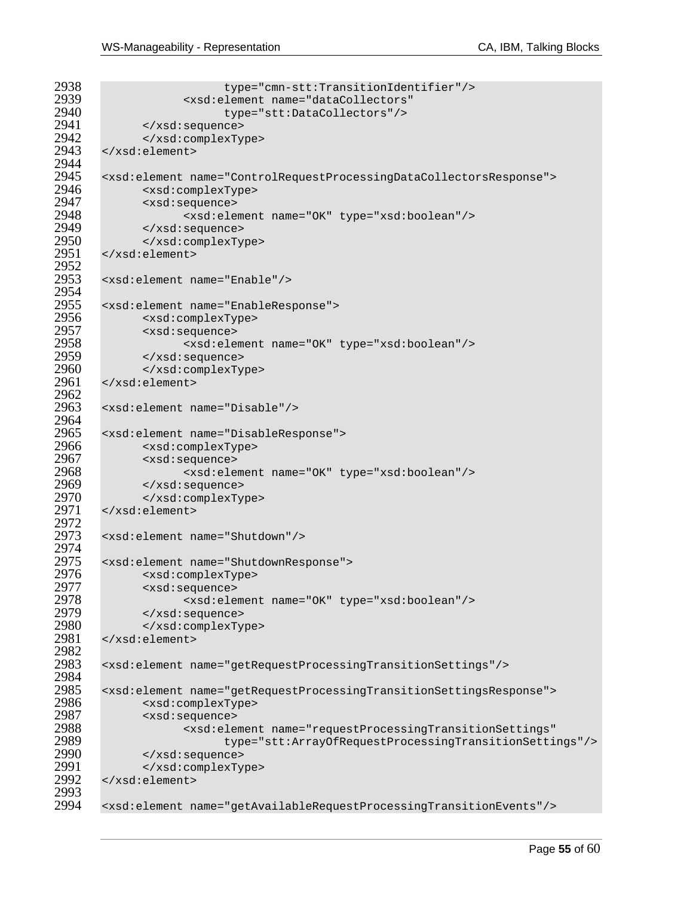```
2938                    type="cmn-stt:TransitionIdentifier"/>
2939              <xsd:element name="dataCollectors"
2940                    type="stt:DataCollectors"/>
2941        </xsd:sequence>
2942        </xsd:complexType>
2943  </xsd:element>
2944
2945  <xsd:element name="ControlRequestProcessingDataCollectorsResponse">
2946        <xsd:complexType>
2947        <xsd:sequence>
2948              <xsd:element name="OK" type="xsd:boolean"/>
2949        </xsd:sequence>
2950        </xsd:complexType>
2951  </xsd:element>
2952
2953  <xsd:element name="Enable"/>
2954
2955  <xsd:element name="EnableResponse">
2956        <xsd:complexType>
2957        <xsd:sequence>
2958              <xsd:element name="OK" type="xsd:boolean"/>
2959        </xsd:sequence>
2960        </xsd:complexType>
2961  </xsd:element>
2962
2963  <xsd:element name="Disable"/>
2964
2965  <xsd:element name="DisableResponse">
2966        <xsd:complexType>
2967        <xsd:sequence>
2968              <xsd:element name="OK" type="xsd:boolean"/>
2969        </xsd:sequence>
2970        </xsd:complexType>
2971  </xsd:element>
2972
2973  <xsd:element name="Shutdown"/>
2974
2975  <xsd:element name="ShutdownResponse">
2976        <xsd:complexType>
2977        <xsd:sequence>
2978              <xsd:element name="OK" type="xsd:boolean"/>
2979        </xsd:sequence>
2980        </xsd:complexType>
2981  </xsd:element>
2982
2983  <xsd:element name="getRequestProcessingTransitionSettings"/>
2984
2985  <xsd:element name="getRequestProcessingTransitionSettingsResponse">
2986        <xsd:complexType>
2987        <xsd:sequence>
2988              <xsd:element name="requestProcessingTransitionSettings"
2989                    type="stt:ArrayOfRequestProcessingTransitionSettings"/>
2990        </xsd:sequence>
2991        </xsd:complexType>
2992  </xsd:element>
2993
2994  <xsd:element name="getAvailableRequestProcessingTransitionEvents"/>
```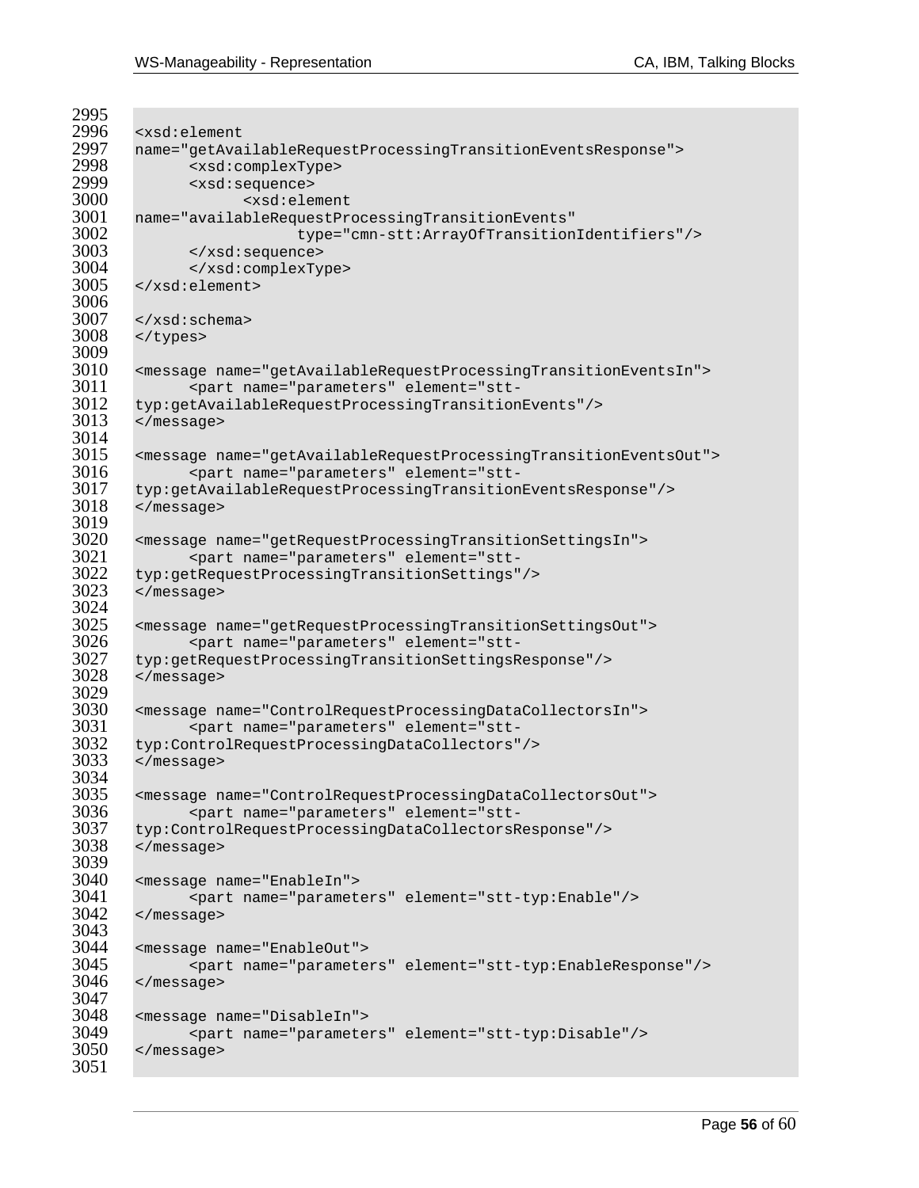```
<xsd:element
name="getAvailableRequestProcessingTransitionEventsResponse">
      <xsd:complexType>
      <xsd:sequence>
            <xsd:element
name="availableRequestProcessingTransitionEvents"
                  type="cmn-stt:ArrayOfTransitionIdentifiers"/>
      </xsd:sequence>
      </xsd:complexType>
</xsd:element>

</xsd:schema>
</types>

<message name="getAvailableRequestProcessingTransitionEventsIn">
      <part name="parameters" element="stt-
typ:getAvailableRequestProcessingTransitionEvents"/>
</message>

<message name="getAvailableRequestProcessingTransitionEventsOut">
      <part name="parameters" element="stt-
typ:getAvailableRequestProcessingTransitionEventsResponse"/>
</message>

<message name="getRequestProcessingTransitionSettingsIn">
      <part name="parameters" element="stt-
typ:getRequestProcessingTransitionSettings"/>
</message>

<message name="getRequestProcessingTransitionSettingsOut">
      <part name="parameters" element="stt-
typ:getRequestProcessingTransitionSettingsResponse"/>
</message>

<message name="ControlRequestProcessingDataCollectorsIn">
      <part name="parameters" element="stt-
typ:ControlRequestProcessingDataCollectors"/>
</message>

<message name="ControlRequestProcessingDataCollectorsOut">
      <part name="parameters" element="stt-
typ:ControlRequestProcessingDataCollectorsResponse"/>
</message>

<message name="EnableIn">
      <part name="parameters" element="stt-typ:Enable"/>
</message>

<message name="EnableOut">
      <part name="parameters" element="stt-typ:EnableResponse"/>
</message>

<message name="DisableIn">
      <part name="parameters" element="stt-typ:Disable"/>
</message>
```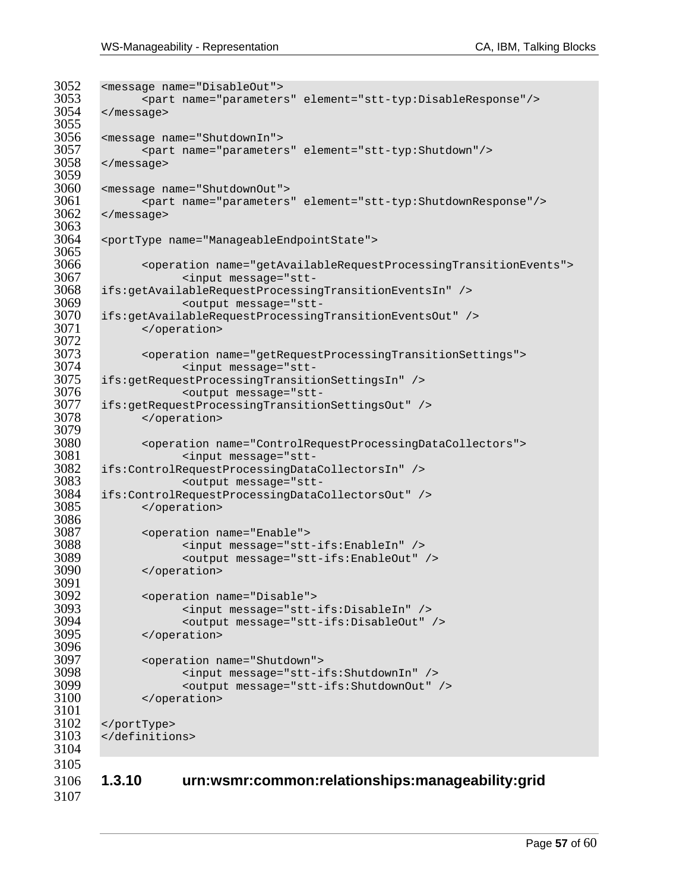```
<message name="DisableOut">
      <part name="parameters" element="stt-typ:DisableResponse"/>
</message>

<message name="ShutdownIn">
      <part name="parameters" element="stt-typ:Shutdown"/>
</message>

<message name="ShutdownOut">
      <part name="parameters" element="stt-typ:ShutdownResponse"/>
</message>

<portType name="ManageableEndpointState">

      <operation name="getAvailableRequestProcessingTransitionEvents">
            <input message="stt-
ifs:getAvailableRequestProcessingTransitionEventsIn" />
            <output message="stt-
ifs:getAvailableRequestProcessingTransitionEventsOut" />
      </operation>

      <operation name="getRequestProcessingTransitionSettings">
            <input message="stt-
ifs:getRequestProcessingTransitionSettingsIn" />
            <output message="stt-
ifs:getRequestProcessingTransitionSettingsOut" />
      </operation>

      <operation name="ControlRequestProcessingDataCollectors">
            <input message="stt-
ifs:ControlRequestProcessingDataCollectorsIn" />
            <output message="stt-
ifs:ControlRequestProcessingDataCollectorsOut" />
      </operation>

      <operation name="Enable">
            <input message="stt-ifs:EnableIn" />
            <output message="stt-ifs:EnableOut" />
      </operation>

      <operation name="Disable">
            <input message="stt-ifs:DisableIn" />
            <output message="stt-ifs:DisableOut" />
      </operation>

      <operation name="Shutdown">
            <input message="stt-ifs:ShutdownIn" />
            <output message="stt-ifs:ShutdownOut" />
      </operation>

</portType>
</definitions>
```

### 1.3.10 urn:wsmr:common:relationships:manageability:grid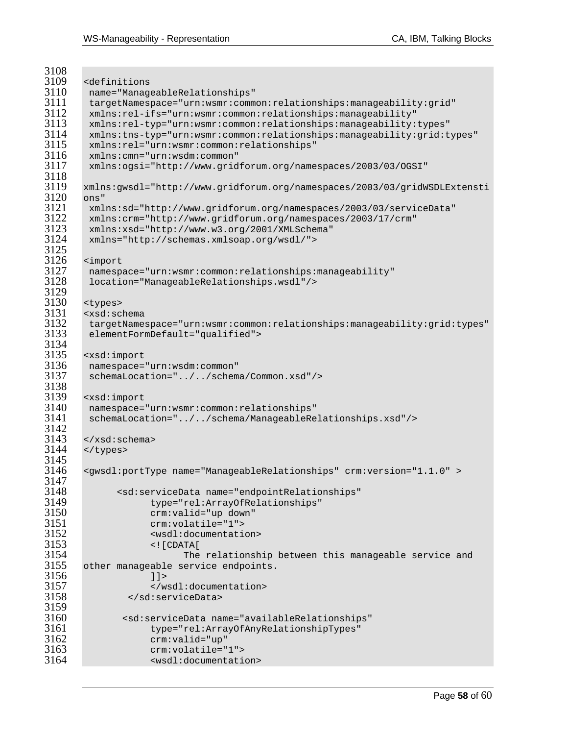```
<definitions
 name="ManageableRelationships"
 targetNamespace="urn:wsmr:common:relationships:manageability:grid"
 xmlns:rel-ifs="urn:wsmr:common:relationships:manageability"
 xmlns:rel-typ="urn:wsmr:common:relationships:manageability:types"
 xmlns:tns-typ="urn:wsmr:common:relationships:manageability:grid:types"
 xmlns:rel="urn:wsmr:common:relationships"
 xmlns:cmn="urn:wsdm:common"
 xmlns:ogsi="http://www.gridforum.org/namespaces/2003/03/OGSI"

xmlns:gwsdl="http://www.gridforum.org/namespaces/2003/03/gridWSDLExtensi
ons"
 xmlns:sd="http://www.gridforum.org/namespaces/2003/03/serviceData"
 xmlns:crm="http://www.gridforum.org/namespaces/2003/17/crm"
 xmlns:xsd="http://www.w3.org/2001/XMLSchema"
 xmlns="http://schemas.xmlsoap.org/wsdl/">

<import
 namespace="urn:wsmr:common:relationships:manageability"
 location="ManageableRelationships.wsdl"/>

<types>
<xsd:schema
 targetNamespace="urn:wsmr:common:relationships:manageability:grid:types"
 elementFormDefault="qualified">

<xsd:import
 namespace="urn:wsdm:common"
 schemaLocation="../../schema/Common.xsd"/>

<xsd:import
 namespace="urn:wsmr:common:relationships"
 schemaLocation="../../schema/ManageableRelationships.xsd"/>

</xsd:schema>
</types>

<gwsdl:portType name="ManageableRelationships" crm:version="1.1.0" >

      <sd:serviceData name="endpointRelationships"
            type="rel:ArrayOfRelationships"
            crm:valid="up down"
            crm:volatile="1">
            <wsdl:documentation>
            <![CDATA[
                  The relationship between this manageable service and
other manageable service endpoints.
            ]]>
            </wsdl:documentation>
        </sd:serviceData>

       <sd:serviceData name="availableRelationships"
            type="rel:ArrayOfAnyRelationshipTypes"
            crm:valid="up"
            crm:volatile="1">
            <wsdl:documentation>
```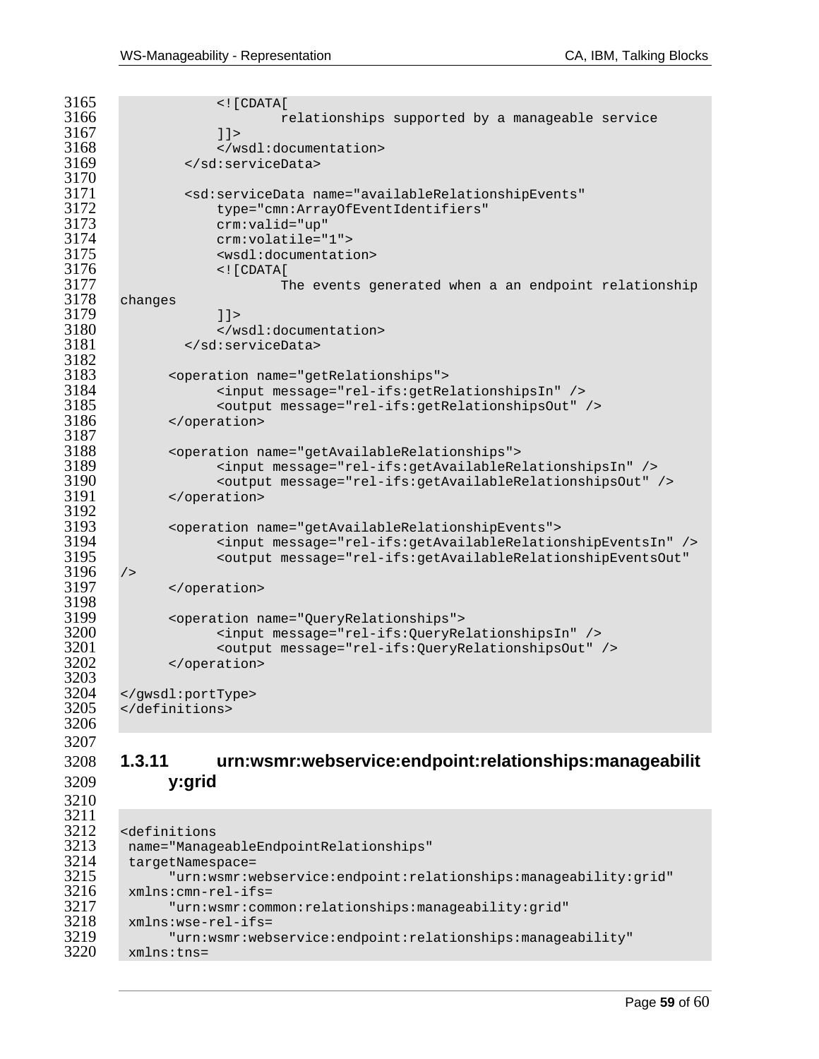```
            <![CDATA[
                    relationships supported by a manageable service
            ]]>
            </wsdl:documentation>
        </sd:serviceData>

        <sd:serviceData name="availableRelationshipEvents"
            type="cmn:ArrayOfEventIdentifiers"
            crm:valid="up"
            crm:volatile="1">
            <wsdl:documentation>
            <![CDATA[
                    The events generated when a an endpoint relationship
changes
            ]]>
            </wsdl:documentation>
        </sd:serviceData>

      <operation name="getRelationships">
            <input message="rel-ifs:getRelationshipsIn" />
            <output message="rel-ifs:getRelationshipsOut" />
      </operation>

      <operation name="getAvailableRelationships">
            <input message="rel-ifs:getAvailableRelationshipsIn" />
            <output message="rel-ifs:getAvailableRelationshipsOut" />
      </operation>

      <operation name="getAvailableRelationshipEvents">
            <input message="rel-ifs:getAvailableRelationshipEventsIn" />
            <output message="rel-ifs:getAvailableRelationshipEventsOut"
/>
      </operation>

      <operation name="QueryRelationships">
            <input message="rel-ifs:QueryRelationshipsIn" />
            <output message="rel-ifs:QueryRelationshipsOut" />
      </operation>

</gwsdl:portType>
</definitions>
```

### 1.3.11 urn:wsmr:webservice:endpoint:relationships:manageability:grid

```
<definitions
 name="ManageableEndpointRelationships"
 targetNamespace=
      "urn:wsmr:webservice:endpoint:relationships:manageability:grid"
 xmlns:cmn-rel-ifs=
      "urn:wsmr:common:relationships:manageability:grid"
 xmlns:wse-rel-ifs=
      "urn:wsmr:webservice:endpoint:relationships:manageability"
 xmlns:tns=
```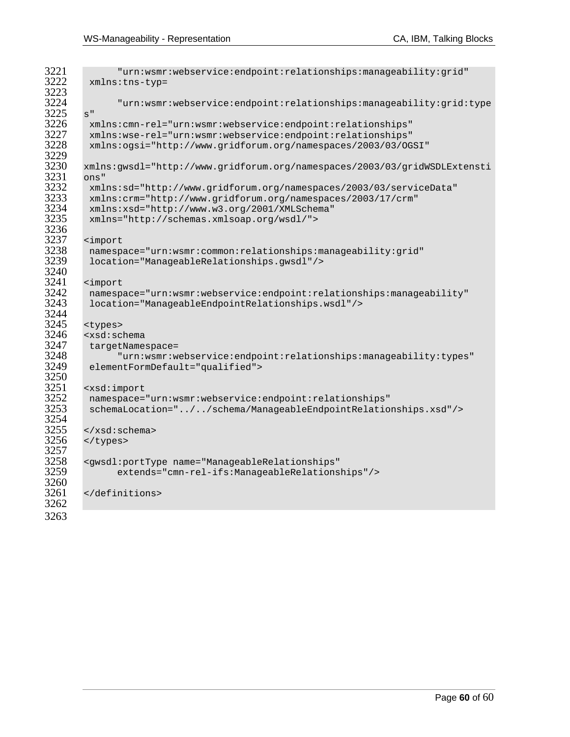```
      "urn:wsmr:webservice:endpoint:relationships:manageability:grid"
 xmlns:tns-typ=

      "urn:wsmr:webservice:endpoint:relationships:manageability:grid:type
s"
 xmlns:cmn-rel="urn:wsmr:webservice:endpoint:relationships"
 xmlns:wse-rel="urn:wsmr:webservice:endpoint:relationships"
 xmlns:ogsi="http://www.gridforum.org/namespaces/2003/03/OGSI"

xmlns:gwsdl="http://www.gridforum.org/namespaces/2003/03/gridWSDLExtensi
ons"
 xmlns:sd="http://www.gridforum.org/namespaces/2003/03/serviceData"
 xmlns:crm="http://www.gridforum.org/namespaces/2003/17/crm"
 xmlns:xsd="http://www.w3.org/2001/XMLSchema"
 xmlns="http://schemas.xmlsoap.org/wsdl/">

<import
 namespace="urn:wsmr:common:relationships:manageability:grid"
 location="ManageableRelationships.gwsdl"/>

<import
 namespace="urn:wsmr:webservice:endpoint:relationships:manageability"
 location="ManageableEndpointRelationships.wsdl"/>

<types>
<xsd:schema
 targetNamespace=
      "urn:wsmr:webservice:endpoint:relationships:manageability:types"
 elementFormDefault="qualified">

<xsd:import
 namespace="urn:wsmr:webservice:endpoint:relationships"
 schemaLocation="../../schema/ManageableEndpointRelationships.xsd"/>

</xsd:schema>
</types>

<gwsdl:portType name="ManageableRelationships"
      extends="cmn-rel-ifs:ManageableRelationships"/>

</definitions>
```